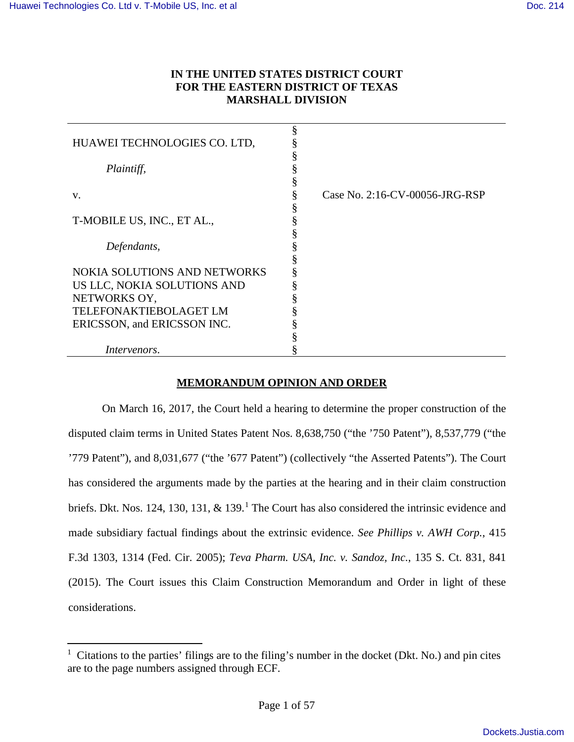# IN THE UNITED STATES DISTRICT COURT
# FOR THE EASTERN DISTRICT OF TEXAS
# MARSHALL DIVISION

| | | |
|---|---|---|
| HUAWEI TECHNOLOGIES CO. LTD, | § | |
| *Plaintiff,* | § | |
| v. | § | Case No. 2:16-CV-00056-JRG-RSP |
| T-MOBILE US, INC., ET AL., | § | |
| *Defendants,* | § | |
| NOKIA SOLUTIONS AND NETWORKS US LLC, NOKIA SOLUTIONS AND NETWORKS OY, TELEFONAKTIEBOLAGET LM ERICSSON, and ERICSSON INC. | § | |
| *Intervenors.* | § | |

**MEMORANDUM OPINION AND ORDER**

On March 16, 2017, the Court held a hearing to determine the proper construction of the disputed claim terms in United States Patent Nos. 8,638,750 ("the '750 Patent"), 8,537,779 ("the '779 Patent"), and 8,031,677 ("the '677 Patent") (collectively "the Asserted Patents"). The Court has considered the arguments made by the parties at the hearing and in their claim construction briefs. Dkt. Nos. 124, 130, 131, & 139.[1] The Court has also considered the intrinsic evidence and made subsidiary factual findings about the extrinsic evidence. *See Phillips v. AWH Corp.*, 415 F.3d 1303, 1314 (Fed. Cir. 2005); *Teva Pharm. USA, Inc. v. Sandoz, Inc.*, 135 S. Ct. 831, 841 (2015). The Court issues this Claim Construction Memorandum and Order in light of these considerations.

[1] Citations to the parties' filings are to the filing's number in the docket (Dkt. No.) and pin cites are to the page numbers assigned through ECF.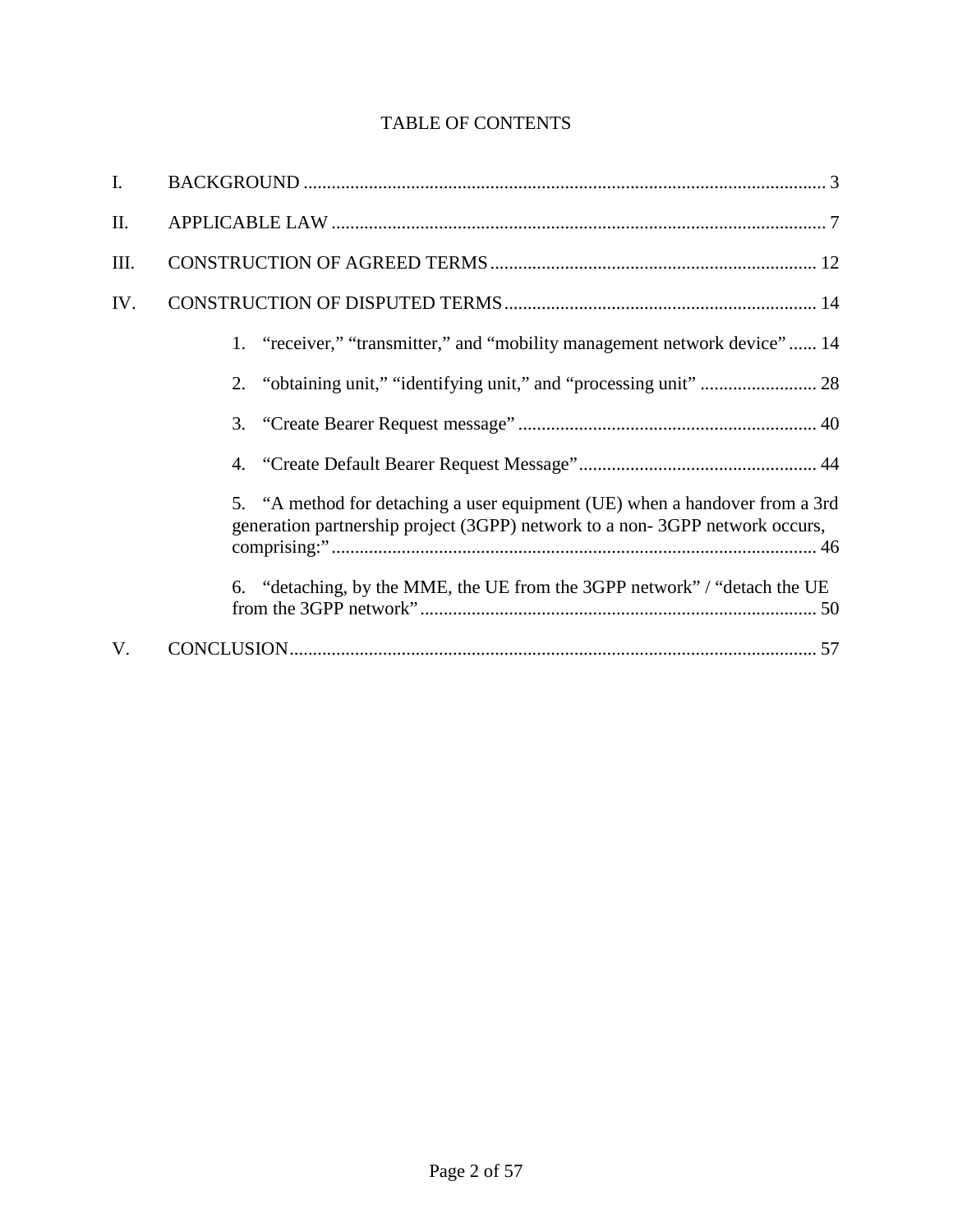# TABLE OF CONTENTS

I. BACKGROUND ............................................................................................................. 3

II. APPLICABLE LAW ....................................................................................................... 7

III. CONSTRUCTION OF AGREED TERMS ..................................................................... 12

IV. CONSTRUCTION OF DISPUTED TERMS .................................................................. 14

1. “receiver,” “transmitter,” and “mobility management network device” ...... 14

2. “obtaining unit,” “identifying unit,” and “processing unit” ......................... 28

3. “Create Bearer Request message” ................................................................ 40

4. “Create Default Bearer Request Message” ................................................... 44

5. “A method for detaching a user equipment (UE) when a handover from a 3rd generation partnership project (3GPP) network to a non- 3GPP network occurs, comprising:” ........................................................................................................ 46

6. “detaching, by the MME, the UE from the 3GPP network” / “detach the UE from the 3GPP network” .................................................................................... 50

V. CONCLUSION ............................................................................................................... 57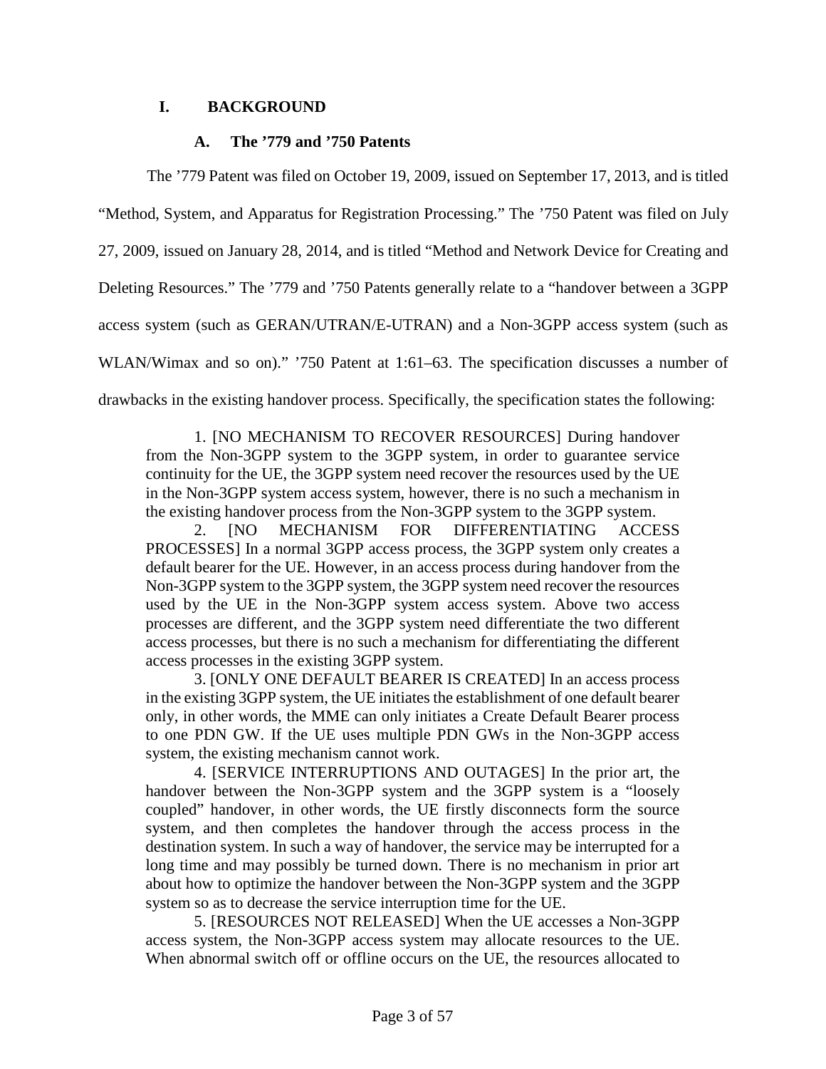## I. BACKGROUND

### A. The ’779 and ’750 Patents

The ’779 Patent was filed on October 19, 2009, issued on September 17, 2013, and is titled “Method, System, and Apparatus for Registration Processing.” The ’750 Patent was filed on July 27, 2009, issued on January 28, 2014, and is titled “Method and Network Device for Creating and Deleting Resources.” The ’779 and ’750 Patents generally relate to a “handover between a 3GPP access system (such as GERAN/UTRAN/E-UTRAN) and a Non-3GPP access system (such as WLAN/Wimax and so on).” ’750 Patent at 1:61–63. The specification discusses a number of drawbacks in the existing handover process. Specifically, the specification states the following:

> 1. [NO MECHANISM TO RECOVER RESOURCES] During handover from the Non-3GPP system to the 3GPP system, in order to guarantee service continuity for the UE, the 3GPP system need recover the resources used by the UE in the Non-3GPP system access system, however, there is no such a mechanism in the existing handover process from the Non-3GPP system to the 3GPP system.
>
> 2. [NO MECHANISM FOR DIFFERENTIATING ACCESS PROCESSES] In a normal 3GPP access process, the 3GPP system only creates a default bearer for the UE. However, in an access process during handover from the Non-3GPP system to the 3GPP system, the 3GPP system need recover the resources used by the UE in the Non-3GPP system access system. Above two access processes are different, and the 3GPP system need differentiate the two different access processes, but there is no such a mechanism for differentiating the different access processes in the existing 3GPP system.
>
> 3. [ONLY ONE DEFAULT BEARER IS CREATED] In an access process in the existing 3GPP system, the UE initiates the establishment of one default bearer only, in other words, the MME can only initiates a Create Default Bearer process to one PDN GW. If the UE uses multiple PDN GWs in the Non-3GPP access system, the existing mechanism cannot work.
>
> 4. [SERVICE INTERRUPTIONS AND OUTAGES] In the prior art, the handover between the Non-3GPP system and the 3GPP system is a “loosely coupled” handover, in other words, the UE firstly disconnects form the source system, and then completes the handover through the access process in the destination system. In such a way of handover, the service may be interrupted for a long time and may possibly be turned down. There is no mechanism in prior art about how to optimize the handover between the Non-3GPP system and the 3GPP system so as to decrease the service interruption time for the UE.
>
> 5. [RESOURCES NOT RELEASED] When the UE accesses a Non-3GPP access system, the Non-3GPP access system may allocate resources to the UE. When abnormal switch off or offline occurs on the UE, the resources allocated to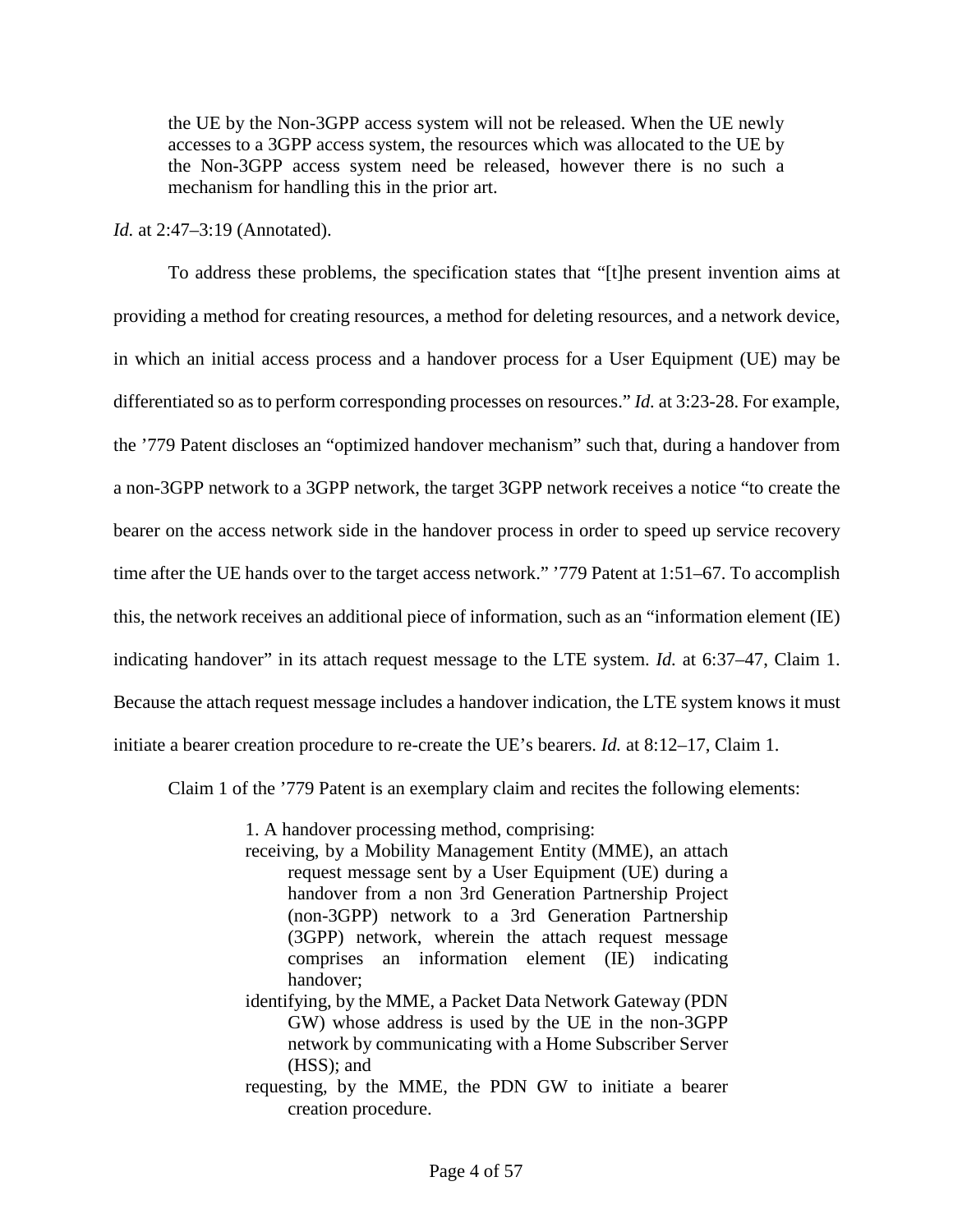> the UE by the Non-3GPP access system will not be released. When the UE newly accesses to a 3GPP access system, the resources which was allocated to the UE by the Non-3GPP access system need be released, however there is no such a mechanism for handling this in the prior art.

*Id.* at 2:47–3:19 (Annotated).

To address these problems, the specification states that "[t]he present invention aims at providing a method for creating resources, a method for deleting resources, and a network device, in which an initial access process and a handover process for a User Equipment (UE) may be differentiated so as to perform corresponding processes on resources." *Id.* at 3:23-28. For example, the '779 Patent discloses an "optimized handover mechanism" such that, during a handover from a non-3GPP network to a 3GPP network, the target 3GPP network receives a notice "to create the bearer on the access network side in the handover process in order to speed up service recovery time after the UE hands over to the target access network." '779 Patent at 1:51–67. To accomplish this, the network receives an additional piece of information, such as an "information element (IE) indicating handover" in its attach request message to the LTE system. *Id.* at 6:37–47, Claim 1. Because the attach request message includes a handover indication, the LTE system knows it must initiate a bearer creation procedure to re-create the UE's bearers. *Id.* at 8:12–17, Claim 1.

Claim 1 of the '779 Patent is an exemplary claim and recites the following elements:

> 1. A handover processing method, comprising:
>
> receiving, by a Mobility Management Entity (MME), an attach request message sent by a User Equipment (UE) during a handover from a non 3rd Generation Partnership Project (non-3GPP) network to a 3rd Generation Partnership (3GPP) network, wherein the attach request message comprises an information element (IE) indicating handover;
>
> identifying, by the MME, a Packet Data Network Gateway (PDN GW) whose address is used by the UE in the non-3GPP network by communicating with a Home Subscriber Server (HSS); and
>
> requesting, by the MME, the PDN GW to initiate a bearer creation procedure.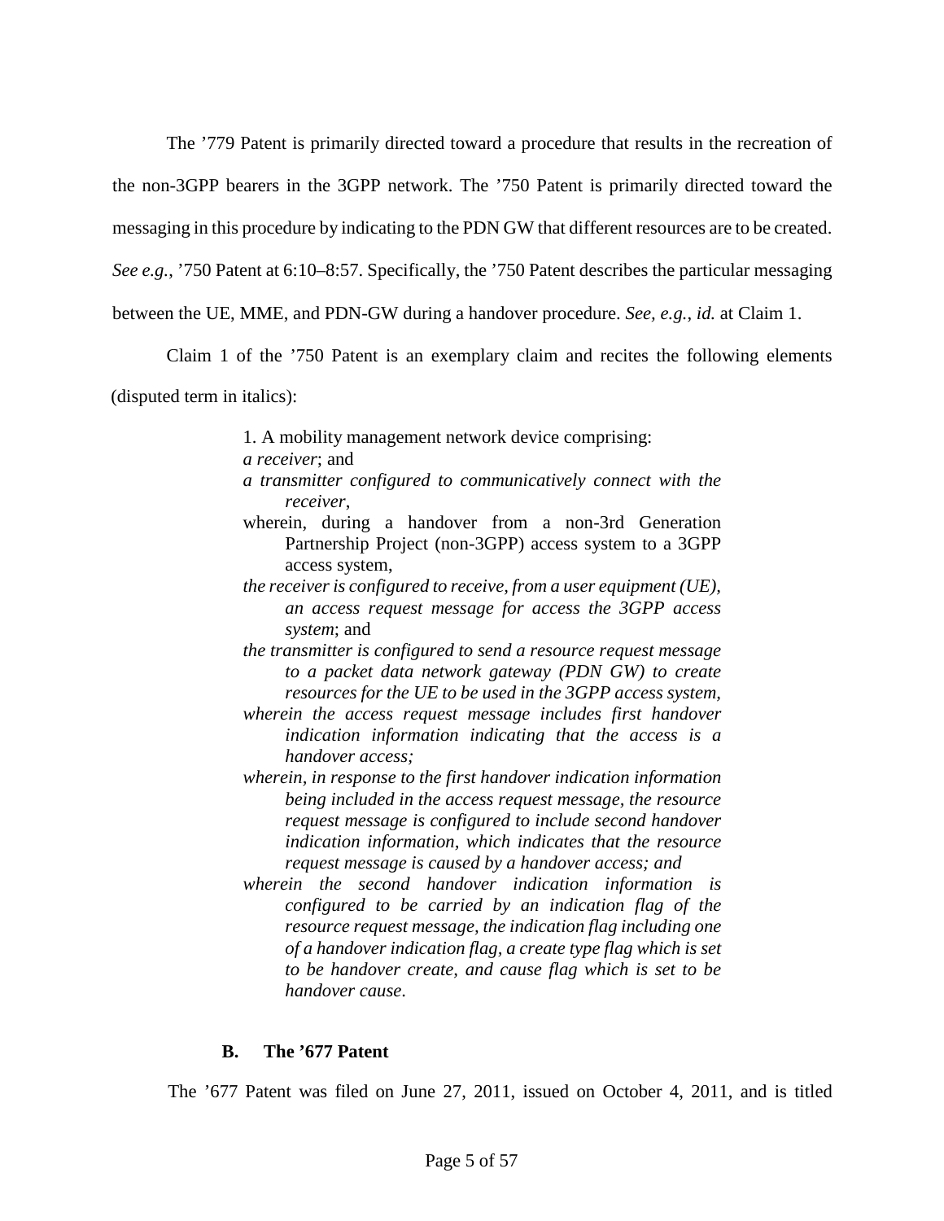The ’779 Patent is primarily directed toward a procedure that results in the recreation of the non-3GPP bearers in the 3GPP network. The ’750 Patent is primarily directed toward the messaging in this procedure by indicating to the PDN GW that different resources are to be created. *See e.g.*, ’750 Patent at 6:10–8:57. Specifically, the ’750 Patent describes the particular messaging between the UE, MME, and PDN-GW during a handover procedure. *See, e.g.*, *id.* at Claim 1.

Claim 1 of the ’750 Patent is an exemplary claim and recites the following elements (disputed term in italics):

> 1. A mobility management network device comprising:
> *a receiver*; and
> *a transmitter configured to communicatively connect with the receiver*,
> wherein, during a handover from a non-3rd Generation Partnership Project (non-3GPP) access system to a 3GPP access system,
> *the receiver is configured to receive, from a user equipment (UE), an access request message for access the 3GPP access system*; and
> *the transmitter is configured to send a resource request message to a packet data network gateway (PDN GW) to create resources for the UE to be used in the 3GPP access system,*
> *wherein the access request message includes first handover indication information indicating that the access is a handover access;*
> *wherein, in response to the first handover indication information being included in the access request message, the resource request message is configured to include second handover indication information, which indicates that the resource request message is caused by a handover access; and*
> *wherein the second handover indication information is configured to be carried by an indication flag of the resource request message, the indication flag including one of a handover indication flag, a create type flag which is set to be handover create, and cause flag which is set to be handover cause.*

### B. The ’677 Patent

The ’677 Patent was filed on June 27, 2011, issued on October 4, 2011, and is titled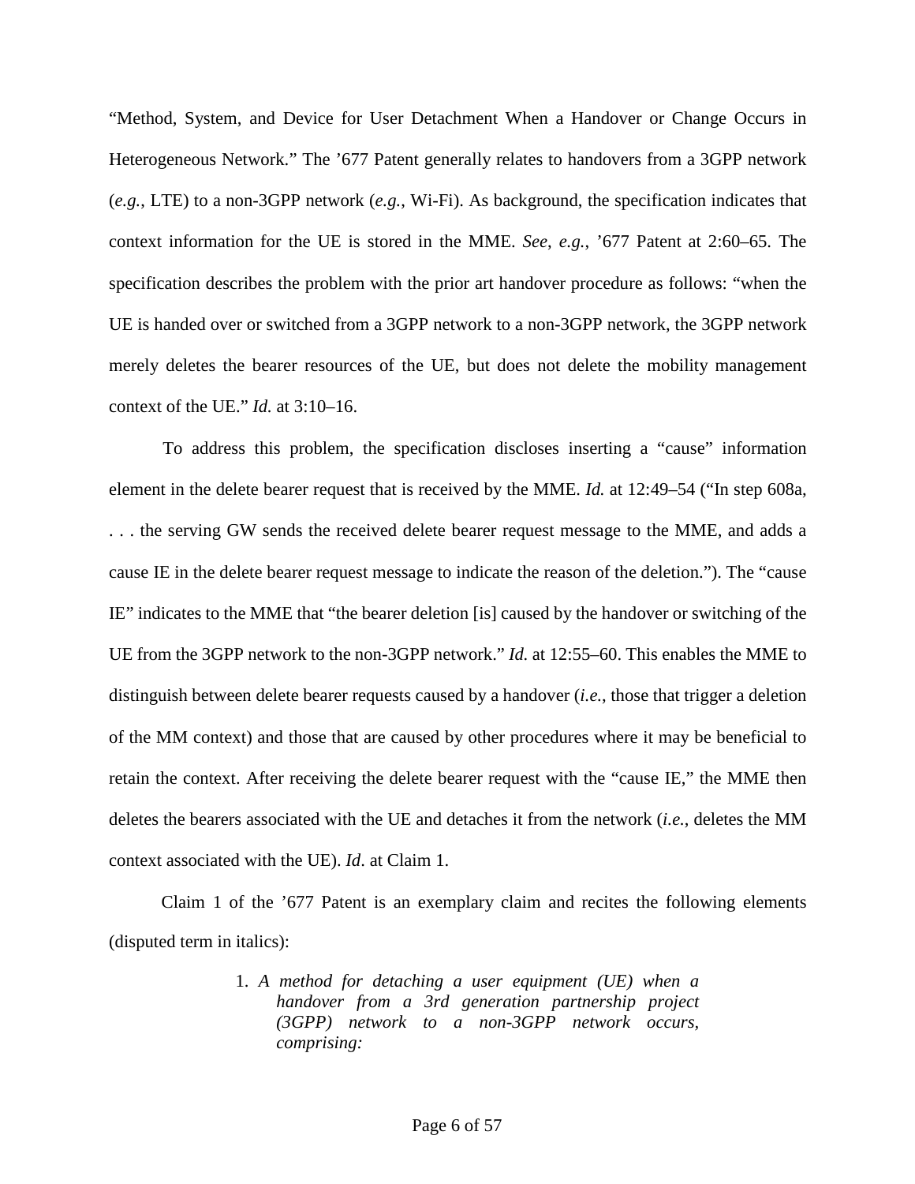"Method, System, and Device for User Detachment When a Handover or Change Occurs in Heterogeneous Network." The '677 Patent generally relates to handovers from a 3GPP network (*e.g.*, LTE) to a non-3GPP network (*e.g.*, Wi-Fi). As background, the specification indicates that context information for the UE is stored in the MME. *See*, *e.g.*, '677 Patent at 2:60–65. The specification describes the problem with the prior art handover procedure as follows: "when the UE is handed over or switched from a 3GPP network to a non-3GPP network, the 3GPP network merely deletes the bearer resources of the UE, but does not delete the mobility management context of the UE." *Id.* at 3:10–16.

To address this problem, the specification discloses inserting a "cause" information element in the delete bearer request that is received by the MME. *Id.* at 12:49–54 ("In step 608a, . . . the serving GW sends the received delete bearer request message to the MME, and adds a cause IE in the delete bearer request message to indicate the reason of the deletion."). The "cause IE" indicates to the MME that "the bearer deletion [is] caused by the handover or switching of the UE from the 3GPP network to the non-3GPP network." *Id.* at 12:55–60. This enables the MME to distinguish between delete bearer requests caused by a handover (*i.e.*, those that trigger a deletion of the MM context) and those that are caused by other procedures where it may be beneficial to retain the context. After receiving the delete bearer request with the "cause IE," the MME then deletes the bearers associated with the UE and detaches it from the network (*i.e.*, deletes the MM context associated with the UE). *Id*. at Claim 1.

Claim 1 of the '677 Patent is an exemplary claim and recites the following elements (disputed term in italics):

> 1. *A method for detaching a user equipment (UE) when a handover from a 3rd generation partnership project (3GPP) network to a non-3GPP network occurs, comprising:*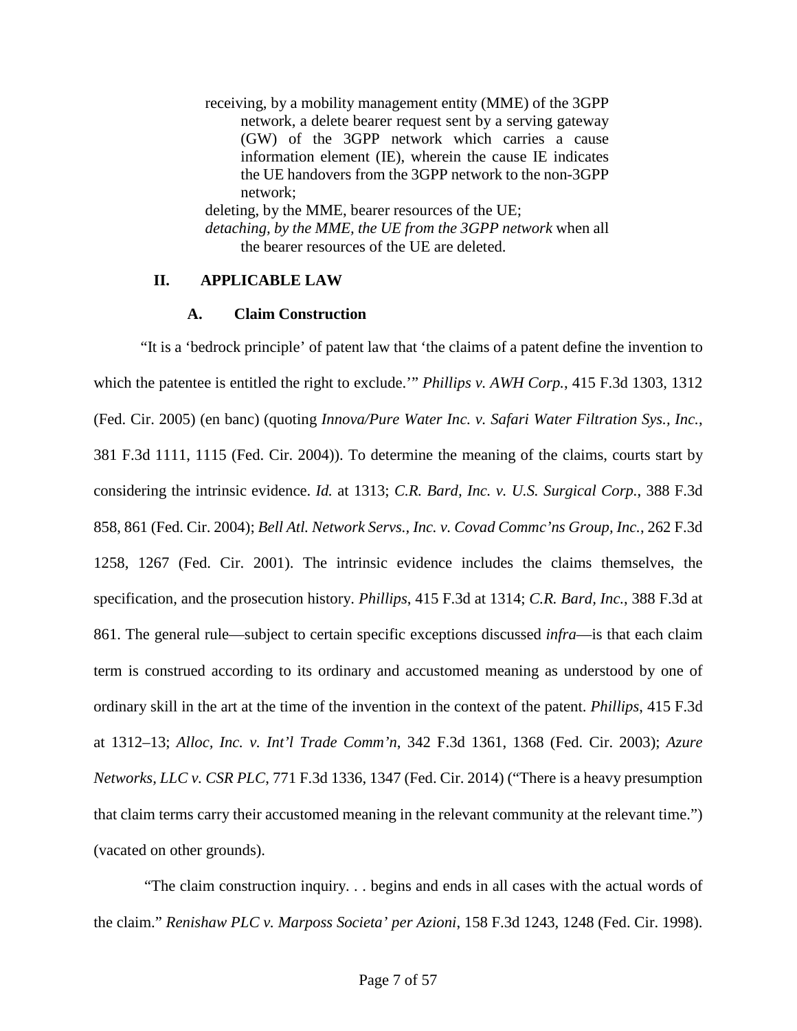> receiving, by a mobility management entity (MME) of the 3GPP network, a delete bearer request sent by a serving gateway (GW) of the 3GPP network which carries a cause information element (IE), wherein the cause IE indicates the UE handovers from the 3GPP network to the non-3GPP network;
>
> deleting, by the MME, bearer resources of the UE;
>
> *detaching, by the MME, the UE from the 3GPP network* when all the bearer resources of the UE are deleted.

## II. APPLICABLE LAW

### A. Claim Construction

"It is a 'bedrock principle' of patent law that 'the claims of a patent define the invention to which the patentee is entitled the right to exclude.'" *Phillips v. AWH Corp.*, 415 F.3d 1303, 1312 (Fed. Cir. 2005) (en banc) (quoting *Innova/Pure Water Inc. v. Safari Water Filtration Sys., Inc.*, 381 F.3d 1111, 1115 (Fed. Cir. 2004)). To determine the meaning of the claims, courts start by considering the intrinsic evidence. *Id.* at 1313; *C.R. Bard, Inc. v. U.S. Surgical Corp.*, 388 F.3d 858, 861 (Fed. Cir. 2004); *Bell Atl. Network Servs., Inc. v. Covad Commc'ns Group, Inc.*, 262 F.3d 1258, 1267 (Fed. Cir. 2001). The intrinsic evidence includes the claims themselves, the specification, and the prosecution history. *Phillips*, 415 F.3d at 1314; *C.R. Bard, Inc.*, 388 F.3d at 861. The general rule—subject to certain specific exceptions discussed *infra*—is that each claim term is construed according to its ordinary and accustomed meaning as understood by one of ordinary skill in the art at the time of the invention in the context of the patent. *Phillips*, 415 F.3d at 1312–13; *Alloc, Inc. v. Int'l Trade Comm'n*, 342 F.3d 1361, 1368 (Fed. Cir. 2003); *Azure Networks, LLC v. CSR PLC*, 771 F.3d 1336, 1347 (Fed. Cir. 2014) ("There is a heavy presumption that claim terms carry their accustomed meaning in the relevant community at the relevant time.") (vacated on other grounds).

"The claim construction inquiry. . . begins and ends in all cases with the actual words of the claim." *Renishaw PLC v. Marposs Societa' per Azioni*, 158 F.3d 1243, 1248 (Fed. Cir. 1998).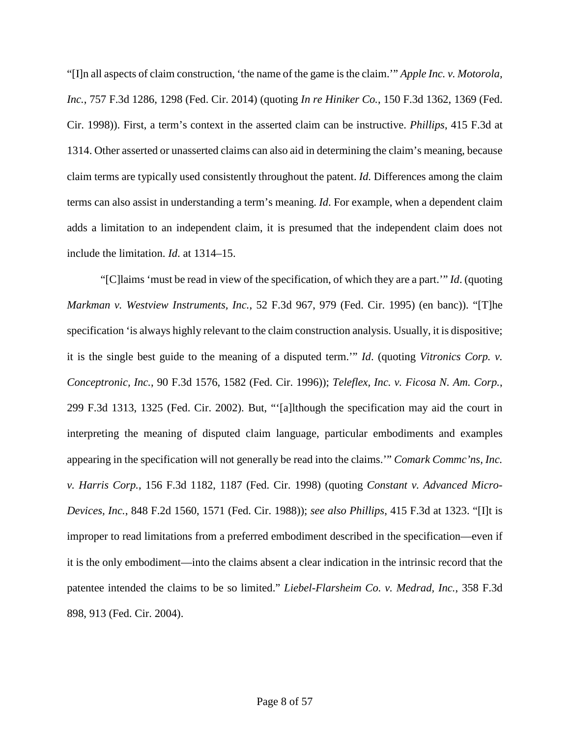"[I]n all aspects of claim construction, 'the name of the game is the claim.'" *Apple Inc. v. Motorola, Inc.*, 757 F.3d 1286, 1298 (Fed. Cir. 2014) (quoting *In re Hiniker Co.*, 150 F.3d 1362, 1369 (Fed. Cir. 1998)). First, a term's context in the asserted claim can be instructive. *Phillips*, 415 F.3d at 1314. Other asserted or unasserted claims can also aid in determining the claim's meaning, because claim terms are typically used consistently throughout the patent. *Id.* Differences among the claim terms can also assist in understanding a term's meaning. *Id*. For example, when a dependent claim adds a limitation to an independent claim, it is presumed that the independent claim does not include the limitation. *Id*. at 1314–15.

"[C]laims 'must be read in view of the specification, of which they are a part.'" *Id*. (quoting *Markman v. Westview Instruments, Inc.*, 52 F.3d 967, 979 (Fed. Cir. 1995) (en banc)). "[T]he specification 'is always highly relevant to the claim construction analysis. Usually, it is dispositive; it is the single best guide to the meaning of a disputed term.'" *Id*. (quoting *Vitronics Corp. v. Conceptronic, Inc.*, 90 F.3d 1576, 1582 (Fed. Cir. 1996)); *Teleflex, Inc. v. Ficosa N. Am. Corp.*, 299 F.3d 1313, 1325 (Fed. Cir. 2002). But, "'[a]lthough the specification may aid the court in interpreting the meaning of disputed claim language, particular embodiments and examples appearing in the specification will not generally be read into the claims.'" *Comark Commc'ns, Inc. v. Harris Corp.*, 156 F.3d 1182, 1187 (Fed. Cir. 1998) (quoting *Constant v. Advanced Micro-Devices, Inc.*, 848 F.2d 1560, 1571 (Fed. Cir. 1988)); *see also Phillips*, 415 F.3d at 1323. "[I]t is improper to read limitations from a preferred embodiment described in the specification—even if it is the only embodiment—into the claims absent a clear indication in the intrinsic record that the patentee intended the claims to be so limited." *Liebel-Flarsheim Co. v. Medrad, Inc.*, 358 F.3d 898, 913 (Fed. Cir. 2004).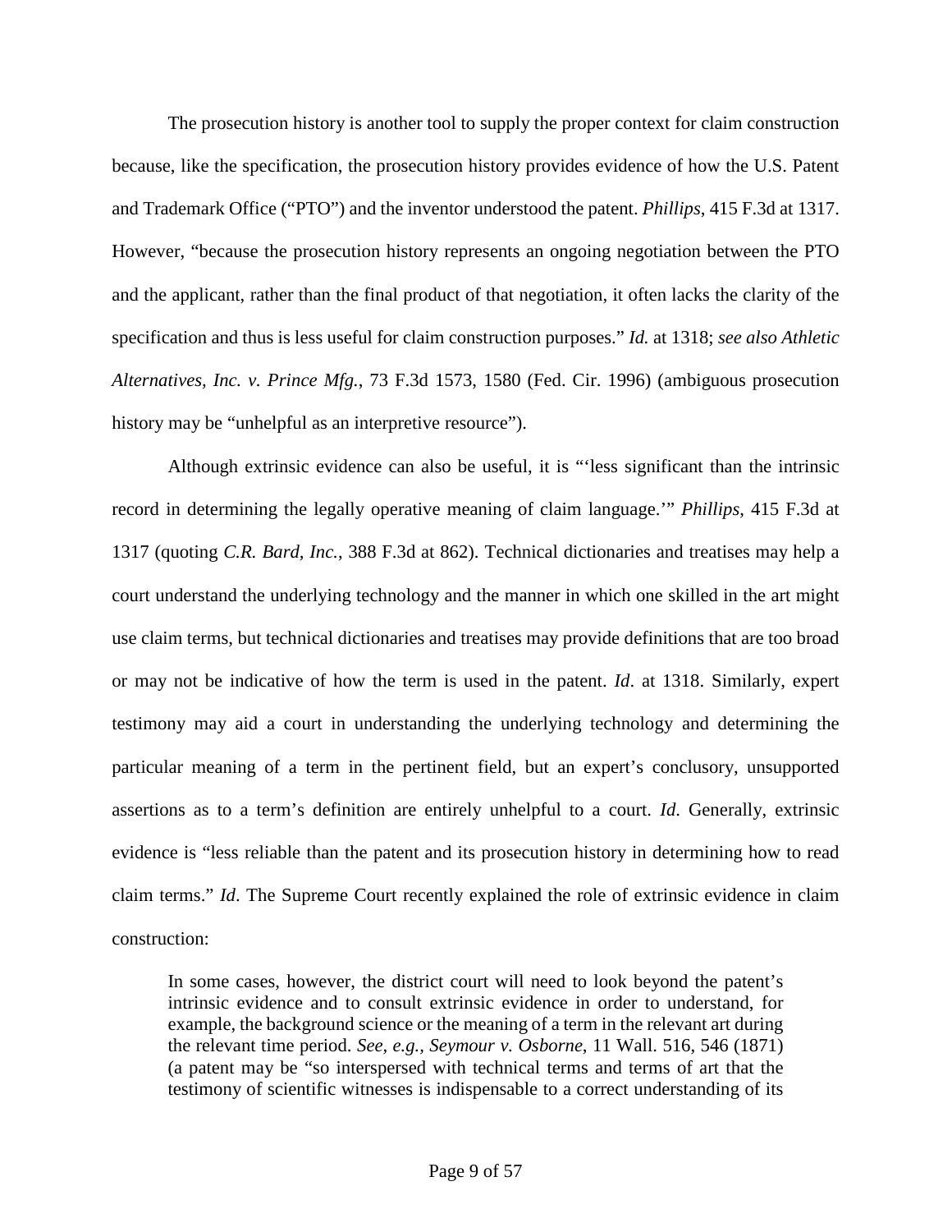The prosecution history is another tool to supply the proper context for claim construction because, like the specification, the prosecution history provides evidence of how the U.S. Patent and Trademark Office ("PTO") and the inventor understood the patent. *Phillips*, 415 F.3d at 1317. However, "because the prosecution history represents an ongoing negotiation between the PTO and the applicant, rather than the final product of that negotiation, it often lacks the clarity of the specification and thus is less useful for claim construction purposes." *Id.* at 1318; *see also Athletic Alternatives, Inc. v. Prince Mfg.*, 73 F.3d 1573, 1580 (Fed. Cir. 1996) (ambiguous prosecution history may be "unhelpful as an interpretive resource").

Although extrinsic evidence can also be useful, it is "'less significant than the intrinsic record in determining the legally operative meaning of claim language.'" *Phillips*, 415 F.3d at 1317 (quoting *C.R. Bard, Inc.*, 388 F.3d at 862). Technical dictionaries and treatises may help a court understand the underlying technology and the manner in which one skilled in the art might use claim terms, but technical dictionaries and treatises may provide definitions that are too broad or may not be indicative of how the term is used in the patent. *Id*. at 1318. Similarly, expert testimony may aid a court in understanding the underlying technology and determining the particular meaning of a term in the pertinent field, but an expert's conclusory, unsupported assertions as to a term's definition are entirely unhelpful to a court. *Id*. Generally, extrinsic evidence is "less reliable than the patent and its prosecution history in determining how to read claim terms." *Id*. The Supreme Court recently explained the role of extrinsic evidence in claim construction:

> In some cases, however, the district court will need to look beyond the patent's intrinsic evidence and to consult extrinsic evidence in order to understand, for example, the background science or the meaning of a term in the relevant art during the relevant time period. *See, e.g., Seymour v. Osborne*, 11 Wall. 516, 546 (1871) (a patent may be "so interspersed with technical terms and terms of art that the testimony of scientific witnesses is indispensable to a correct understanding of its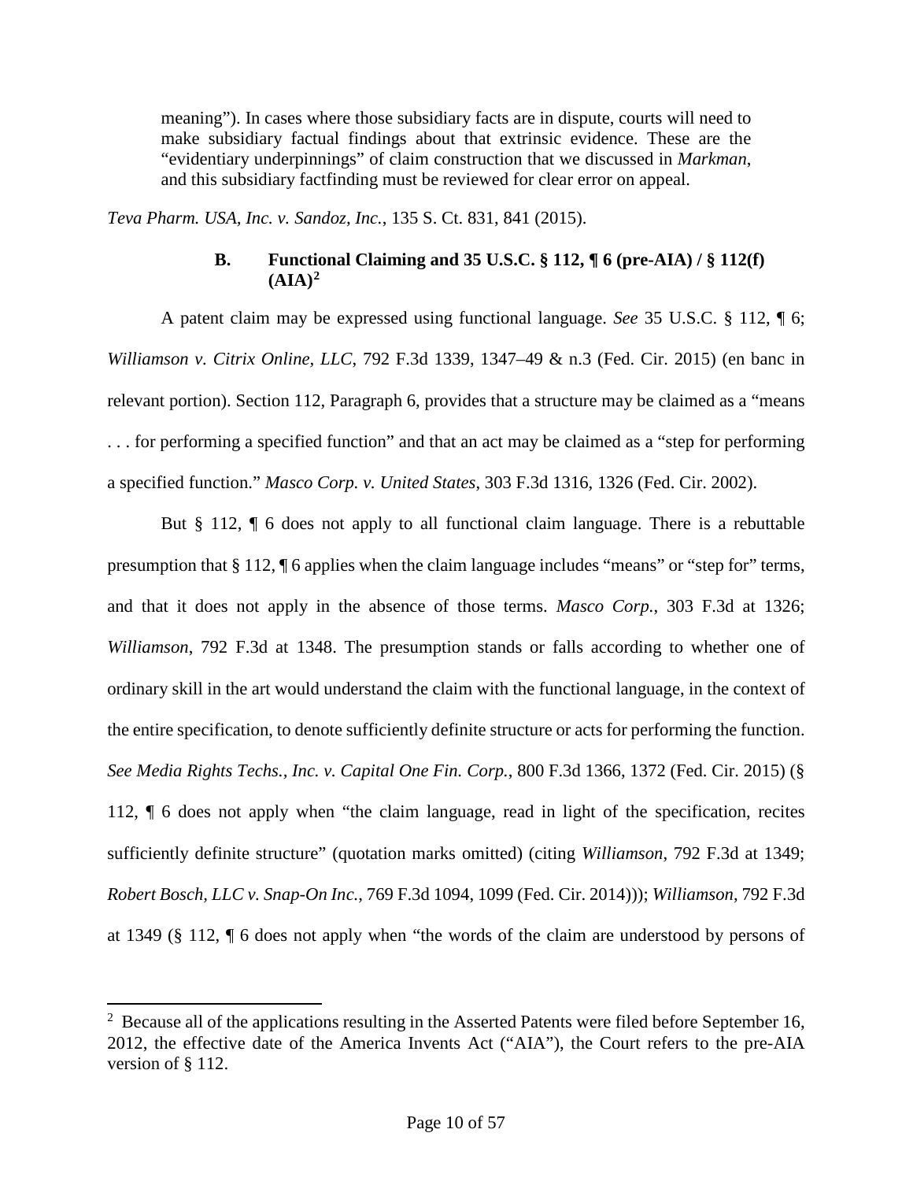> meaning"). In cases where those subsidiary facts are in dispute, courts will need to make subsidiary factual findings about that extrinsic evidence. These are the "evidentiary underpinnings" of claim construction that we discussed in *Markman*, and this subsidiary factfinding must be reviewed for clear error on appeal.

*Teva Pharm. USA, Inc. v. Sandoz, Inc.*, 135 S. Ct. 831, 841 (2015).

### B. Functional Claiming and 35 U.S.C. § 112, ¶ 6 (pre-AIA) / § 112(f) (AIA)[2]

A patent claim may be expressed using functional language. *See* 35 U.S.C. § 112, ¶ 6; *Williamson v. Citrix Online, LLC*, 792 F.3d 1339, 1347–49 & n.3 (Fed. Cir. 2015) (en banc in relevant portion). Section 112, Paragraph 6, provides that a structure may be claimed as a "means . . . for performing a specified function" and that an act may be claimed as a "step for performing a specified function." *Masco Corp. v. United States*, 303 F.3d 1316, 1326 (Fed. Cir. 2002).

But § 112, ¶ 6 does not apply to all functional claim language. There is a rebuttable presumption that § 112, ¶ 6 applies when the claim language includes "means" or "step for" terms, and that it does not apply in the absence of those terms. *Masco Corp.*, 303 F.3d at 1326; *Williamson*, 792 F.3d at 1348. The presumption stands or falls according to whether one of ordinary skill in the art would understand the claim with the functional language, in the context of the entire specification, to denote sufficiently definite structure or acts for performing the function. *See Media Rights Techs., Inc. v. Capital One Fin. Corp.*, 800 F.3d 1366, 1372 (Fed. Cir. 2015) (§ 112, ¶ 6 does not apply when "the claim language, read in light of the specification, recites sufficiently definite structure" (quotation marks omitted) (citing *Williamson*, 792 F.3d at 1349; *Robert Bosch, LLC v. Snap-On Inc.*, 769 F.3d 1094, 1099 (Fed. Cir. 2014))); *Williamson*, 792 F.3d at 1349 (§ 112, ¶ 6 does not apply when "the words of the claim are understood by persons of

---

[2] Because all of the applications resulting in the Asserted Patents were filed before September 16, 2012, the effective date of the America Invents Act ("AIA"), the Court refers to the pre-AIA version of § 112.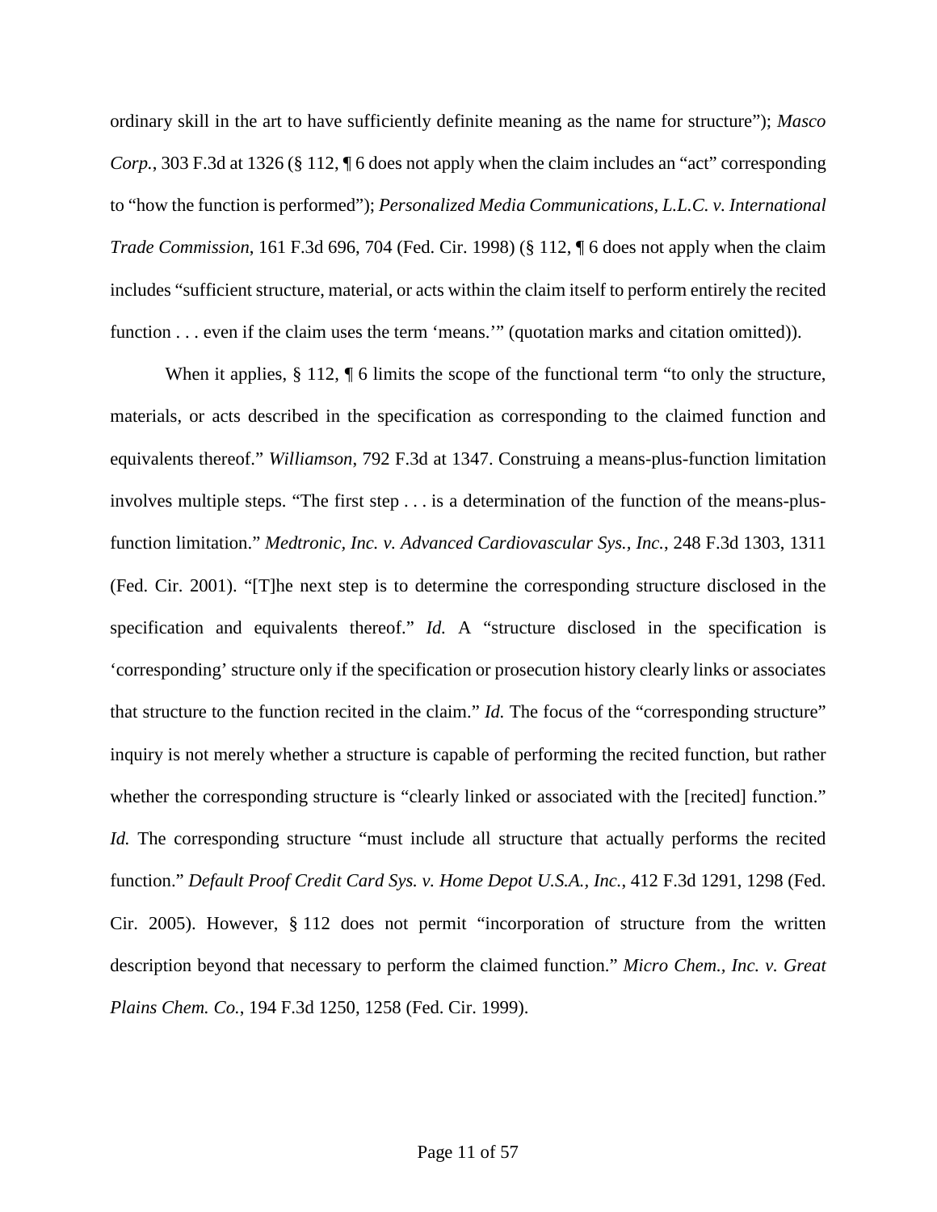ordinary skill in the art to have sufficiently definite meaning as the name for structure"); *Masco Corp.*, 303 F.3d at 1326 (§ 112, ¶ 6 does not apply when the claim includes an "act" corresponding to "how the function is performed"); *Personalized Media Communications, L.L.C. v. International Trade Commission*, 161 F.3d 696, 704 (Fed. Cir. 1998) (§ 112, ¶ 6 does not apply when the claim includes "sufficient structure, material, or acts within the claim itself to perform entirely the recited function . . . even if the claim uses the term 'means.'" (quotation marks and citation omitted)).

When it applies, § 112, ¶ 6 limits the scope of the functional term "to only the structure, materials, or acts described in the specification as corresponding to the claimed function and equivalents thereof." *Williamson*, 792 F.3d at 1347. Construing a means-plus-function limitation involves multiple steps. "The first step . . . is a determination of the function of the means-plus-function limitation." *Medtronic, Inc. v. Advanced Cardiovascular Sys., Inc.*, 248 F.3d 1303, 1311 (Fed. Cir. 2001). "[T]he next step is to determine the corresponding structure disclosed in the specification and equivalents thereof." *Id.* A "structure disclosed in the specification is 'corresponding' structure only if the specification or prosecution history clearly links or associates that structure to the function recited in the claim." *Id.* The focus of the "corresponding structure" inquiry is not merely whether a structure is capable of performing the recited function, but rather whether the corresponding structure is "clearly linked or associated with the [recited] function." *Id.* The corresponding structure "must include all structure that actually performs the recited function." *Default Proof Credit Card Sys. v. Home Depot U.S.A., Inc.*, 412 F.3d 1291, 1298 (Fed. Cir. 2005). However, § 112 does not permit "incorporation of structure from the written description beyond that necessary to perform the claimed function." *Micro Chem., Inc. v. Great Plains Chem. Co.*, 194 F.3d 1250, 1258 (Fed. Cir. 1999).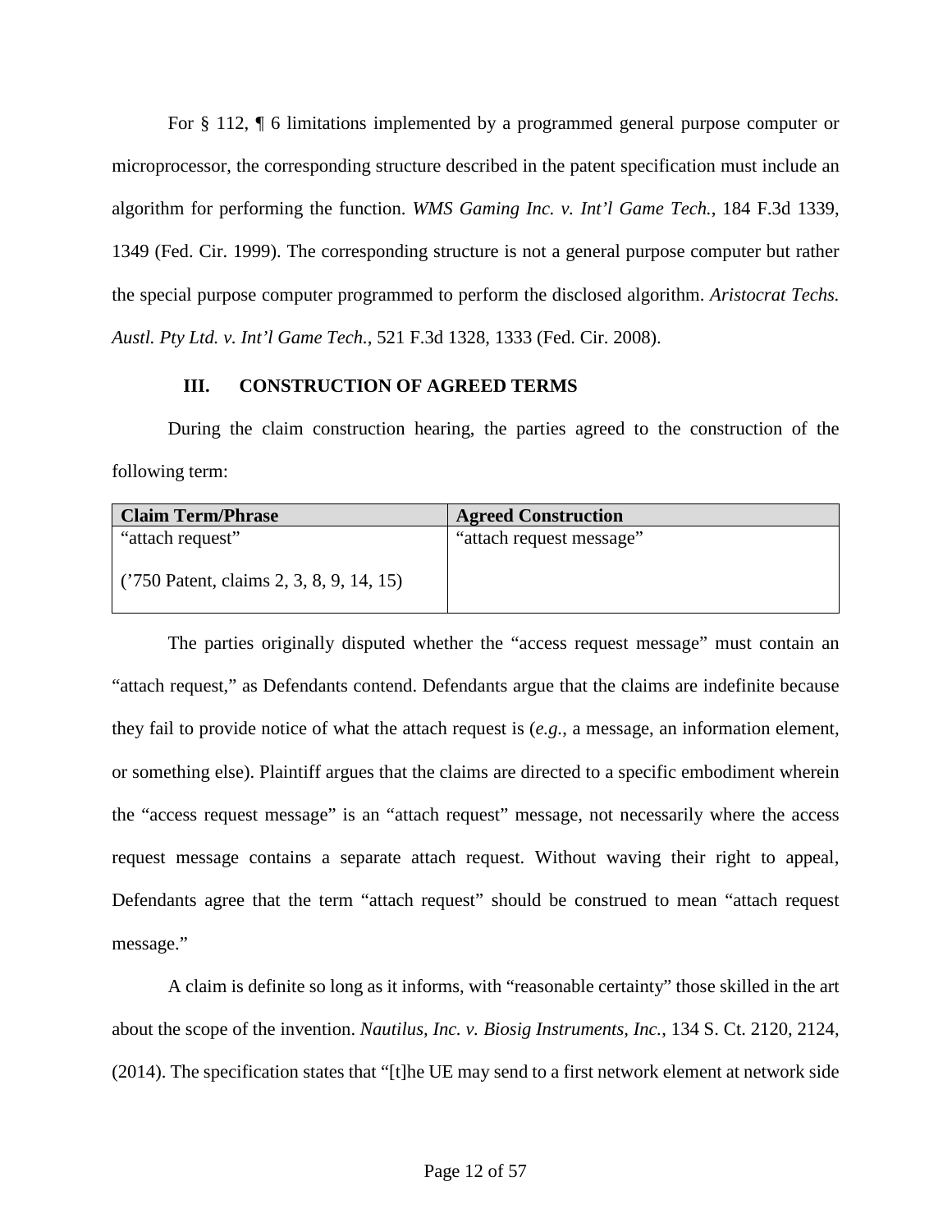For § 112, ¶ 6 limitations implemented by a programmed general purpose computer or microprocessor, the corresponding structure described in the patent specification must include an algorithm for performing the function. *WMS Gaming Inc. v. Int'l Game Tech.*, 184 F.3d 1339, 1349 (Fed. Cir. 1999). The corresponding structure is not a general purpose computer but rather the special purpose computer programmed to perform the disclosed algorithm. *Aristocrat Techs. Austl. Pty Ltd. v. Int'l Game Tech.*, 521 F.3d 1328, 1333 (Fed. Cir. 2008).

## III. CONSTRUCTION OF AGREED TERMS

During the claim construction hearing, the parties agreed to the construction of the following term:

| Claim Term/Phrase | Agreed Construction |
|---|---|
| "attach request"<br><br>('750 Patent, claims 2, 3, 8, 9, 14, 15) | "attach request message" |

The parties originally disputed whether the "access request message" must contain an "attach request," as Defendants contend. Defendants argue that the claims are indefinite because they fail to provide notice of what the attach request is (*e.g.*, a message, an information element, or something else). Plaintiff argues that the claims are directed to a specific embodiment wherein the "access request message" is an "attach request" message, not necessarily where the access request message contains a separate attach request. Without waving their right to appeal, Defendants agree that the term "attach request" should be construed to mean "attach request message."

A claim is definite so long as it informs, with "reasonable certainty" those skilled in the art about the scope of the invention. *Nautilus, Inc. v. Biosig Instruments, Inc.*, 134 S. Ct. 2120, 2124, (2014). The specification states that "[t]he UE may send to a first network element at network side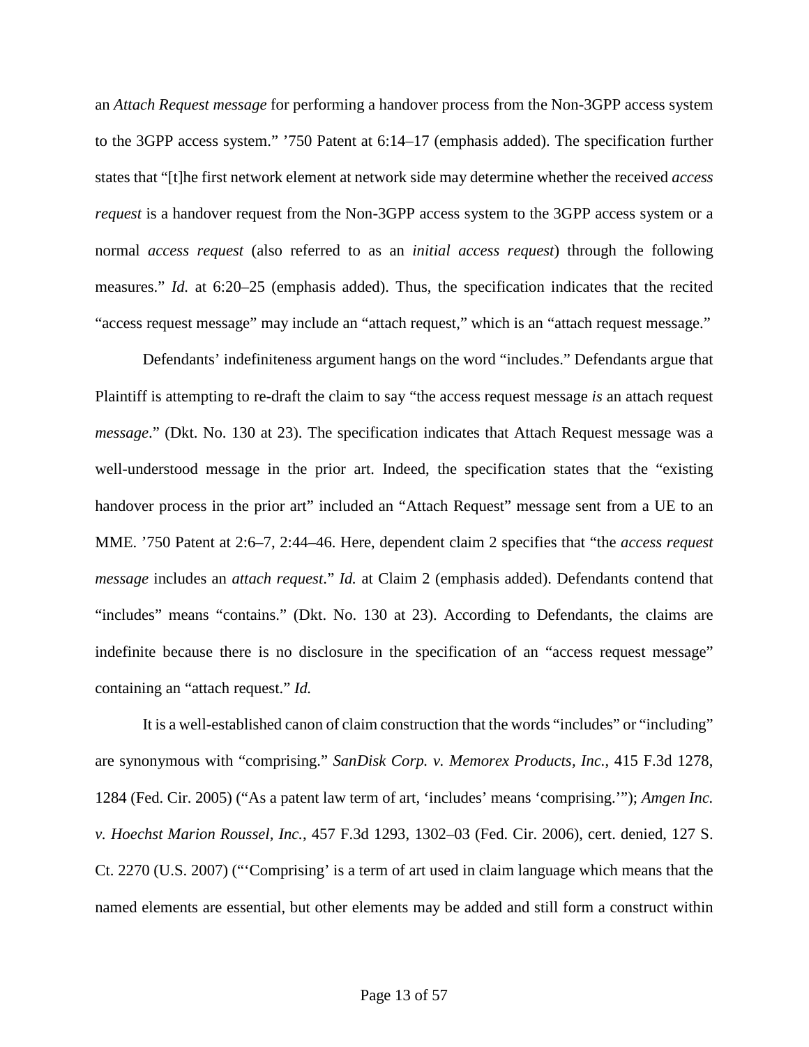an *Attach Request message* for performing a handover process from the Non-3GPP access system to the 3GPP access system." '750 Patent at 6:14–17 (emphasis added). The specification further states that "[t]he first network element at network side may determine whether the received *access request* is a handover request from the Non-3GPP access system to the 3GPP access system or a normal *access request* (also referred to as an *initial access request*) through the following measures." *Id.* at 6:20–25 (emphasis added). Thus, the specification indicates that the recited "access request message" may include an "attach request," which is an "attach request message."

Defendants' indefiniteness argument hangs on the word "includes." Defendants argue that Plaintiff is attempting to re-draft the claim to say "the access request message *is* an attach request *message*." (Dkt. No. 130 at 23). The specification indicates that Attach Request message was a well-understood message in the prior art. Indeed, the specification states that the "existing handover process in the prior art" included an "Attach Request" message sent from a UE to an MME. '750 Patent at 2:6–7, 2:44–46. Here, dependent claim 2 specifies that "the *access request message* includes an *attach request*." *Id.* at Claim 2 (emphasis added). Defendants contend that "includes" means "contains." (Dkt. No. 130 at 23). According to Defendants, the claims are indefinite because there is no disclosure in the specification of an "access request message" containing an "attach request." *Id.*

It is a well-established canon of claim construction that the words "includes" or "including" are synonymous with "comprising." *SanDisk Corp. v. Memorex Products, Inc.*, 415 F.3d 1278, 1284 (Fed. Cir. 2005) ("As a patent law term of art, 'includes' means 'comprising.'"); *Amgen Inc. v. Hoechst Marion Roussel, Inc.*, 457 F.3d 1293, 1302–03 (Fed. Cir. 2006), cert. denied, 127 S. Ct. 2270 (U.S. 2007) ("'Comprising' is a term of art used in claim language which means that the named elements are essential, but other elements may be added and still form a construct within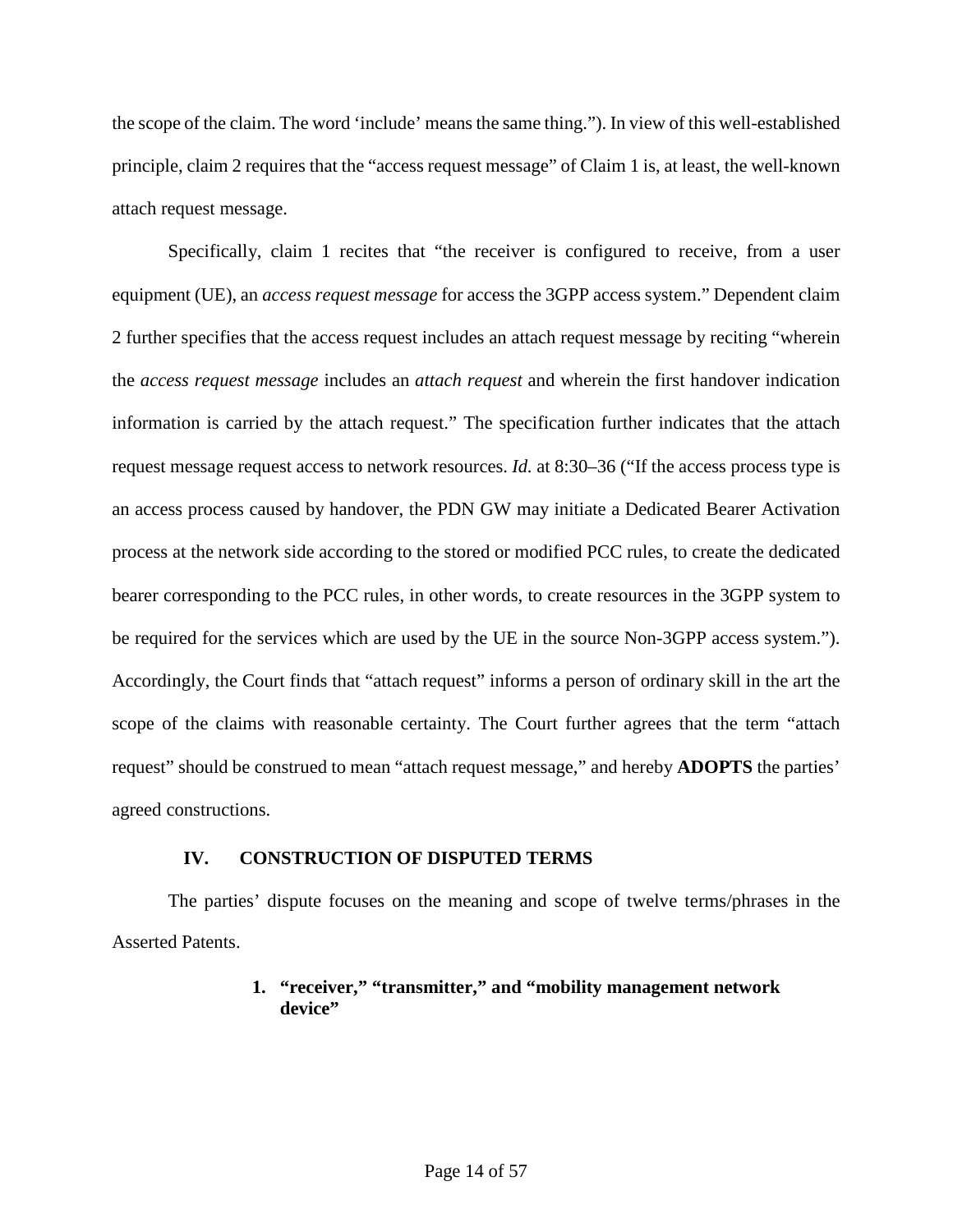the scope of the claim. The word 'include' means the same thing."). In view of this well-established principle, claim 2 requires that the "access request message" of Claim 1 is, at least, the well-known attach request message.

Specifically, claim 1 recites that "the receiver is configured to receive, from a user equipment (UE), an *access request message* for access the 3GPP access system." Dependent claim 2 further specifies that the access request includes an attach request message by reciting "wherein the *access request message* includes an *attach request* and wherein the first handover indication information is carried by the attach request." The specification further indicates that the attach request message request access to network resources. *Id.* at 8:30–36 ("If the access process type is an access process caused by handover, the PDN GW may initiate a Dedicated Bearer Activation process at the network side according to the stored or modified PCC rules, to create the dedicated bearer corresponding to the PCC rules, in other words, to create resources in the 3GPP system to be required for the services which are used by the UE in the source Non-3GPP access system."). Accordingly, the Court finds that "attach request" informs a person of ordinary skill in the art the scope of the claims with reasonable certainty. The Court further agrees that the term "attach request" should be construed to mean "attach request message," and hereby **ADOPTS** the parties' agreed constructions.

## IV. CONSTRUCTION OF DISPUTED TERMS

The parties' dispute focuses on the meaning and scope of twelve terms/phrases in the Asserted Patents.

### 1. "receiver," "transmitter," and "mobility management network device"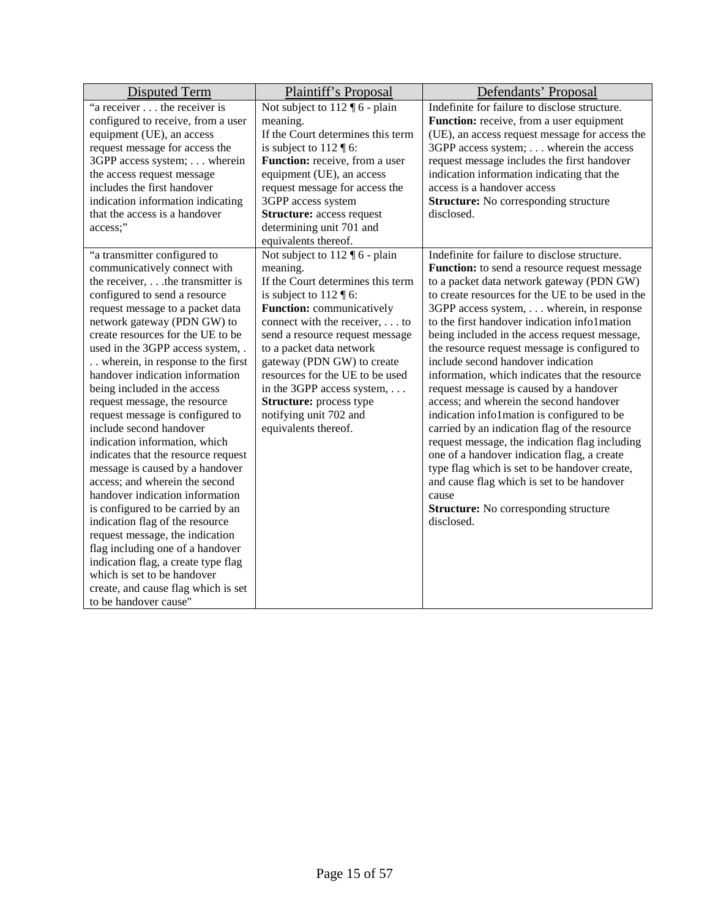| Disputed Term | Plaintiff's Proposal | Defendants' Proposal |
|---|---|---|
| "a receiver . . . the receiver is configured to receive, from a user equipment (UE), an access request message for access the 3GPP access system; . . . wherein the access request message includes the first handover indication information indicating that the access is a handover access;" | Not subject to 112 ¶ 6 - plain meaning.<br>If the Court determines this term is subject to 112 ¶ 6:<br>**Function:** receive, from a user equipment (UE), an access request message for access the 3GPP access system<br>**Structure:** access request determining unit 701 and equivalents thereof. | Indefinite for failure to disclose structure.<br>**Function:** receive, from a user equipment (UE), an access request message for access the 3GPP access system; . . . wherein the access request message includes the first handover indication information indicating that the access is a handover access<br>**Structure:** No corresponding structure disclosed. |
| "a transmitter configured to communicatively connect with the receiver, . . .the transmitter is configured to send a resource request message to a packet data network gateway (PDN GW) to create resources for the UE to be used in the 3GPP access system, . . . wherein, in response to the first handover indication information being included in the access request message, the resource request message is configured to include second handover indication information, which indicates that the resource request message is caused by a handover access; and wherein the second handover indication information is configured to be carried by an indication flag of the resource request message, the indication flag including one of a handover indication flag, a create type flag which is set to be handover create, and cause flag which is set to be handover cause" | Not subject to 112 ¶ 6 - plain meaning.<br>If the Court determines this term is subject to 112 ¶ 6:<br>**Function:** communicatively connect with the receiver, . . . to send a resource request message to a packet data network gateway (PDN GW) to create resources for the UE to be used in the 3GPP access system, . . .<br>**Structure:** process type notifying unit 702 and equivalents thereof. | Indefinite for failure to disclose structure.<br>**Function:** to send a resource request message to a packet data network gateway (PDN GW) to create resources for the UE to be used in the 3GPP access system, . . . wherein, in response to the first handover indication info1mation being included in the access request message, the resource request message is configured to include second handover indication information, which indicates that the resource request message is caused by a handover access; and wherein the second handover indication info1mation is configured to be carried by an indication flag of the resource request message, the indication flag including one of a handover indication flag, a create type flag which is set to be handover create, and cause flag which is set to be handover cause<br>**Structure:** No corresponding structure disclosed. |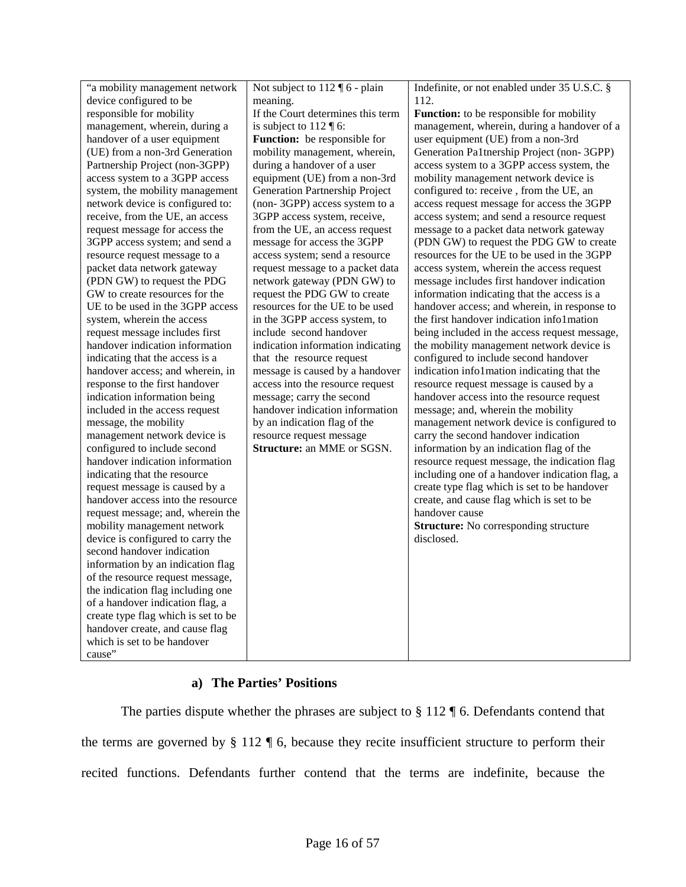| | | |
|---|---|---|
| "a mobility management network device configured to be responsible for mobility management, wherein, during a handover of a user equipment (UE) from a non-3rd Generation Partnership Project (non-3GPP) access system to a 3GPP access system, the mobility management network device is configured to: receive, from the UE, an access request message for access the 3GPP access system; and send a resource request message to a packet data network gateway (PDN GW) to request the PDG GW to create resources for the UE to be used in the 3GPP access system, wherein the access request message includes first handover indication information indicating that the access is a handover access; and wherein, in response to the first handover indication information being included in the access request message, the mobility management network device is configured to include second handover indication information indicating that the resource request message is caused by a handover access into the resource request message; and, wherein the mobility management network device is configured to carry the second handover indication information by an indication flag of the resource request message, the indication flag including one of a handover indication flag, a create type flag which is set to be handover create, and cause flag which is set to be handover cause" | Not subject to 112 ¶ 6 - plain meaning.<br>If the Court determines this term is subject to 112 ¶ 6:<br>**Function:** be responsible for mobility management, wherein, during a handover of a user equipment (UE) from a non-3rd Generation Partnership Project (non- 3GPP) access system to a 3GPP access system, receive, from the UE, an access request message for access the 3GPP access system; send a resource request message to a packet data network gateway (PDN GW) to request the PDG GW to create resources for the UE to be used in the 3GPP access system, to include second handover indication information indicating that the resource request message is caused by a handover access into the resource request message; carry the second handover indication information by an indication flag of the resource request message<br>**Structure:** an MME or SGSN. | Indefinite, or not enabled under 35 U.S.C. § 112.<br>**Function:** to be responsible for mobility management, wherein, during a handover of a user equipment (UE) from a non-3rd Generation Pa1tnership Project (non- 3GPP) access system to a 3GPP access system, the mobility management network device is configured to: receive , from the UE, an access request message for access the 3GPP access system; and send a resource request message to a packet data network gateway (PDN GW) to request the PDG GW to create resources for the UE to be used in the 3GPP access system, wherein the access request message includes first handover indication information indicating that the access is a handover access; and wherein, in response to the first handover indication info1mation being included in the access request message, the mobility management network device is configured to include second handover indication info1mation indicating that the resource request message is caused by a handover access into the resource request message; and, wherein the mobility management network device is configured to carry the second handover indication information by an indication flag of the resource request message, the indication flag including one of a handover indication flag, a create type flag which is set to be handover create, and cause flag which is set to be handover cause<br>**Structure:** No corresponding structure disclosed. |

#### a) The Parties' Positions

The parties dispute whether the phrases are subject to § 112 ¶ 6. Defendants contend that the terms are governed by § 112 ¶ 6, because they recite insufficient structure to perform their recited functions. Defendants further contend that the terms are indefinite, because the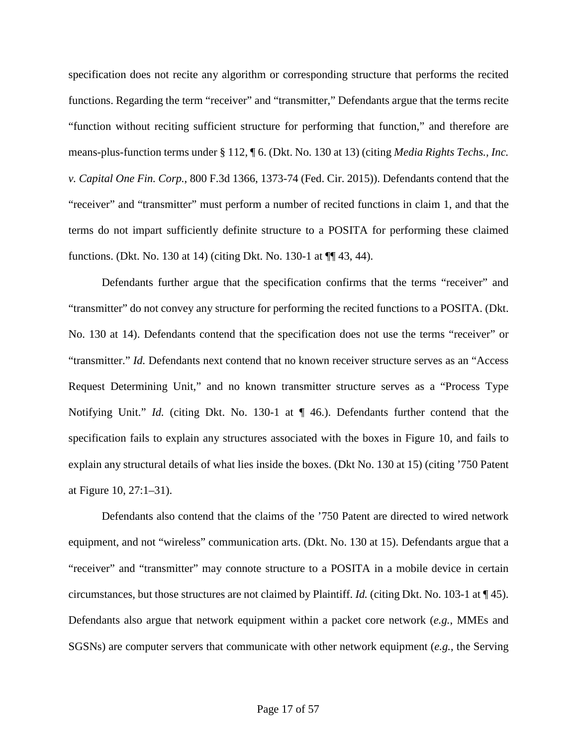specification does not recite any algorithm or corresponding structure that performs the recited functions. Regarding the term "receiver" and "transmitter," Defendants argue that the terms recite "function without reciting sufficient structure for performing that function," and therefore are means-plus-function terms under § 112, ¶ 6. (Dkt. No. 130 at 13) (citing *Media Rights Techs., Inc. v. Capital One Fin. Corp.*, 800 F.3d 1366, 1373-74 (Fed. Cir. 2015)). Defendants contend that the "receiver" and "transmitter" must perform a number of recited functions in claim 1, and that the terms do not impart sufficiently definite structure to a POSITA for performing these claimed functions. (Dkt. No. 130 at 14) (citing Dkt. No. 130-1 at ¶¶ 43, 44).

Defendants further argue that the specification confirms that the terms "receiver" and "transmitter" do not convey any structure for performing the recited functions to a POSITA. (Dkt. No. 130 at 14). Defendants contend that the specification does not use the terms "receiver" or "transmitter." *Id.* Defendants next contend that no known receiver structure serves as an "Access Request Determining Unit," and no known transmitter structure serves as a "Process Type Notifying Unit." *Id.* (citing Dkt. No. 130-1 at ¶ 46.). Defendants further contend that the specification fails to explain any structures associated with the boxes in Figure 10, and fails to explain any structural details of what lies inside the boxes. (Dkt No. 130 at 15) (citing '750 Patent at Figure 10, 27:1–31).

Defendants also contend that the claims of the '750 Patent are directed to wired network equipment, and not "wireless" communication arts. (Dkt. No. 130 at 15). Defendants argue that a "receiver" and "transmitter" may connote structure to a POSITA in a mobile device in certain circumstances, but those structures are not claimed by Plaintiff. *Id.* (citing Dkt. No. 103-1 at ¶ 45). Defendants also argue that network equipment within a packet core network (*e.g.*, MMEs and SGSNs) are computer servers that communicate with other network equipment (*e.g.*, the Serving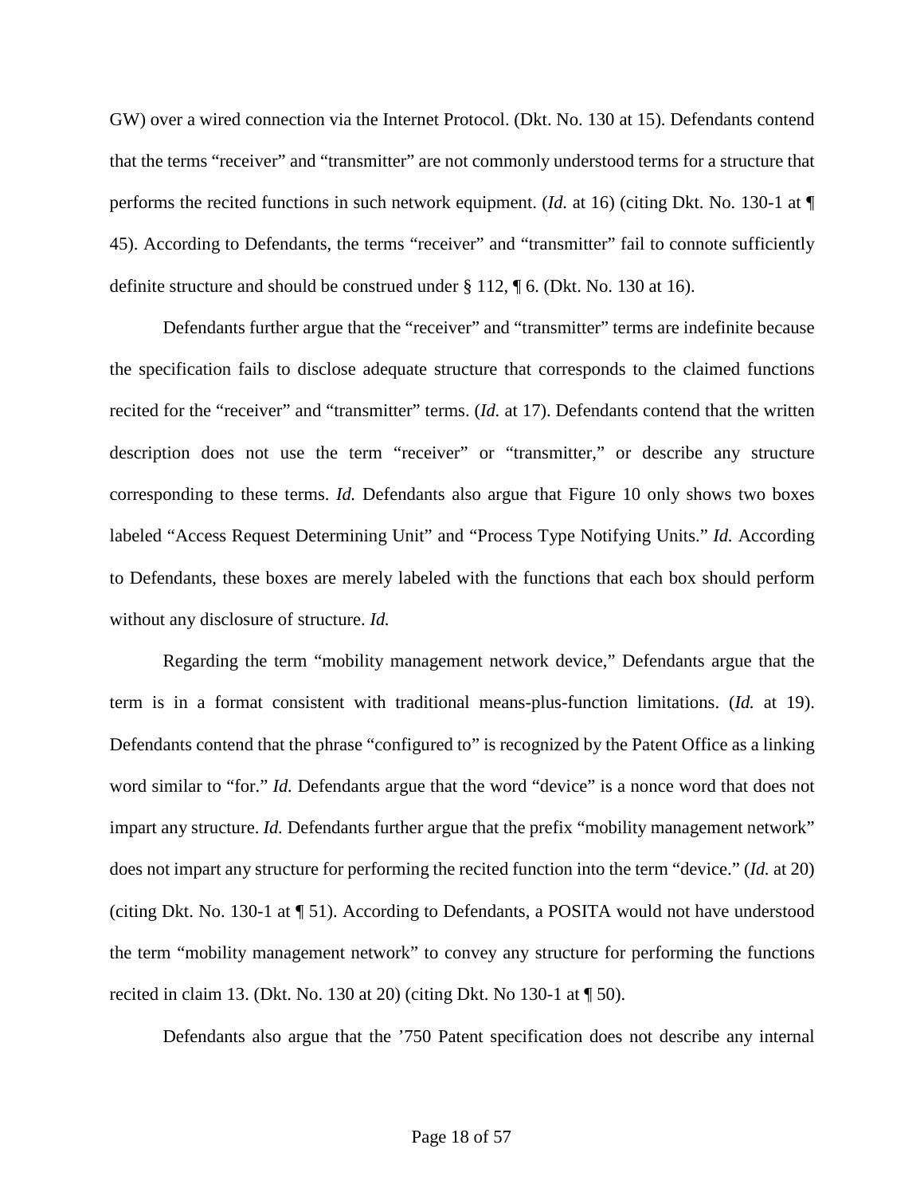GW) over a wired connection via the Internet Protocol. (Dkt. No. 130 at 15). Defendants contend that the terms "receiver" and "transmitter" are not commonly understood terms for a structure that performs the recited functions in such network equipment. (*Id.* at 16) (citing Dkt. No. 130-1 at ¶ 45). According to Defendants, the terms "receiver" and "transmitter" fail to connote sufficiently definite structure and should be construed under § 112, ¶ 6. (Dkt. No. 130 at 16).

Defendants further argue that the "receiver" and "transmitter" terms are indefinite because the specification fails to disclose adequate structure that corresponds to the claimed functions recited for the "receiver" and "transmitter" terms. (*Id.* at 17). Defendants contend that the written description does not use the term "receiver" or "transmitter," or describe any structure corresponding to these terms. *Id.* Defendants also argue that Figure 10 only shows two boxes labeled "Access Request Determining Unit" and "Process Type Notifying Units." *Id.* According to Defendants, these boxes are merely labeled with the functions that each box should perform without any disclosure of structure. *Id.*

Regarding the term "mobility management network device," Defendants argue that the term is in a format consistent with traditional means-plus-function limitations. (*Id.* at 19). Defendants contend that the phrase "configured to" is recognized by the Patent Office as a linking word similar to "for." *Id.* Defendants argue that the word "device" is a nonce word that does not impart any structure. *Id.* Defendants further argue that the prefix "mobility management network" does not impart any structure for performing the recited function into the term "device." (*Id.* at 20) (citing Dkt. No. 130-1 at ¶ 51). According to Defendants, a POSITA would not have understood the term "mobility management network" to convey any structure for performing the functions recited in claim 13. (Dkt. No. 130 at 20) (citing Dkt. No 130-1 at ¶ 50).

Defendants also argue that the '750 Patent specification does not describe any internal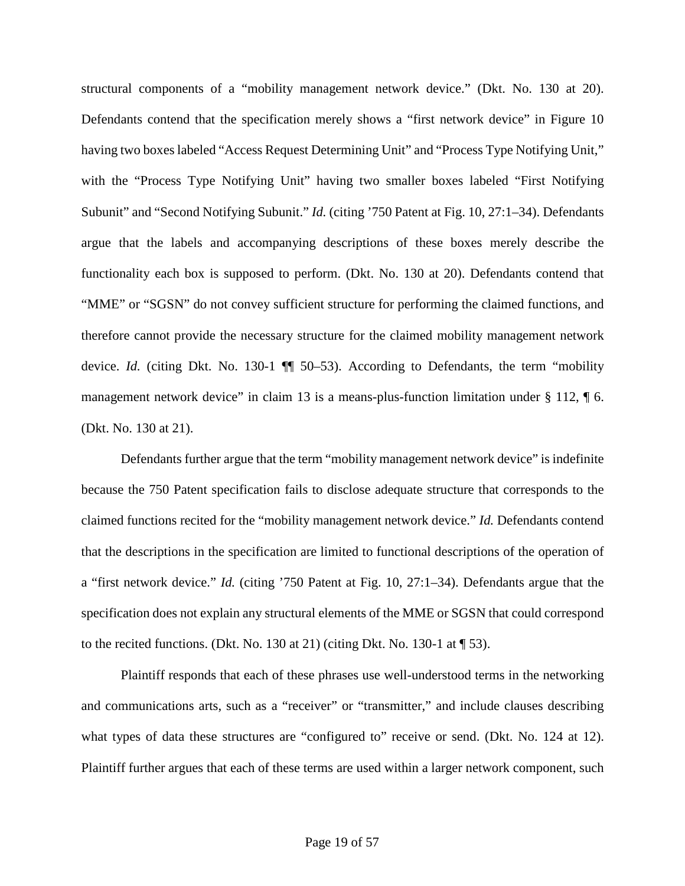structural components of a "mobility management network device." (Dkt. No. 130 at 20). Defendants contend that the specification merely shows a "first network device" in Figure 10 having two boxes labeled "Access Request Determining Unit" and "Process Type Notifying Unit," with the "Process Type Notifying Unit" having two smaller boxes labeled "First Notifying Subunit" and "Second Notifying Subunit." *Id.* (citing '750 Patent at Fig. 10, 27:1–34). Defendants argue that the labels and accompanying descriptions of these boxes merely describe the functionality each box is supposed to perform. (Dkt. No. 130 at 20). Defendants contend that "MME" or "SGSN" do not convey sufficient structure for performing the claimed functions, and therefore cannot provide the necessary structure for the claimed mobility management network device. *Id.* (citing Dkt. No. 130-1 ¶¶ 50–53). According to Defendants, the term "mobility management network device" in claim 13 is a means-plus-function limitation under § 112, ¶ 6. (Dkt. No. 130 at 21).

Defendants further argue that the term "mobility management network device" is indefinite because the 750 Patent specification fails to disclose adequate structure that corresponds to the claimed functions recited for the "mobility management network device." *Id.* Defendants contend that the descriptions in the specification are limited to functional descriptions of the operation of a "first network device." *Id.* (citing '750 Patent at Fig. 10, 27:1–34). Defendants argue that the specification does not explain any structural elements of the MME or SGSN that could correspond to the recited functions. (Dkt. No. 130 at 21) (citing Dkt. No. 130-1 at ¶ 53).

Plaintiff responds that each of these phrases use well-understood terms in the networking and communications arts, such as a "receiver" or "transmitter," and include clauses describing what types of data these structures are "configured to" receive or send. (Dkt. No. 124 at 12). Plaintiff further argues that each of these terms are used within a larger network component, such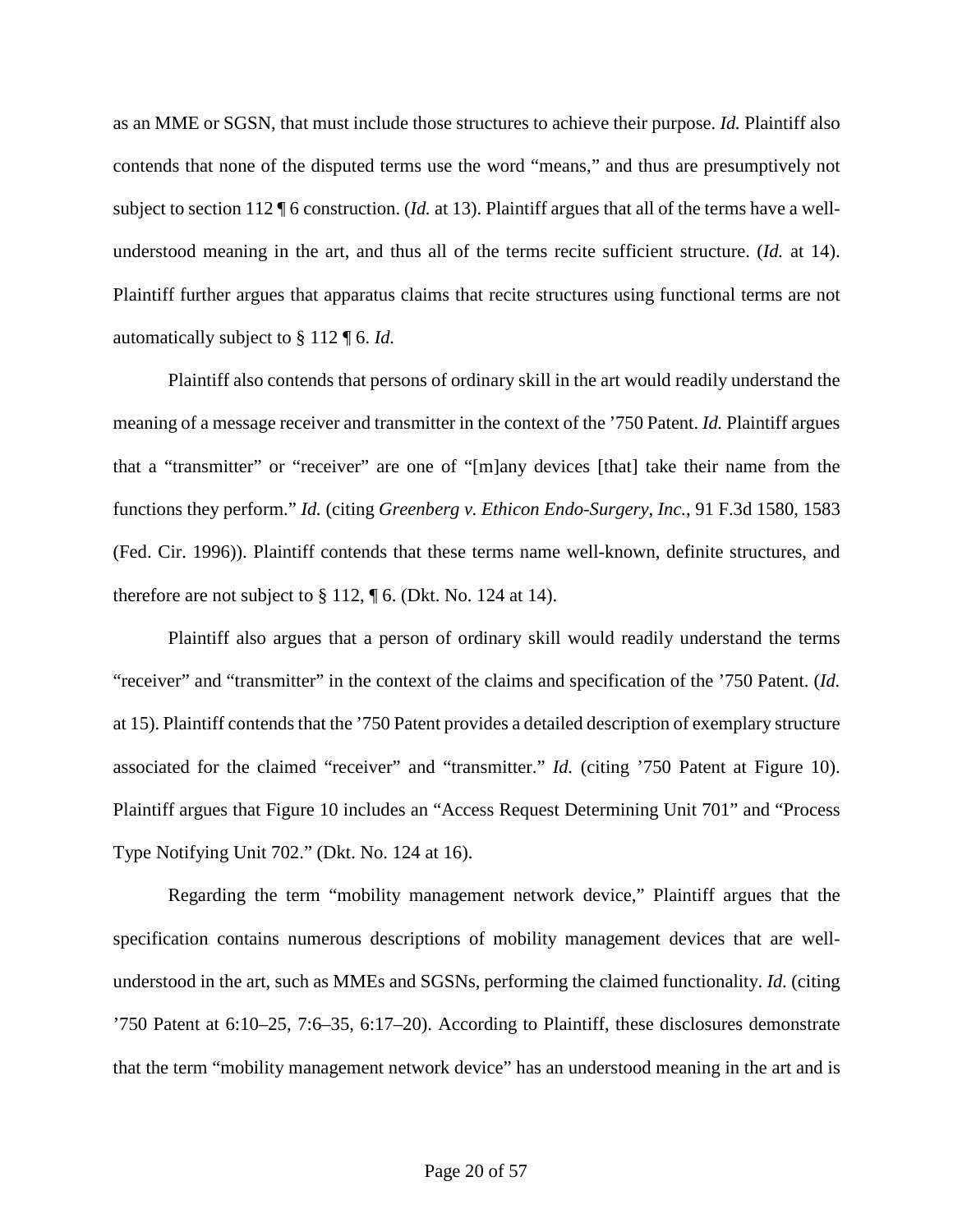as an MME or SGSN, that must include those structures to achieve their purpose. *Id.* Plaintiff also contends that none of the disputed terms use the word "means," and thus are presumptively not subject to section 112 ¶ 6 construction. (*Id.* at 13). Plaintiff argues that all of the terms have a well-understood meaning in the art, and thus all of the terms recite sufficient structure. (*Id.* at 14). Plaintiff further argues that apparatus claims that recite structures using functional terms are not automatically subject to § 112 ¶ 6. *Id.*

Plaintiff also contends that persons of ordinary skill in the art would readily understand the meaning of a message receiver and transmitter in the context of the '750 Patent. *Id.* Plaintiff argues that a "transmitter" or "receiver" are one of "[m]any devices [that] take their name from the functions they perform." *Id.* (citing *Greenberg v. Ethicon Endo-Surgery, Inc.*, 91 F.3d 1580, 1583 (Fed. Cir. 1996)). Plaintiff contends that these terms name well-known, definite structures, and therefore are not subject to § 112, ¶ 6. (Dkt. No. 124 at 14).

Plaintiff also argues that a person of ordinary skill would readily understand the terms "receiver" and "transmitter" in the context of the claims and specification of the '750 Patent. (*Id.* at 15). Plaintiff contends that the '750 Patent provides a detailed description of exemplary structure associated for the claimed "receiver" and "transmitter." *Id.* (citing '750 Patent at Figure 10). Plaintiff argues that Figure 10 includes an "Access Request Determining Unit 701" and "Process Type Notifying Unit 702." (Dkt. No. 124 at 16).

Regarding the term "mobility management network device," Plaintiff argues that the specification contains numerous descriptions of mobility management devices that are well-understood in the art, such as MMEs and SGSNs, performing the claimed functionality. *Id.* (citing '750 Patent at 6:10–25, 7:6–35, 6:17–20). According to Plaintiff, these disclosures demonstrate that the term "mobility management network device" has an understood meaning in the art and is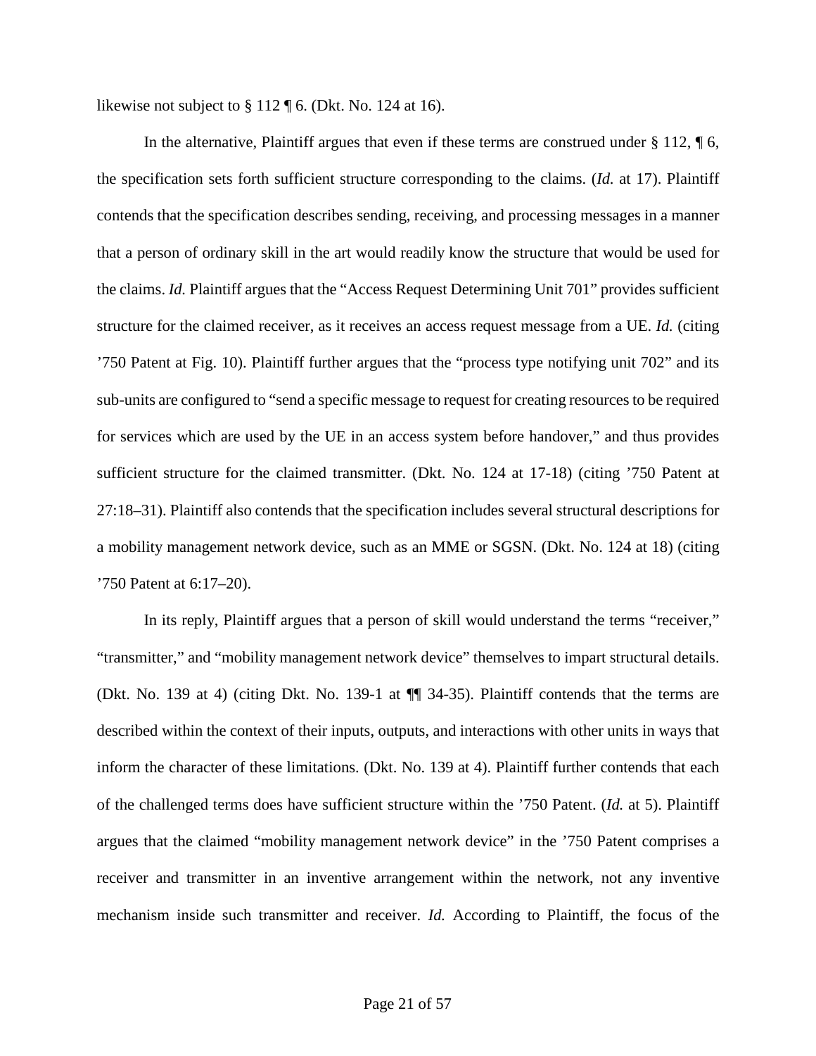likewise not subject to § 112 ¶ 6. (Dkt. No. 124 at 16).

In the alternative, Plaintiff argues that even if these terms are construed under § 112, ¶ 6, the specification sets forth sufficient structure corresponding to the claims. (*Id.* at 17). Plaintiff contends that the specification describes sending, receiving, and processing messages in a manner that a person of ordinary skill in the art would readily know the structure that would be used for the claims. *Id.* Plaintiff argues that the "Access Request Determining Unit 701" provides sufficient structure for the claimed receiver, as it receives an access request message from a UE. *Id.* (citing '750 Patent at Fig. 10). Plaintiff further argues that the "process type notifying unit 702" and its sub-units are configured to "send a specific message to request for creating resources to be required for services which are used by the UE in an access system before handover," and thus provides sufficient structure for the claimed transmitter. (Dkt. No. 124 at 17-18) (citing '750 Patent at 27:18–31). Plaintiff also contends that the specification includes several structural descriptions for a mobility management network device, such as an MME or SGSN. (Dkt. No. 124 at 18) (citing '750 Patent at 6:17–20).

In its reply, Plaintiff argues that a person of skill would understand the terms "receiver," "transmitter," and "mobility management network device" themselves to impart structural details. (Dkt. No. 139 at 4) (citing Dkt. No. 139-1 at ¶¶ 34-35). Plaintiff contends that the terms are described within the context of their inputs, outputs, and interactions with other units in ways that inform the character of these limitations. (Dkt. No. 139 at 4). Plaintiff further contends that each of the challenged terms does have sufficient structure within the '750 Patent. (*Id.* at 5). Plaintiff argues that the claimed "mobility management network device" in the '750 Patent comprises a receiver and transmitter in an inventive arrangement within the network, not any inventive mechanism inside such transmitter and receiver. *Id.* According to Plaintiff, the focus of the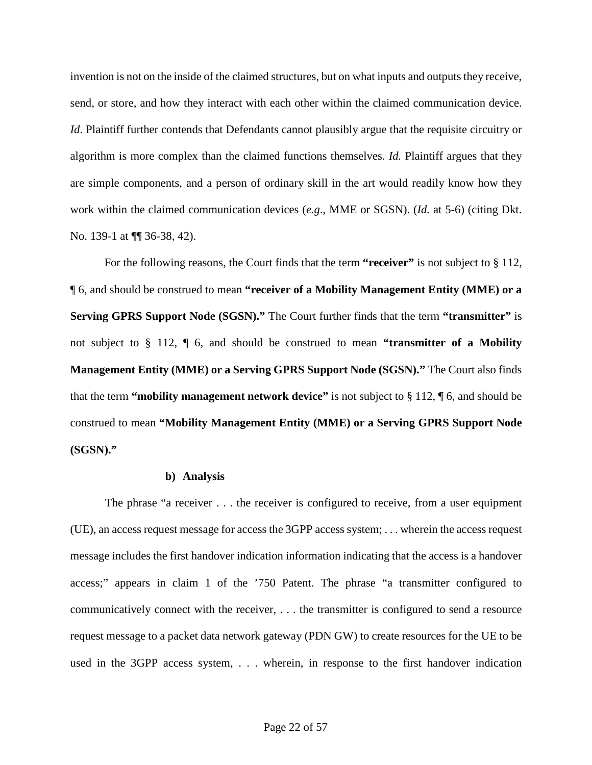invention is not on the inside of the claimed structures, but on what inputs and outputs they receive, send, or store, and how they interact with each other within the claimed communication device. *Id*. Plaintiff further contends that Defendants cannot plausibly argue that the requisite circuitry or algorithm is more complex than the claimed functions themselves. *Id.* Plaintiff argues that they are simple components, and a person of ordinary skill in the art would readily know how they work within the claimed communication devices (*e.g*., MME or SGSN). (*Id.* at 5-6) (citing Dkt. No. 139-1 at ¶¶ 36-38, 42).

For the following reasons, the Court finds that the term **"receiver"** is not subject to § 112, ¶ 6, and should be construed to mean **"receiver of a Mobility Management Entity (MME) or a Serving GPRS Support Node (SGSN)."** The Court further finds that the term **"transmitter"** is not subject to § 112, ¶ 6, and should be construed to mean **"transmitter of a Mobility Management Entity (MME) or a Serving GPRS Support Node (SGSN)."** The Court also finds that the term **"mobility management network device"** is not subject to § 112, ¶ 6, and should be construed to mean **"Mobility Management Entity (MME) or a Serving GPRS Support Node (SGSN)."**

**b) Analysis**

The phrase "a receiver . . . the receiver is configured to receive, from a user equipment (UE), an access request message for access the 3GPP access system; . . . wherein the access request message includes the first handover indication information indicating that the access is a handover access;" appears in claim 1 of the '750 Patent. The phrase "a transmitter configured to communicatively connect with the receiver, . . . the transmitter is configured to send a resource request message to a packet data network gateway (PDN GW) to create resources for the UE to be used in the 3GPP access system, . . . wherein, in response to the first handover indication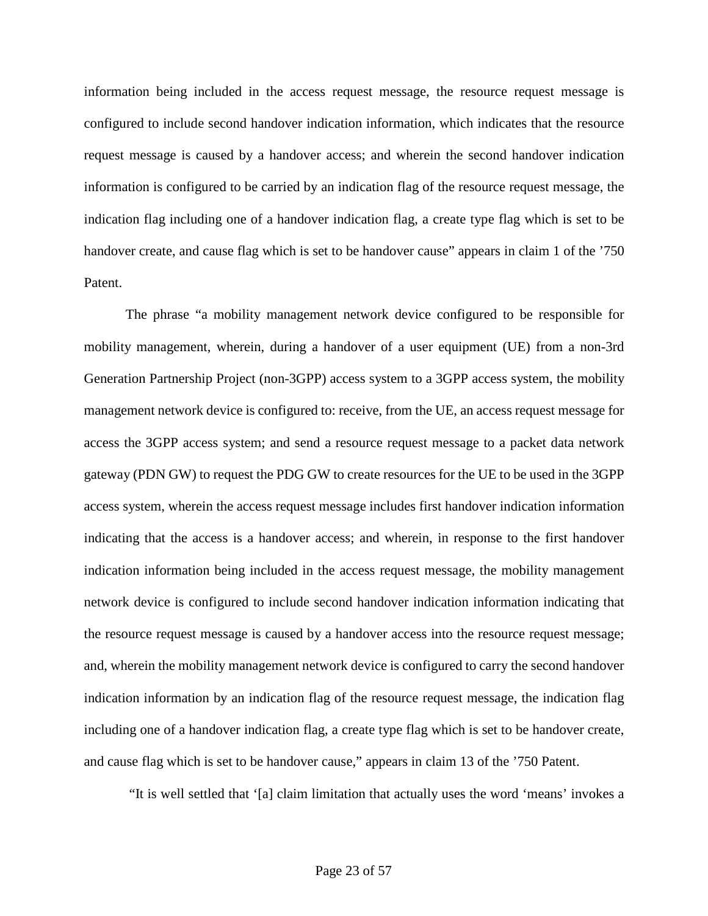information being included in the access request message, the resource request message is configured to include second handover indication information, which indicates that the resource request message is caused by a handover access; and wherein the second handover indication information is configured to be carried by an indication flag of the resource request message, the indication flag including one of a handover indication flag, a create type flag which is set to be handover create, and cause flag which is set to be handover cause" appears in claim 1 of the '750 Patent.

The phrase "a mobility management network device configured to be responsible for mobility management, wherein, during a handover of a user equipment (UE) from a non-3rd Generation Partnership Project (non-3GPP) access system to a 3GPP access system, the mobility management network device is configured to: receive, from the UE, an access request message for access the 3GPP access system; and send a resource request message to a packet data network gateway (PDN GW) to request the PDG GW to create resources for the UE to be used in the 3GPP access system, wherein the access request message includes first handover indication information indicating that the access is a handover access; and wherein, in response to the first handover indication information being included in the access request message, the mobility management network device is configured to include second handover indication information indicating that the resource request message is caused by a handover access into the resource request message; and, wherein the mobility management network device is configured to carry the second handover indication information by an indication flag of the resource request message, the indication flag including one of a handover indication flag, a create type flag which is set to be handover create, and cause flag which is set to be handover cause," appears in claim 13 of the '750 Patent.

"It is well settled that '[a] claim limitation that actually uses the word 'means' invokes a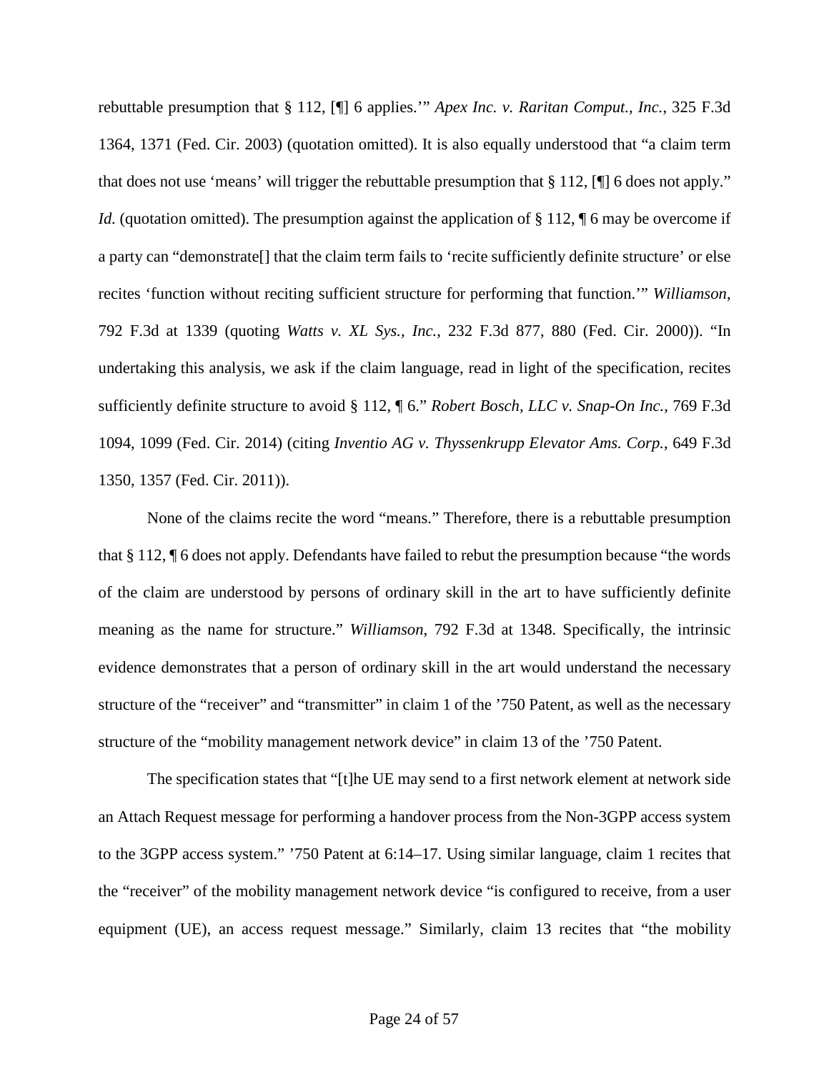rebuttable presumption that § 112, [¶] 6 applies.'" *Apex Inc. v. Raritan Comput., Inc.*, 325 F.3d 1364, 1371 (Fed. Cir. 2003) (quotation omitted). It is also equally understood that "a claim term that does not use 'means' will trigger the rebuttable presumption that § 112, [¶] 6 does not apply." *Id.* (quotation omitted). The presumption against the application of § 112, ¶ 6 may be overcome if a party can "demonstrate[] that the claim term fails to 'recite sufficiently definite structure' or else recites 'function without reciting sufficient structure for performing that function.'" *Williamson*, 792 F.3d at 1339 (quoting *Watts v. XL Sys., Inc.*, 232 F.3d 877, 880 (Fed. Cir. 2000)). "In undertaking this analysis, we ask if the claim language, read in light of the specification, recites sufficiently definite structure to avoid § 112, ¶ 6." *Robert Bosch, LLC v. Snap-On Inc.*, 769 F.3d 1094, 1099 (Fed. Cir. 2014) (citing *Inventio AG v. Thyssenkrupp Elevator Ams. Corp.*, 649 F.3d 1350, 1357 (Fed. Cir. 2011)).

None of the claims recite the word "means." Therefore, there is a rebuttable presumption that § 112, ¶ 6 does not apply. Defendants have failed to rebut the presumption because "the words of the claim are understood by persons of ordinary skill in the art to have sufficiently definite meaning as the name for structure." *Williamson*, 792 F.3d at 1348. Specifically, the intrinsic evidence demonstrates that a person of ordinary skill in the art would understand the necessary structure of the "receiver" and "transmitter" in claim 1 of the '750 Patent, as well as the necessary structure of the "mobility management network device" in claim 13 of the '750 Patent.

The specification states that "[t]he UE may send to a first network element at network side an Attach Request message for performing a handover process from the Non-3GPP access system to the 3GPP access system." '750 Patent at 6:14–17. Using similar language, claim 1 recites that the "receiver" of the mobility management network device "is configured to receive, from a user equipment (UE), an access request message." Similarly, claim 13 recites that "the mobility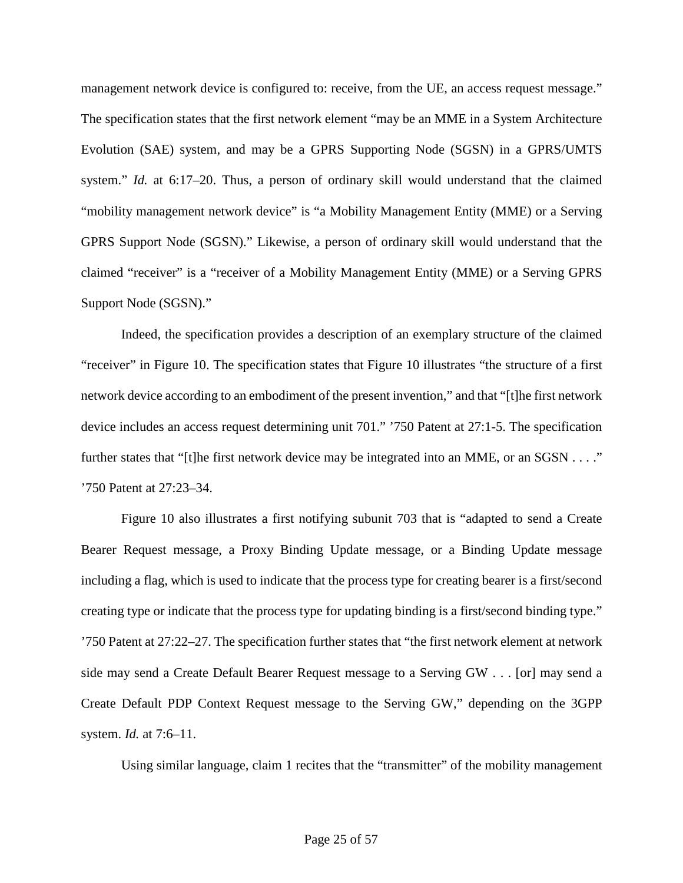management network device is configured to: receive, from the UE, an access request message." The specification states that the first network element "may be an MME in a System Architecture Evolution (SAE) system, and may be a GPRS Supporting Node (SGSN) in a GPRS/UMTS system." *Id.* at 6:17–20. Thus, a person of ordinary skill would understand that the claimed "mobility management network device" is "a Mobility Management Entity (MME) or a Serving GPRS Support Node (SGSN)." Likewise, a person of ordinary skill would understand that the claimed "receiver" is a "receiver of a Mobility Management Entity (MME) or a Serving GPRS Support Node (SGSN)."

Indeed, the specification provides a description of an exemplary structure of the claimed "receiver" in Figure 10. The specification states that Figure 10 illustrates "the structure of a first network device according to an embodiment of the present invention," and that "[t]he first network device includes an access request determining unit 701." '750 Patent at 27:1-5. The specification further states that "[t]he first network device may be integrated into an MME, or an SGSN . . . ." '750 Patent at 27:23–34.

Figure 10 also illustrates a first notifying subunit 703 that is "adapted to send a Create Bearer Request message, a Proxy Binding Update message, or a Binding Update message including a flag, which is used to indicate that the process type for creating bearer is a first/second creating type or indicate that the process type for updating binding is a first/second binding type." '750 Patent at 27:22–27. The specification further states that "the first network element at network side may send a Create Default Bearer Request message to a Serving GW . . . [or] may send a Create Default PDP Context Request message to the Serving GW," depending on the 3GPP system. *Id.* at 7:6–11.

Using similar language, claim 1 recites that the "transmitter" of the mobility management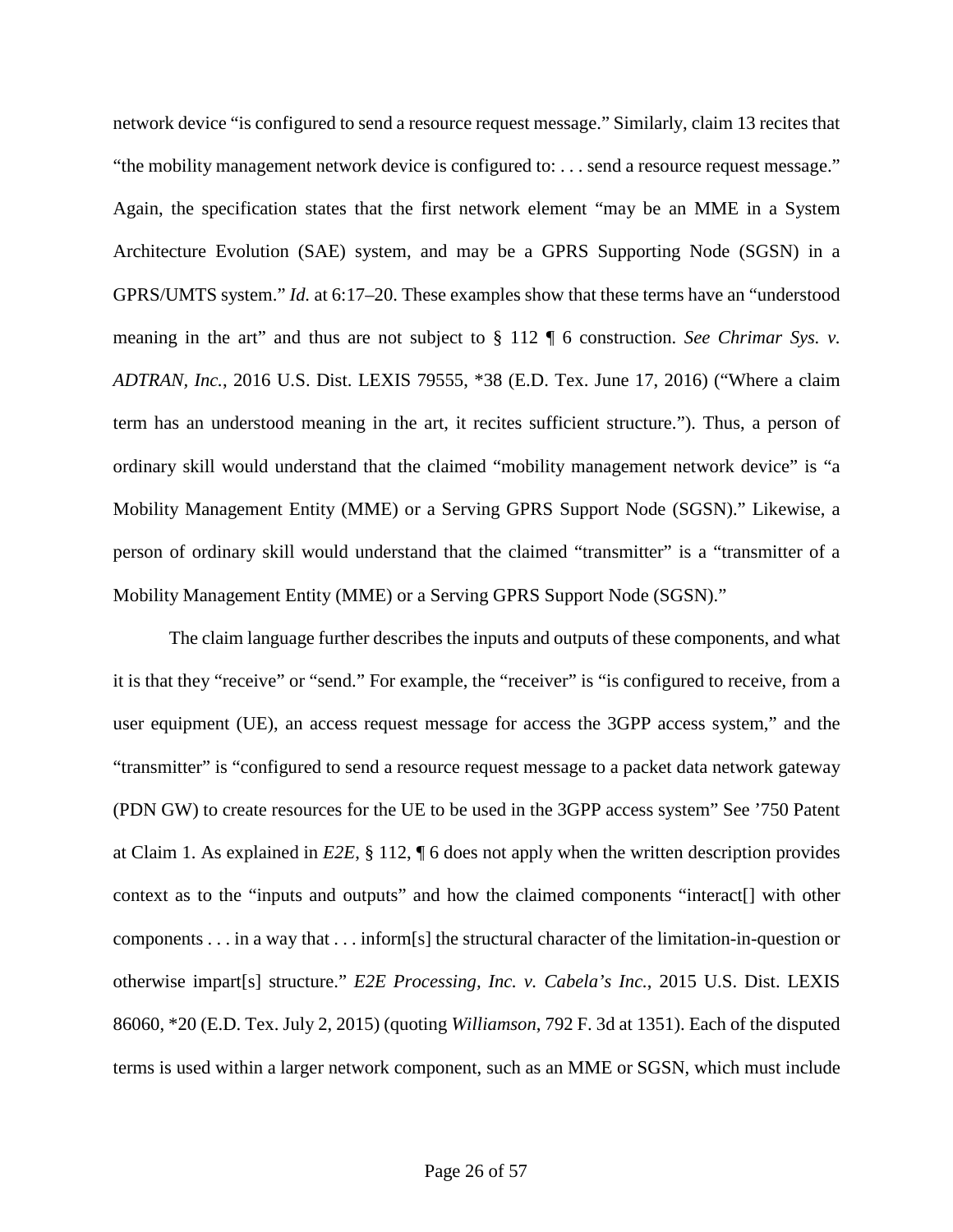network device "is configured to send a resource request message." Similarly, claim 13 recites that "the mobility management network device is configured to: . . . send a resource request message." Again, the specification states that the first network element "may be an MME in a System Architecture Evolution (SAE) system, and may be a GPRS Supporting Node (SGSN) in a GPRS/UMTS system." *Id.* at 6:17–20. These examples show that these terms have an "understood meaning in the art" and thus are not subject to § 112 ¶ 6 construction. *See Chrimar Sys. v. ADTRAN, Inc.*, 2016 U.S. Dist. LEXIS 79555, *38 (E.D. Tex. June 17, 2016) ("Where a claim term has an understood meaning in the art, it recites sufficient structure."). Thus, a person of ordinary skill would understand that the claimed "mobility management network device" is "a Mobility Management Entity (MME) or a Serving GPRS Support Node (SGSN)." Likewise, a person of ordinary skill would understand that the claimed "transmitter" is a "transmitter of a Mobility Management Entity (MME) or a Serving GPRS Support Node (SGSN)."

The claim language further describes the inputs and outputs of these components, and what it is that they "receive" or "send." For example, the "receiver" is "is configured to receive, from a user equipment (UE), an access request message for access the 3GPP access system," and the "transmitter" is "configured to send a resource request message to a packet data network gateway (PDN GW) to create resources for the UE to be used in the 3GPP access system" See '750 Patent at Claim 1. As explained in *E2E*, § 112, ¶ 6 does not apply when the written description provides context as to the "inputs and outputs" and how the claimed components "interact[] with other components . . . in a way that . . . inform[s] the structural character of the limitation-in-question or otherwise impart[s] structure." *E2E Processing, Inc. v. Cabela's Inc.*, 2015 U.S. Dist. LEXIS 86060, *20 (E.D. Tex. July 2, 2015) (quoting *Williamson*, 792 F. 3d at 1351). Each of the disputed terms is used within a larger network component, such as an MME or SGSN, which must include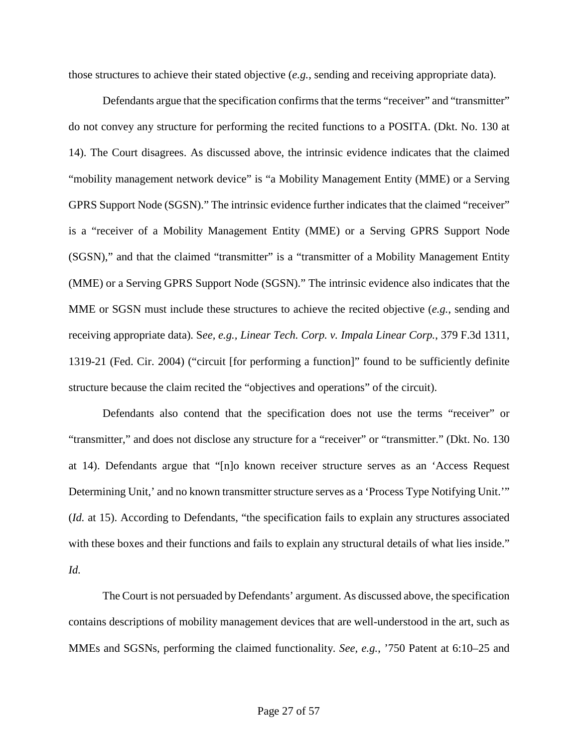those structures to achieve their stated objective (*e.g.*, sending and receiving appropriate data).

Defendants argue that the specification confirms that the terms "receiver" and "transmitter" do not convey any structure for performing the recited functions to a POSITA. (Dkt. No. 130 at 14). The Court disagrees. As discussed above, the intrinsic evidence indicates that the claimed "mobility management network device" is "a Mobility Management Entity (MME) or a Serving GPRS Support Node (SGSN)." The intrinsic evidence further indicates that the claimed "receiver" is a "receiver of a Mobility Management Entity (MME) or a Serving GPRS Support Node (SGSN)," and that the claimed "transmitter" is a "transmitter of a Mobility Management Entity (MME) or a Serving GPRS Support Node (SGSN)." The intrinsic evidence also indicates that the MME or SGSN must include these structures to achieve the recited objective (*e.g.*, sending and receiving appropriate data). S*ee, e.g.*, *Linear Tech. Corp. v. Impala Linear Corp.*, 379 F.3d 1311, 1319-21 (Fed. Cir. 2004) ("circuit [for performing a function]" found to be sufficiently definite structure because the claim recited the "objectives and operations" of the circuit).

Defendants also contend that the specification does not use the terms "receiver" or "transmitter," and does not disclose any structure for a "receiver" or "transmitter." (Dkt. No. 130 at 14). Defendants argue that "[n]o known receiver structure serves as an 'Access Request Determining Unit,' and no known transmitter structure serves as a 'Process Type Notifying Unit.'" (*Id.* at 15). According to Defendants, "the specification fails to explain any structures associated with these boxes and their functions and fails to explain any structural details of what lies inside." *Id.*

The Court is not persuaded by Defendants' argument. As discussed above, the specification contains descriptions of mobility management devices that are well-understood in the art, such as MMEs and SGSNs, performing the claimed functionality. *See, e.g.*, '750 Patent at 6:10–25 and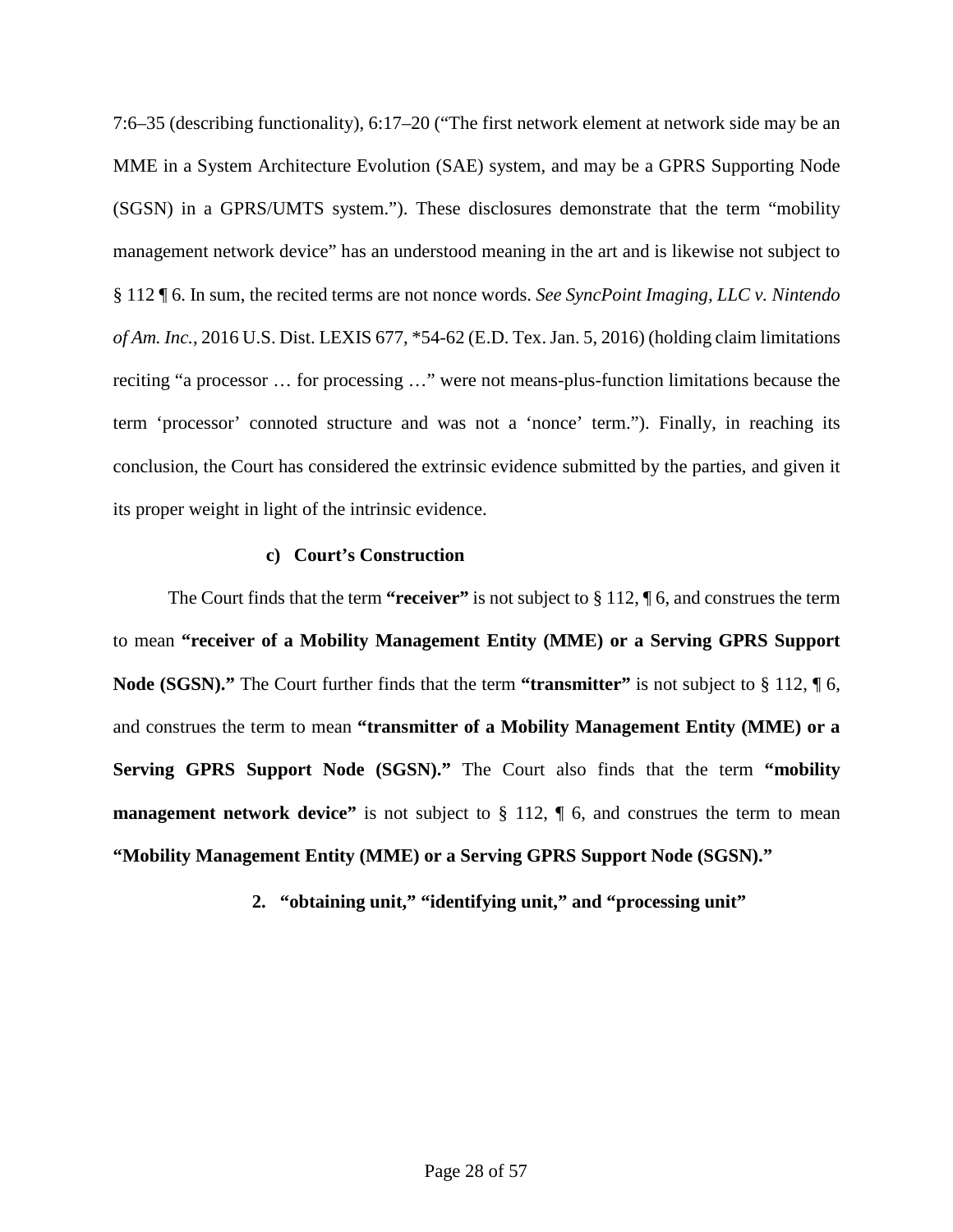7:6–35 (describing functionality), 6:17–20 ("The first network element at network side may be an MME in a System Architecture Evolution (SAE) system, and may be a GPRS Supporting Node (SGSN) in a GPRS/UMTS system."). These disclosures demonstrate that the term "mobility management network device" has an understood meaning in the art and is likewise not subject to § 112 ¶ 6. In sum, the recited terms are not nonce words. *See SyncPoint Imaging, LLC v. Nintendo of Am. Inc.*, 2016 U.S. Dist. LEXIS 677, *54-62 (E.D. Tex. Jan. 5, 2016) (holding claim limitations reciting "a processor … for processing …" were not means-plus-function limitations because the term 'processor' connoted structure and was not a 'nonce' term."). Finally, in reaching its conclusion, the Court has considered the extrinsic evidence submitted by the parties, and given it its proper weight in light of the intrinsic evidence.

#### c) Court's Construction

The Court finds that the term **"receiver"** is not subject to § 112, ¶ 6, and construes the term to mean **"receiver of a Mobility Management Entity (MME) or a Serving GPRS Support Node (SGSN)."** The Court further finds that the term **"transmitter"** is not subject to § 112, ¶ 6, and construes the term to mean **"transmitter of a Mobility Management Entity (MME) or a Serving GPRS Support Node (SGSN)."** The Court also finds that the term **"mobility management network device"** is not subject to § 112, ¶ 6, and construes the term to mean **"Mobility Management Entity (MME) or a Serving GPRS Support Node (SGSN)."**

### 2. "obtaining unit," "identifying unit," and "processing unit"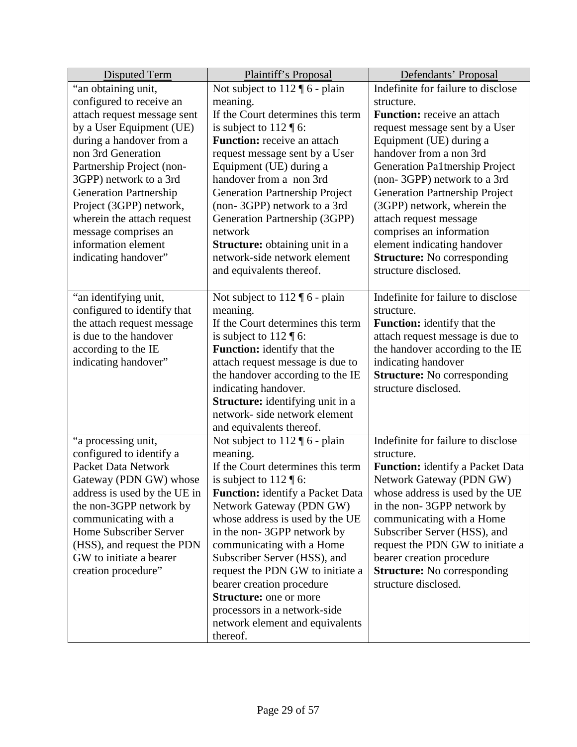| Disputed Term | Plaintiff's Proposal | Defendants' Proposal |
|---|---|---|
| "an obtaining unit, configured to receive an attach request message sent by a User Equipment (UE) during a handover from a non 3rd Generation Partnership Project (non-3GPP) network to a 3rd Generation Partnership Project (3GPP) network, wherein the attach request message comprises an information element indicating handover" | Not subject to 112 ¶ 6 - plain meaning.<br>If the Court determines this term is subject to 112 ¶ 6:<br>**Function:** receive an attach request message sent by a User Equipment (UE) during a handover from a non 3rd Generation Partnership Project (non- 3GPP) network to a 3rd Generation Partnership (3GPP) network<br>**Structure:** obtaining unit in a network-side network element and equivalents thereof. | Indefinite for failure to disclose structure.<br>**Function:** receive an attach request message sent by a User Equipment (UE) during a handover from a non 3rd Generation Pa1tnership Project (non- 3GPP) network to a 3rd Generation Partnership Project (3GPP) network, wherein the attach request message comprises an information element indicating handover<br>**Structure:** No corresponding structure disclosed. |
| "an identifying unit, configured to identify that the attach request message is due to the handover according to the IE indicating handover" | Not subject to 112 ¶ 6 - plain meaning.<br>If the Court determines this term is subject to 112 ¶ 6:<br>**Function:** identify that the attach request message is due to the handover according to the IE indicating handover.<br>**Structure:** identifying unit in a network- side network element and equivalents thereof. | Indefinite for failure to disclose structure.<br>**Function:** identify that the attach request message is due to the handover according to the IE indicating handover<br>**Structure:** No corresponding structure disclosed. |
| "a processing unit, configured to identify a Packet Data Network Gateway (PDN GW) whose address is used by the UE in the non-3GPP network by communicating with a Home Subscriber Server (HSS), and request the PDN GW to initiate a bearer creation procedure" | Not subject to 112 ¶ 6 - plain meaning.<br>If the Court determines this term is subject to 112 ¶ 6:<br>**Function:** identify a Packet Data Network Gateway (PDN GW) whose address is used by the UE in the non- 3GPP network by communicating with a Home Subscriber Server (HSS), and request the PDN GW to initiate a bearer creation procedure<br>**Structure:** one or more processors in a network-side network element and equivalents thereof. | Indefinite for failure to disclose structure.<br>**Function:** identify a Packet Data Network Gateway (PDN GW) whose address is used by the UE in the non- 3GPP network by communicating with a Home Subscriber Server (HSS), and request the PDN GW to initiate a bearer creation procedure<br>**Structure:** No corresponding structure disclosed. |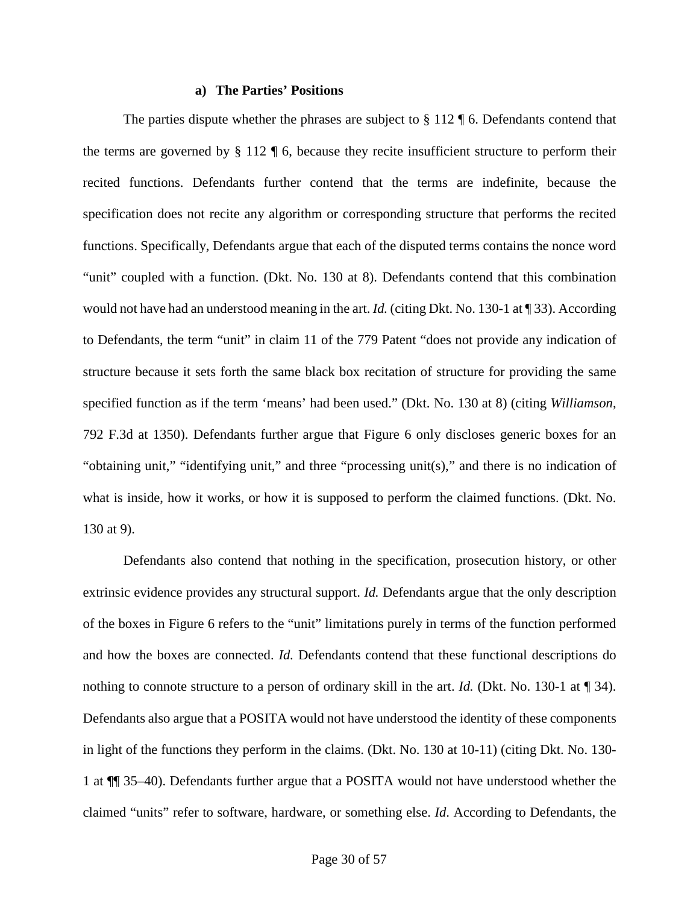#### a) The Parties' Positions

The parties dispute whether the phrases are subject to § 112 ¶ 6. Defendants contend that the terms are governed by § 112 ¶ 6, because they recite insufficient structure to perform their recited functions. Defendants further contend that the terms are indefinite, because the specification does not recite any algorithm or corresponding structure that performs the recited functions. Specifically, Defendants argue that each of the disputed terms contains the nonce word "unit" coupled with a function. (Dkt. No. 130 at 8). Defendants contend that this combination would not have had an understood meaning in the art. *Id.* (citing Dkt. No. 130-1 at ¶ 33). According to Defendants, the term "unit" in claim 11 of the 779 Patent "does not provide any indication of structure because it sets forth the same black box recitation of structure for providing the same specified function as if the term 'means' had been used." (Dkt. No. 130 at 8) (citing *Williamson*, 792 F.3d at 1350). Defendants further argue that Figure 6 only discloses generic boxes for an "obtaining unit," "identifying unit," and three "processing unit(s)," and there is no indication of what is inside, how it works, or how it is supposed to perform the claimed functions. (Dkt. No. 130 at 9).

Defendants also contend that nothing in the specification, prosecution history, or other extrinsic evidence provides any structural support. *Id.* Defendants argue that the only description of the boxes in Figure 6 refers to the "unit" limitations purely in terms of the function performed and how the boxes are connected. *Id.* Defendants contend that these functional descriptions do nothing to connote structure to a person of ordinary skill in the art. *Id.* (Dkt. No. 130-1 at ¶ 34). Defendants also argue that a POSITA would not have understood the identity of these components in light of the functions they perform in the claims. (Dkt. No. 130 at 10-11) (citing Dkt. No. 130-1 at ¶¶ 35–40). Defendants further argue that a POSITA would not have understood whether the claimed "units" refer to software, hardware, or something else. *Id.* According to Defendants, the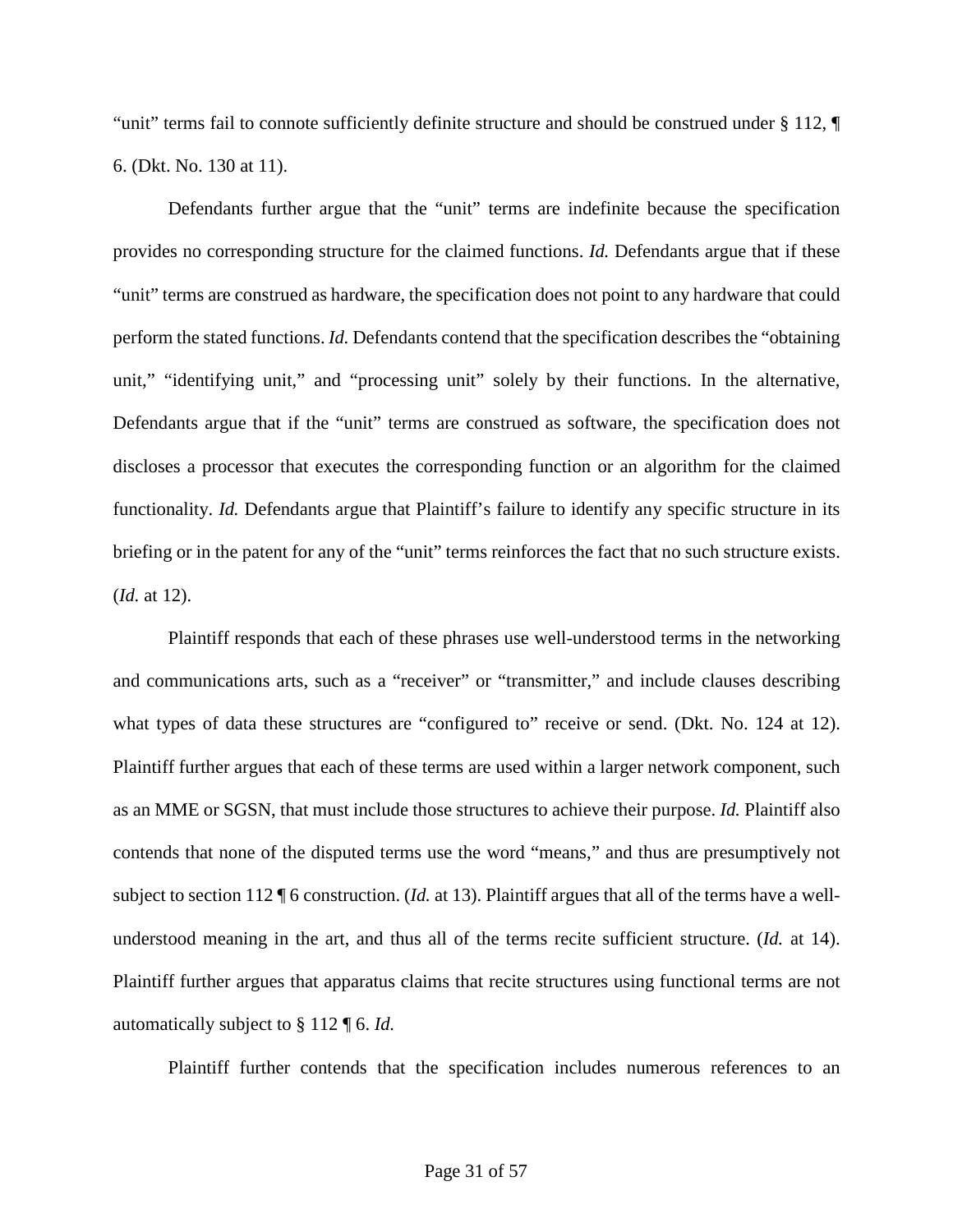"unit" terms fail to connote sufficiently definite structure and should be construed under § 112, ¶ 6. (Dkt. No. 130 at 11).

Defendants further argue that the "unit" terms are indefinite because the specification provides no corresponding structure for the claimed functions. *Id.* Defendants argue that if these "unit" terms are construed as hardware, the specification does not point to any hardware that could perform the stated functions. *Id.* Defendants contend that the specification describes the "obtaining unit," "identifying unit," and "processing unit" solely by their functions. In the alternative, Defendants argue that if the "unit" terms are construed as software, the specification does not discloses a processor that executes the corresponding function or an algorithm for the claimed functionality. *Id.* Defendants argue that Plaintiff's failure to identify any specific structure in its briefing or in the patent for any of the "unit" terms reinforces the fact that no such structure exists. (*Id.* at 12).

Plaintiff responds that each of these phrases use well-understood terms in the networking and communications arts, such as a "receiver" or "transmitter," and include clauses describing what types of data these structures are "configured to" receive or send. (Dkt. No. 124 at 12). Plaintiff further argues that each of these terms are used within a larger network component, such as an MME or SGSN, that must include those structures to achieve their purpose. *Id.* Plaintiff also contends that none of the disputed terms use the word "means," and thus are presumptively not subject to section 112 ¶ 6 construction. (*Id.* at 13). Plaintiff argues that all of the terms have a well-understood meaning in the art, and thus all of the terms recite sufficient structure. (*Id.* at 14). Plaintiff further argues that apparatus claims that recite structures using functional terms are not automatically subject to § 112 ¶ 6. *Id.*

Plaintiff further contends that the specification includes numerous references to an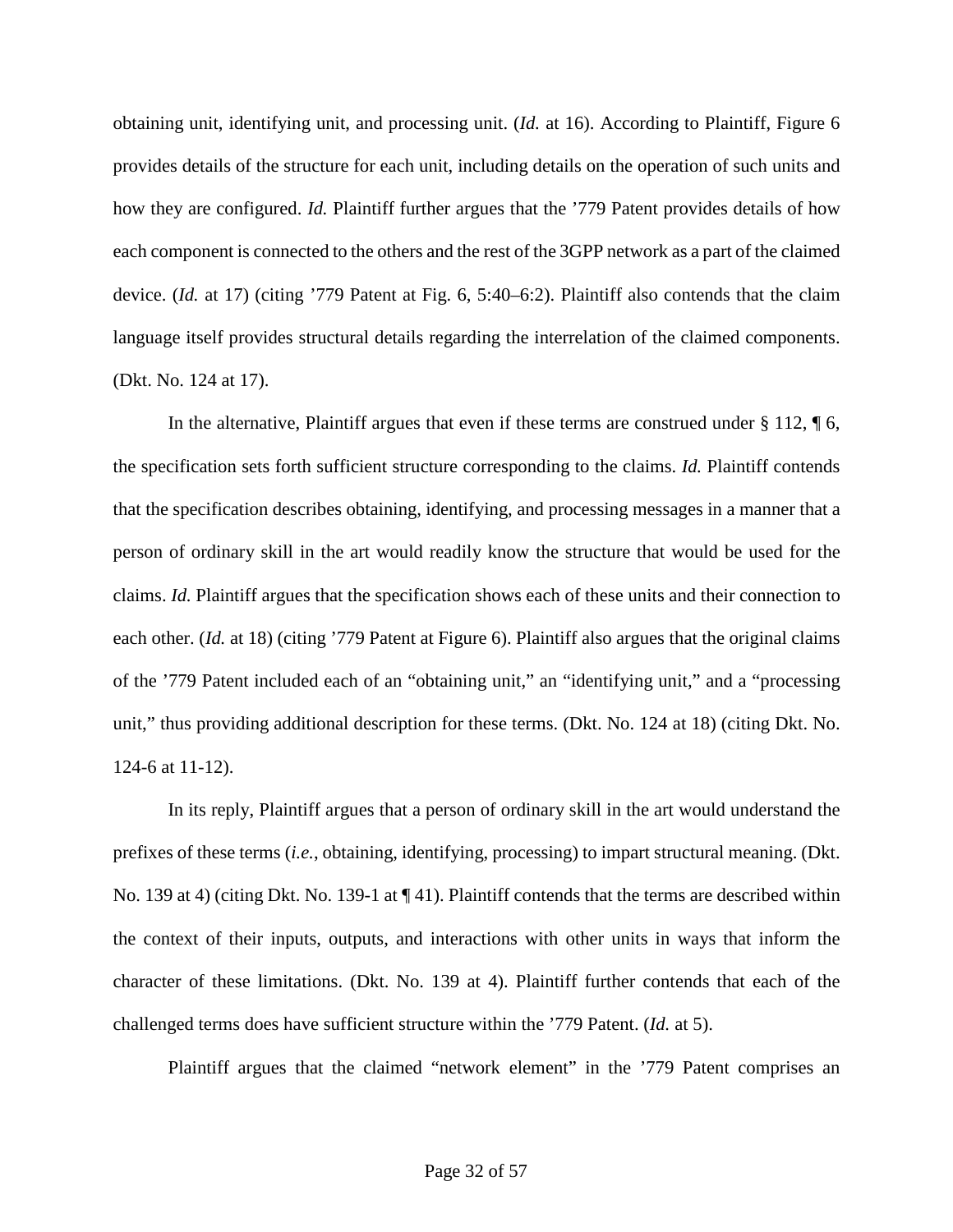obtaining unit, identifying unit, and processing unit. (*Id.* at 16). According to Plaintiff, Figure 6 provides details of the structure for each unit, including details on the operation of such units and how they are configured. *Id.* Plaintiff further argues that the '779 Patent provides details of how each component is connected to the others and the rest of the 3GPP network as a part of the claimed device. (*Id.* at 17) (citing '779 Patent at Fig. 6, 5:40–6:2). Plaintiff also contends that the claim language itself provides structural details regarding the interrelation of the claimed components. (Dkt. No. 124 at 17).

In the alternative, Plaintiff argues that even if these terms are construed under § 112, ¶ 6, the specification sets forth sufficient structure corresponding to the claims. *Id.* Plaintiff contends that the specification describes obtaining, identifying, and processing messages in a manner that a person of ordinary skill in the art would readily know the structure that would be used for the claims. *Id.* Plaintiff argues that the specification shows each of these units and their connection to each other. (*Id.* at 18) (citing '779 Patent at Figure 6). Plaintiff also argues that the original claims of the '779 Patent included each of an "obtaining unit," an "identifying unit," and a "processing unit," thus providing additional description for these terms. (Dkt. No. 124 at 18) (citing Dkt. No. 124-6 at 11-12).

In its reply, Plaintiff argues that a person of ordinary skill in the art would understand the prefixes of these terms (*i.e.*, obtaining, identifying, processing) to impart structural meaning. (Dkt. No. 139 at 4) (citing Dkt. No. 139-1 at ¶ 41). Plaintiff contends that the terms are described within the context of their inputs, outputs, and interactions with other units in ways that inform the character of these limitations. (Dkt. No. 139 at 4). Plaintiff further contends that each of the challenged terms does have sufficient structure within the '779 Patent. (*Id.* at 5).

Plaintiff argues that the claimed "network element" in the '779 Patent comprises an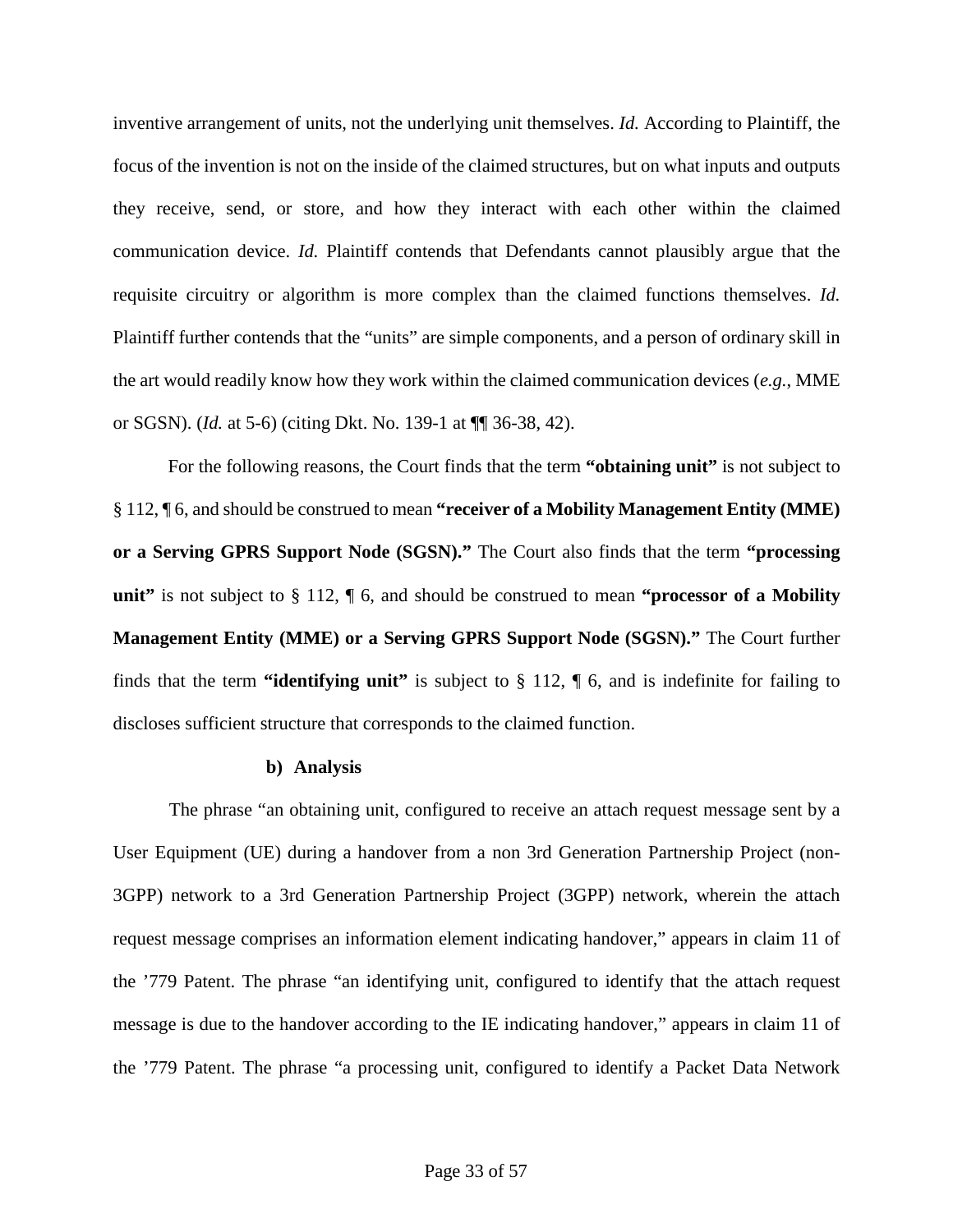inventive arrangement of units, not the underlying unit themselves. *Id.* According to Plaintiff, the focus of the invention is not on the inside of the claimed structures, but on what inputs and outputs they receive, send, or store, and how they interact with each other within the claimed communication device. *Id.* Plaintiff contends that Defendants cannot plausibly argue that the requisite circuitry or algorithm is more complex than the claimed functions themselves. *Id.* Plaintiff further contends that the "units" are simple components, and a person of ordinary skill in the art would readily know how they work within the claimed communication devices (*e.g.*, MME or SGSN). (*Id.* at 5-6) (citing Dkt. No. 139-1 at ¶¶ 36-38, 42).

For the following reasons, the Court finds that the term **"obtaining unit"** is not subject to § 112, ¶ 6, and should be construed to mean **"receiver of a Mobility Management Entity (MME) or a Serving GPRS Support Node (SGSN)."** The Court also finds that the term **"processing unit"** is not subject to § 112, ¶ 6, and should be construed to mean **"processor of a Mobility Management Entity (MME) or a Serving GPRS Support Node (SGSN)."** The Court further finds that the term **"identifying unit"** is subject to § 112, ¶ 6, and is indefinite for failing to discloses sufficient structure that corresponds to the claimed function.

**b) Analysis**

The phrase "an obtaining unit, configured to receive an attach request message sent by a User Equipment (UE) during a handover from a non 3rd Generation Partnership Project (non-3GPP) network to a 3rd Generation Partnership Project (3GPP) network, wherein the attach request message comprises an information element indicating handover," appears in claim 11 of the '779 Patent. The phrase "an identifying unit, configured to identify that the attach request message is due to the handover according to the IE indicating handover," appears in claim 11 of the '779 Patent. The phrase "a processing unit, configured to identify a Packet Data Network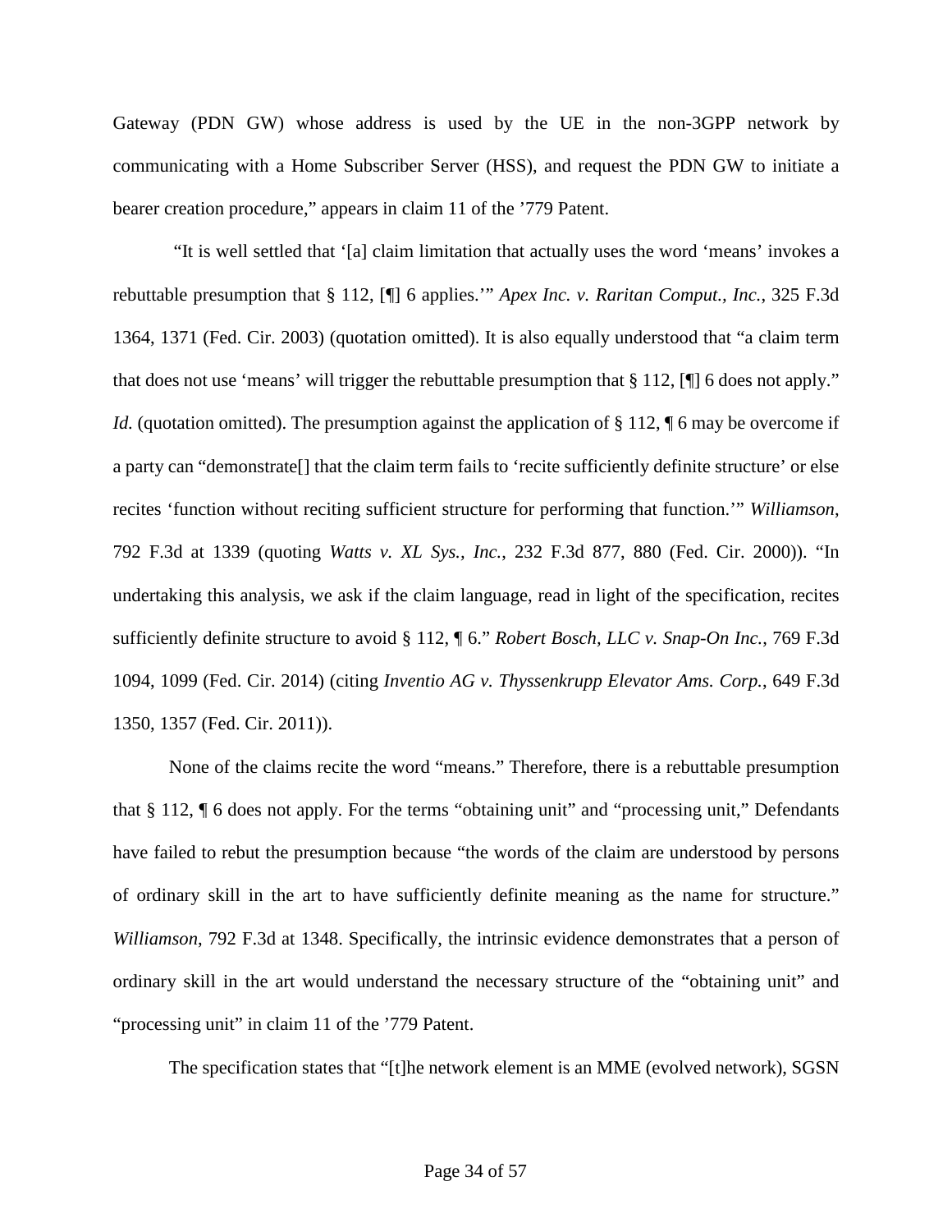Gateway (PDN GW) whose address is used by the UE in the non-3GPP network by communicating with a Home Subscriber Server (HSS), and request the PDN GW to initiate a bearer creation procedure," appears in claim 11 of the '779 Patent.

"It is well settled that '[a] claim limitation that actually uses the word 'means' invokes a rebuttable presumption that § 112, [¶] 6 applies.'" *Apex Inc. v. Raritan Comput., Inc.*, 325 F.3d 1364, 1371 (Fed. Cir. 2003) (quotation omitted). It is also equally understood that "a claim term that does not use 'means' will trigger the rebuttable presumption that § 112, [¶] 6 does not apply." *Id.* (quotation omitted). The presumption against the application of § 112, ¶ 6 may be overcome if a party can "demonstrate[] that the claim term fails to 'recite sufficiently definite structure' or else recites 'function without reciting sufficient structure for performing that function.'" *Williamson*, 792 F.3d at 1339 (quoting *Watts v. XL Sys., Inc.*, 232 F.3d 877, 880 (Fed. Cir. 2000)). "In undertaking this analysis, we ask if the claim language, read in light of the specification, recites sufficiently definite structure to avoid § 112, ¶ 6." *Robert Bosch, LLC v. Snap-On Inc.*, 769 F.3d 1094, 1099 (Fed. Cir. 2014) (citing *Inventio AG v. Thyssenkrupp Elevator Ams. Corp.*, 649 F.3d 1350, 1357 (Fed. Cir. 2011)).

None of the claims recite the word "means." Therefore, there is a rebuttable presumption that § 112, ¶ 6 does not apply. For the terms "obtaining unit" and "processing unit," Defendants have failed to rebut the presumption because "the words of the claim are understood by persons of ordinary skill in the art to have sufficiently definite meaning as the name for structure." *Williamson*, 792 F.3d at 1348. Specifically, the intrinsic evidence demonstrates that a person of ordinary skill in the art would understand the necessary structure of the "obtaining unit" and "processing unit" in claim 11 of the '779 Patent.

The specification states that "[t]he network element is an MME (evolved network), SGSN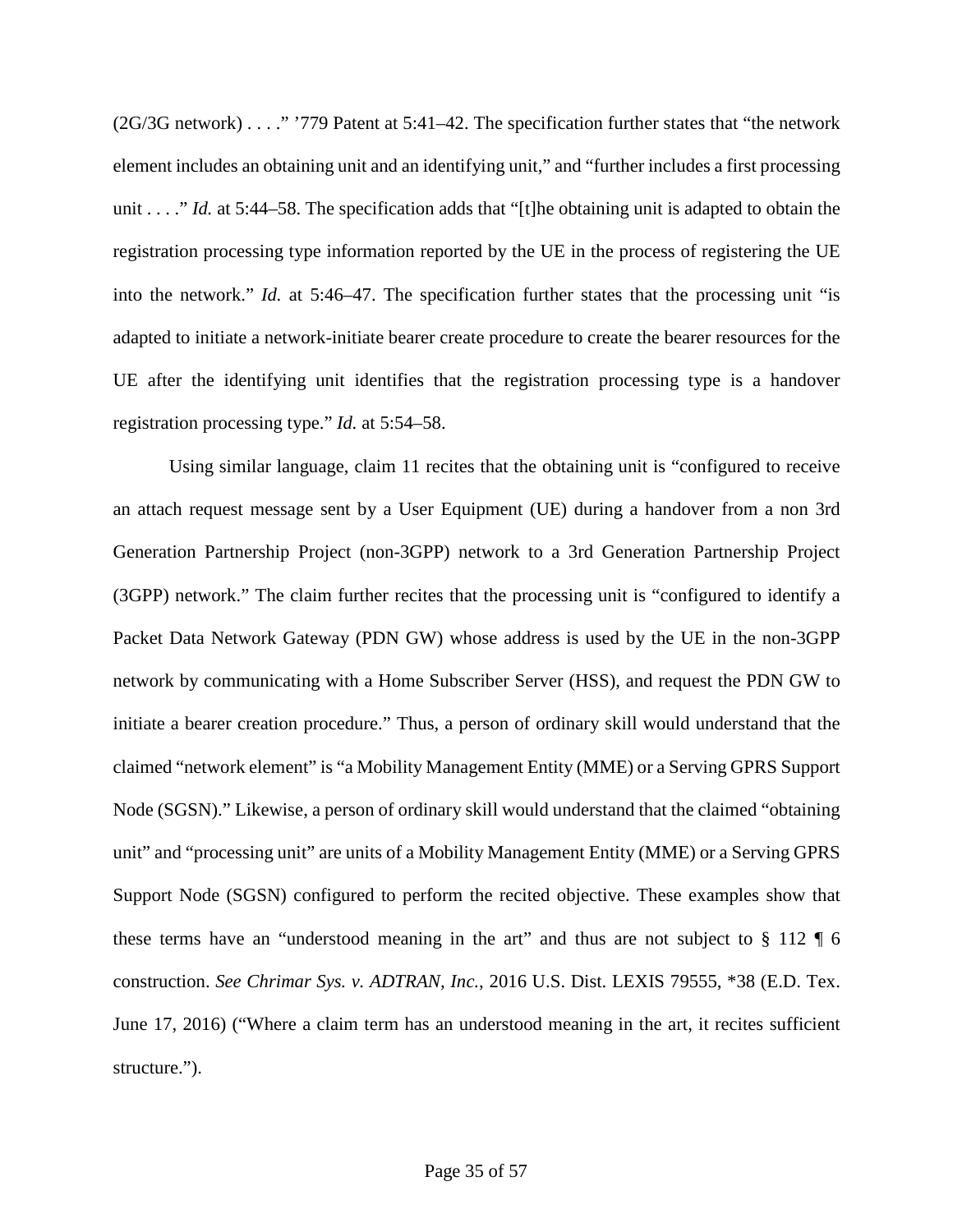(2G/3G network) . . . ." '779 Patent at 5:41–42. The specification further states that "the network element includes an obtaining unit and an identifying unit," and "further includes a first processing unit . . . ." *Id.* at 5:44–58. The specification adds that "[t]he obtaining unit is adapted to obtain the registration processing type information reported by the UE in the process of registering the UE into the network." *Id.* at 5:46–47. The specification further states that the processing unit "is adapted to initiate a network-initiate bearer create procedure to create the bearer resources for the UE after the identifying unit identifies that the registration processing type is a handover registration processing type." *Id.* at 5:54–58.

Using similar language, claim 11 recites that the obtaining unit is "configured to receive an attach request message sent by a User Equipment (UE) during a handover from a non 3rd Generation Partnership Project (non-3GPP) network to a 3rd Generation Partnership Project (3GPP) network." The claim further recites that the processing unit is "configured to identify a Packet Data Network Gateway (PDN GW) whose address is used by the UE in the non-3GPP network by communicating with a Home Subscriber Server (HSS), and request the PDN GW to initiate a bearer creation procedure." Thus, a person of ordinary skill would understand that the claimed "network element" is "a Mobility Management Entity (MME) or a Serving GPRS Support Node (SGSN)." Likewise, a person of ordinary skill would understand that the claimed "obtaining unit" and "processing unit" are units of a Mobility Management Entity (MME) or a Serving GPRS Support Node (SGSN) configured to perform the recited objective. These examples show that these terms have an "understood meaning in the art" and thus are not subject to § 112 ¶ 6 construction. *See Chrimar Sys. v. ADTRAN, Inc.*, 2016 U.S. Dist. LEXIS 79555, *38 (E.D. Tex. June 17, 2016) ("Where a claim term has an understood meaning in the art, it recites sufficient structure.").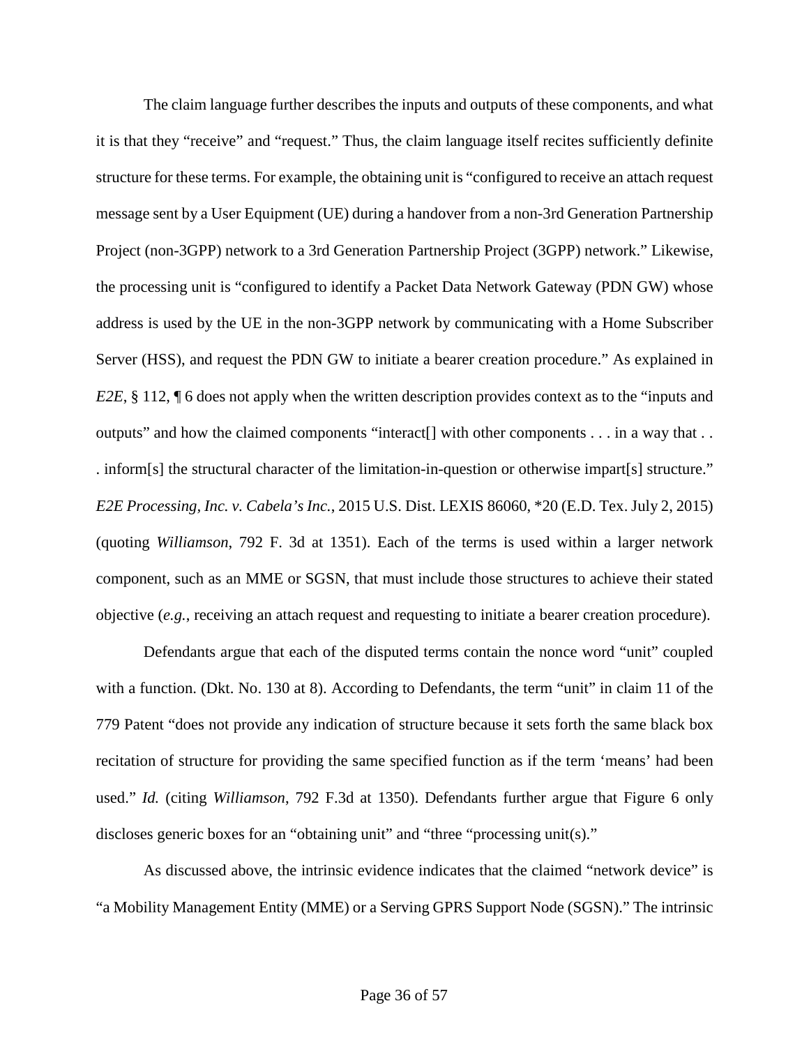The claim language further describes the inputs and outputs of these components, and what it is that they "receive" and "request." Thus, the claim language itself recites sufficiently definite structure for these terms. For example, the obtaining unit is "configured to receive an attach request message sent by a User Equipment (UE) during a handover from a non-3rd Generation Partnership Project (non-3GPP) network to a 3rd Generation Partnership Project (3GPP) network." Likewise, the processing unit is "configured to identify a Packet Data Network Gateway (PDN GW) whose address is used by the UE in the non-3GPP network by communicating with a Home Subscriber Server (HSS), and request the PDN GW to initiate a bearer creation procedure." As explained in *E2E*, § 112, ¶ 6 does not apply when the written description provides context as to the "inputs and outputs" and how the claimed components "interact[] with other components . . . in a way that . . . inform[s] the structural character of the limitation-in-question or otherwise impart[s] structure." *E2E Processing, Inc. v. Cabela's Inc.*, 2015 U.S. Dist. LEXIS 86060, *20 (E.D. Tex. July 2, 2015) (quoting *Williamson*, 792 F. 3d at 1351). Each of the terms is used within a larger network component, such as an MME or SGSN, that must include those structures to achieve their stated objective (*e.g.*, receiving an attach request and requesting to initiate a bearer creation procedure).

Defendants argue that each of the disputed terms contain the nonce word "unit" coupled with a function. (Dkt. No. 130 at 8). According to Defendants, the term "unit" in claim 11 of the 779 Patent "does not provide any indication of structure because it sets forth the same black box recitation of structure for providing the same specified function as if the term 'means' had been used." *Id.* (citing *Williamson*, 792 F.3d at 1350). Defendants further argue that Figure 6 only discloses generic boxes for an "obtaining unit" and "three "processing unit(s)."

As discussed above, the intrinsic evidence indicates that the claimed "network device" is "a Mobility Management Entity (MME) or a Serving GPRS Support Node (SGSN)." The intrinsic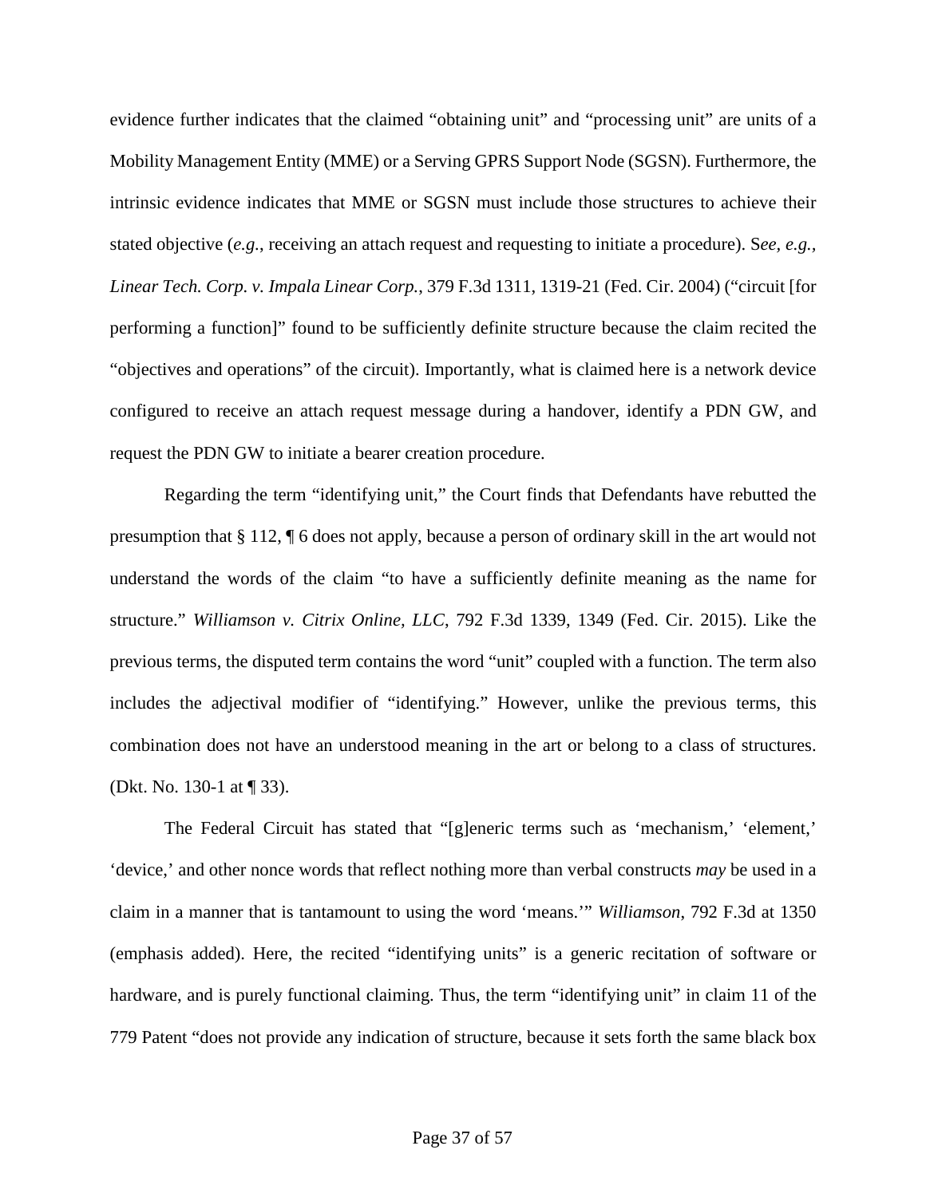evidence further indicates that the claimed "obtaining unit" and "processing unit" are units of a Mobility Management Entity (MME) or a Serving GPRS Support Node (SGSN). Furthermore, the intrinsic evidence indicates that MME or SGSN must include those structures to achieve their stated objective (*e.g.*, receiving an attach request and requesting to initiate a procedure). S*ee, e.g.*, *Linear Tech. Corp. v. Impala Linear Corp.*, 379 F.3d 1311, 1319-21 (Fed. Cir. 2004) ("circuit [for performing a function]" found to be sufficiently definite structure because the claim recited the "objectives and operations" of the circuit). Importantly, what is claimed here is a network device configured to receive an attach request message during a handover, identify a PDN GW, and request the PDN GW to initiate a bearer creation procedure.

Regarding the term "identifying unit," the Court finds that Defendants have rebutted the presumption that § 112, ¶ 6 does not apply, because a person of ordinary skill in the art would not understand the words of the claim "to have a sufficiently definite meaning as the name for structure." *Williamson v. Citrix Online, LLC*, 792 F.3d 1339, 1349 (Fed. Cir. 2015). Like the previous terms, the disputed term contains the word "unit" coupled with a function. The term also includes the adjectival modifier of "identifying." However, unlike the previous terms, this combination does not have an understood meaning in the art or belong to a class of structures. (Dkt. No. 130-1 at ¶ 33).

The Federal Circuit has stated that "[g]eneric terms such as 'mechanism,' 'element,' 'device,' and other nonce words that reflect nothing more than verbal constructs *may* be used in a claim in a manner that is tantamount to using the word 'means.'" *Williamson*, 792 F.3d at 1350 (emphasis added). Here, the recited "identifying units" is a generic recitation of software or hardware, and is purely functional claiming. Thus, the term "identifying unit" in claim 11 of the 779 Patent "does not provide any indication of structure, because it sets forth the same black box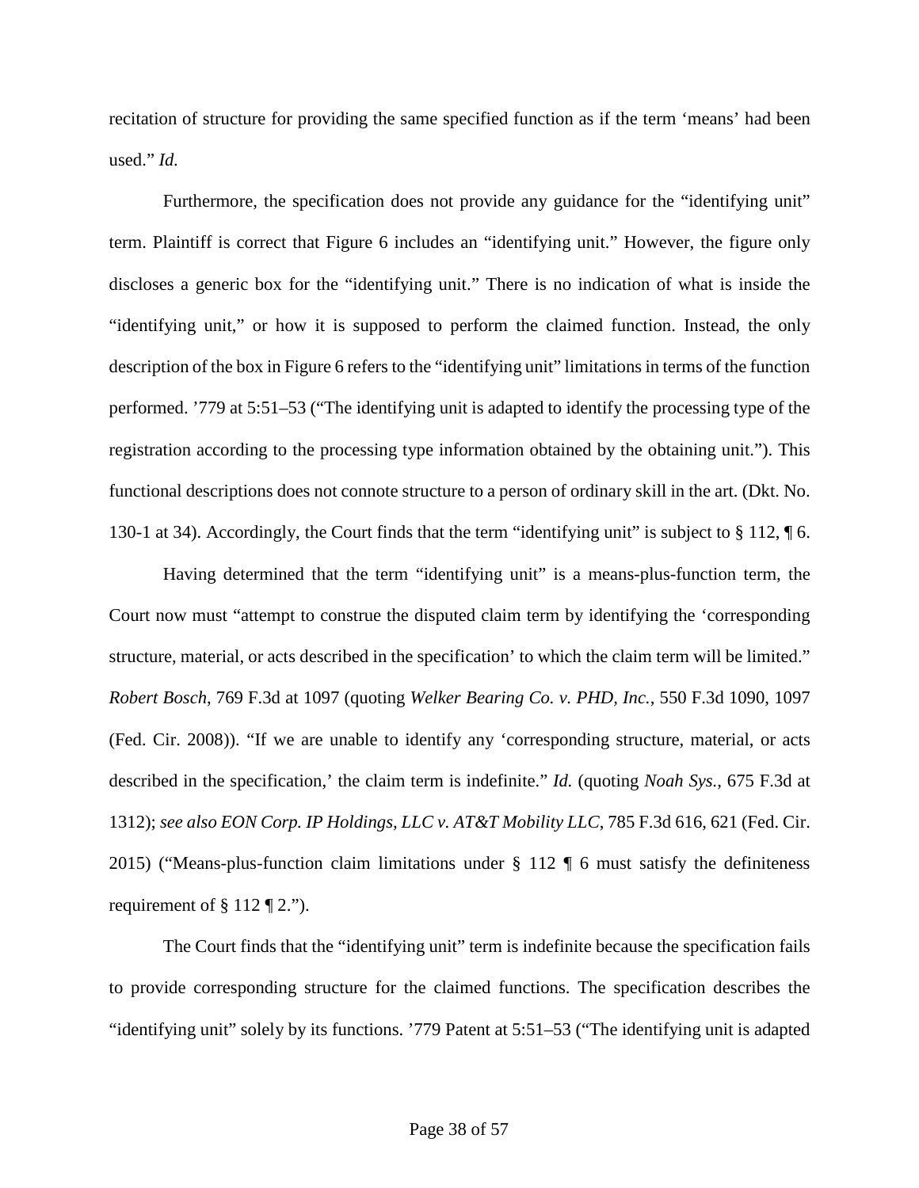recitation of structure for providing the same specified function as if the term 'means' had been used." *Id.*

Furthermore, the specification does not provide any guidance for the "identifying unit" term. Plaintiff is correct that Figure 6 includes an "identifying unit." However, the figure only discloses a generic box for the "identifying unit." There is no indication of what is inside the "identifying unit," or how it is supposed to perform the claimed function. Instead, the only description of the box in Figure 6 refers to the "identifying unit" limitations in terms of the function performed. '779 at 5:51–53 ("The identifying unit is adapted to identify the processing type of the registration according to the processing type information obtained by the obtaining unit."). This functional descriptions does not connote structure to a person of ordinary skill in the art. (Dkt. No. 130-1 at 34). Accordingly, the Court finds that the term "identifying unit" is subject to § 112, ¶ 6.

Having determined that the term "identifying unit" is a means-plus-function term, the Court now must "attempt to construe the disputed claim term by identifying the 'corresponding structure, material, or acts described in the specification' to which the claim term will be limited." *Robert Bosch*, 769 F.3d at 1097 (quoting *Welker Bearing Co. v. PHD, Inc.*, 550 F.3d 1090, 1097 (Fed. Cir. 2008)). "If we are unable to identify any 'corresponding structure, material, or acts described in the specification,' the claim term is indefinite." *Id.* (quoting *Noah Sys.*, 675 F.3d at 1312); *see also EON Corp. IP Holdings, LLC v. AT&T Mobility LLC*, 785 F.3d 616, 621 (Fed. Cir. 2015) ("Means-plus-function claim limitations under § 112 ¶ 6 must satisfy the definiteness requirement of § 112 ¶ 2.").

The Court finds that the "identifying unit" term is indefinite because the specification fails to provide corresponding structure for the claimed functions. The specification describes the "identifying unit" solely by its functions. '779 Patent at 5:51–53 ("The identifying unit is adapted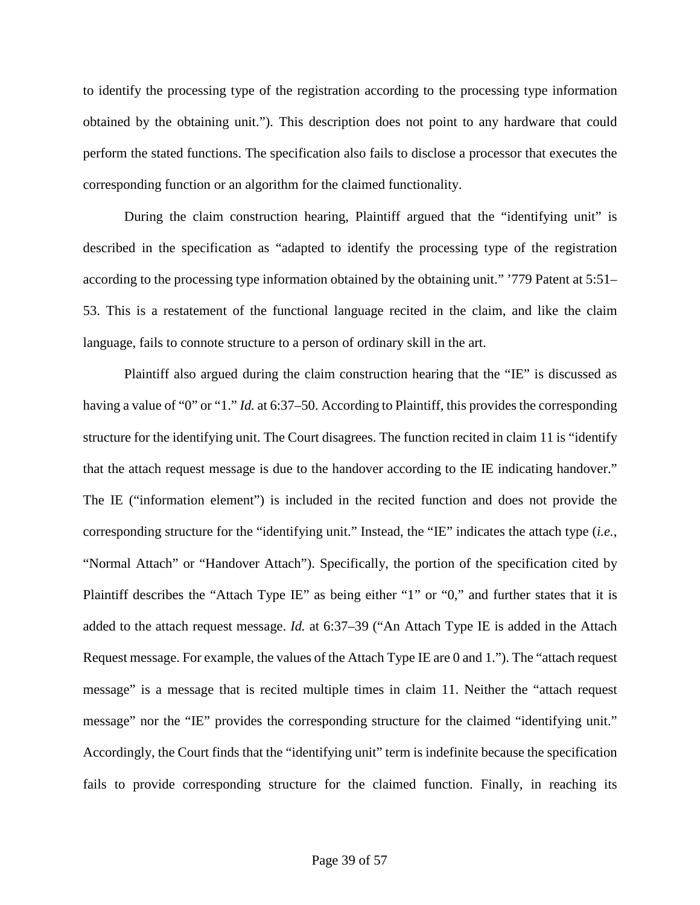to identify the processing type of the registration according to the processing type information obtained by the obtaining unit."). This description does not point to any hardware that could perform the stated functions. The specification also fails to disclose a processor that executes the corresponding function or an algorithm for the claimed functionality.

During the claim construction hearing, Plaintiff argued that the "identifying unit" is described in the specification as "adapted to identify the processing type of the registration according to the processing type information obtained by the obtaining unit." '779 Patent at 5:51–53. This is a restatement of the functional language recited in the claim, and like the claim language, fails to connote structure to a person of ordinary skill in the art.

Plaintiff also argued during the claim construction hearing that the "IE" is discussed as having a value of "0" or "1." *Id.* at 6:37–50. According to Plaintiff, this provides the corresponding structure for the identifying unit. The Court disagrees. The function recited in claim 11 is "identify that the attach request message is due to the handover according to the IE indicating handover." The IE ("information element") is included in the recited function and does not provide the corresponding structure for the "identifying unit." Instead, the "IE" indicates the attach type (*i.e.*, "Normal Attach" or "Handover Attach"). Specifically, the portion of the specification cited by Plaintiff describes the "Attach Type IE" as being either "1" or "0," and further states that it is added to the attach request message. *Id.* at 6:37–39 ("An Attach Type IE is added in the Attach Request message. For example, the values of the Attach Type IE are 0 and 1."). The "attach request message" is a message that is recited multiple times in claim 11. Neither the "attach request message" nor the "IE" provides the corresponding structure for the claimed "identifying unit." Accordingly, the Court finds that the "identifying unit" term is indefinite because the specification fails to provide corresponding structure for the claimed function. Finally, in reaching its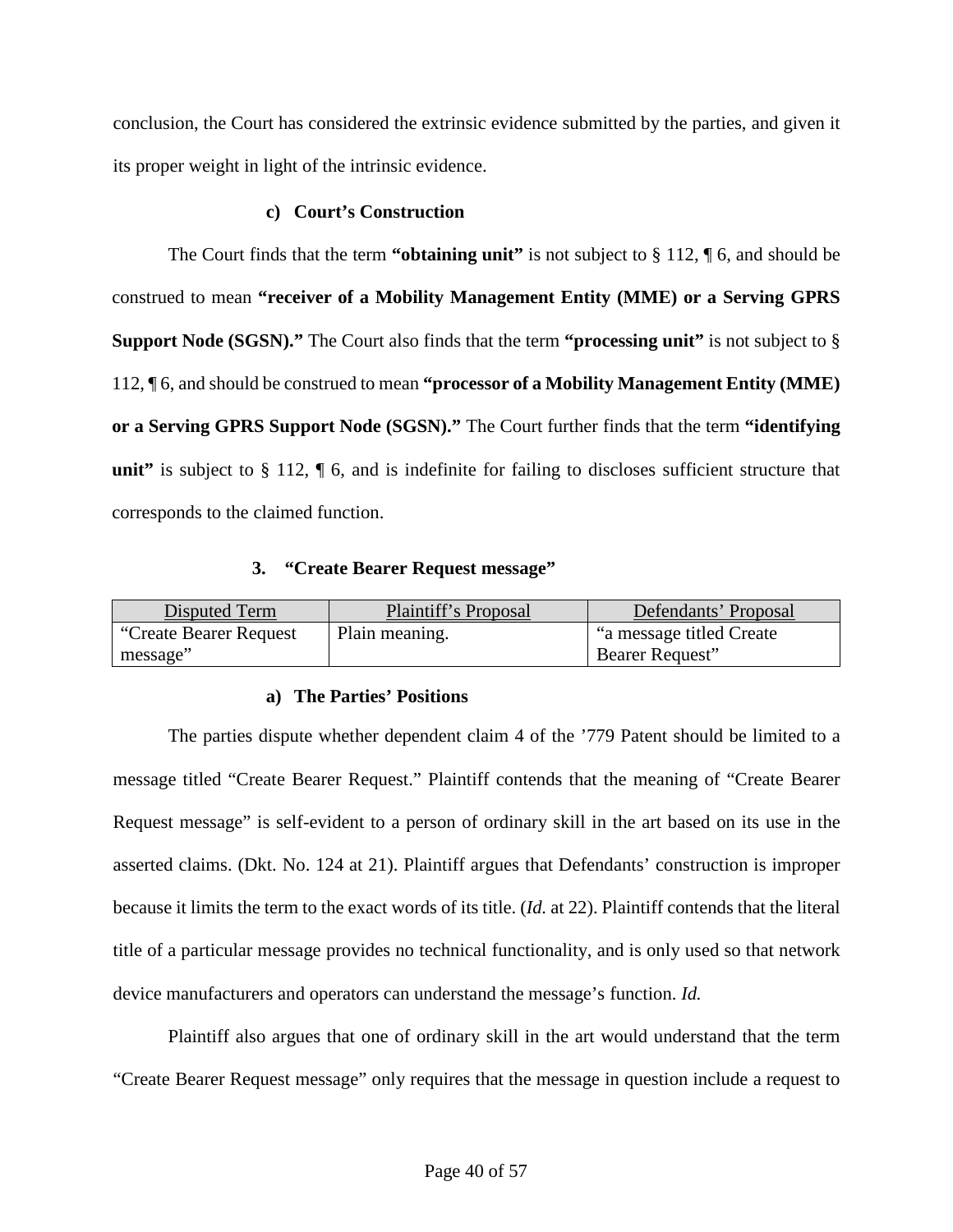conclusion, the Court has considered the extrinsic evidence submitted by the parties, and given it its proper weight in light of the intrinsic evidence.

#### c) Court's Construction

The Court finds that the term **"obtaining unit"** is not subject to § 112, ¶ 6, and should be construed to mean **"receiver of a Mobility Management Entity (MME) or a Serving GPRS Support Node (SGSN)."** The Court also finds that the term **"processing unit"** is not subject to § 112, ¶ 6, and should be construed to mean **"processor of a Mobility Management Entity (MME) or a Serving GPRS Support Node (SGSN)."** The Court further finds that the term **"identifying unit"** is subject to § 112, ¶ 6, and is indefinite for failing to discloses sufficient structure that corresponds to the claimed function.

### 3. "Create Bearer Request message"

| Disputed Term | Plaintiff's Proposal | Defendants' Proposal |
|---|---|---|
| "Create Bearer Request message" | Plain meaning. | "a message titled Create Bearer Request" |

#### a) The Parties' Positions

The parties dispute whether dependent claim 4 of the '779 Patent should be limited to a message titled "Create Bearer Request." Plaintiff contends that the meaning of "Create Bearer Request message" is self-evident to a person of ordinary skill in the art based on its use in the asserted claims. (Dkt. No. 124 at 21). Plaintiff argues that Defendants' construction is improper because it limits the term to the exact words of its title. (*Id.* at 22). Plaintiff contends that the literal title of a particular message provides no technical functionality, and is only used so that network device manufacturers and operators can understand the message's function. *Id.*

Plaintiff also argues that one of ordinary skill in the art would understand that the term "Create Bearer Request message" only requires that the message in question include a request to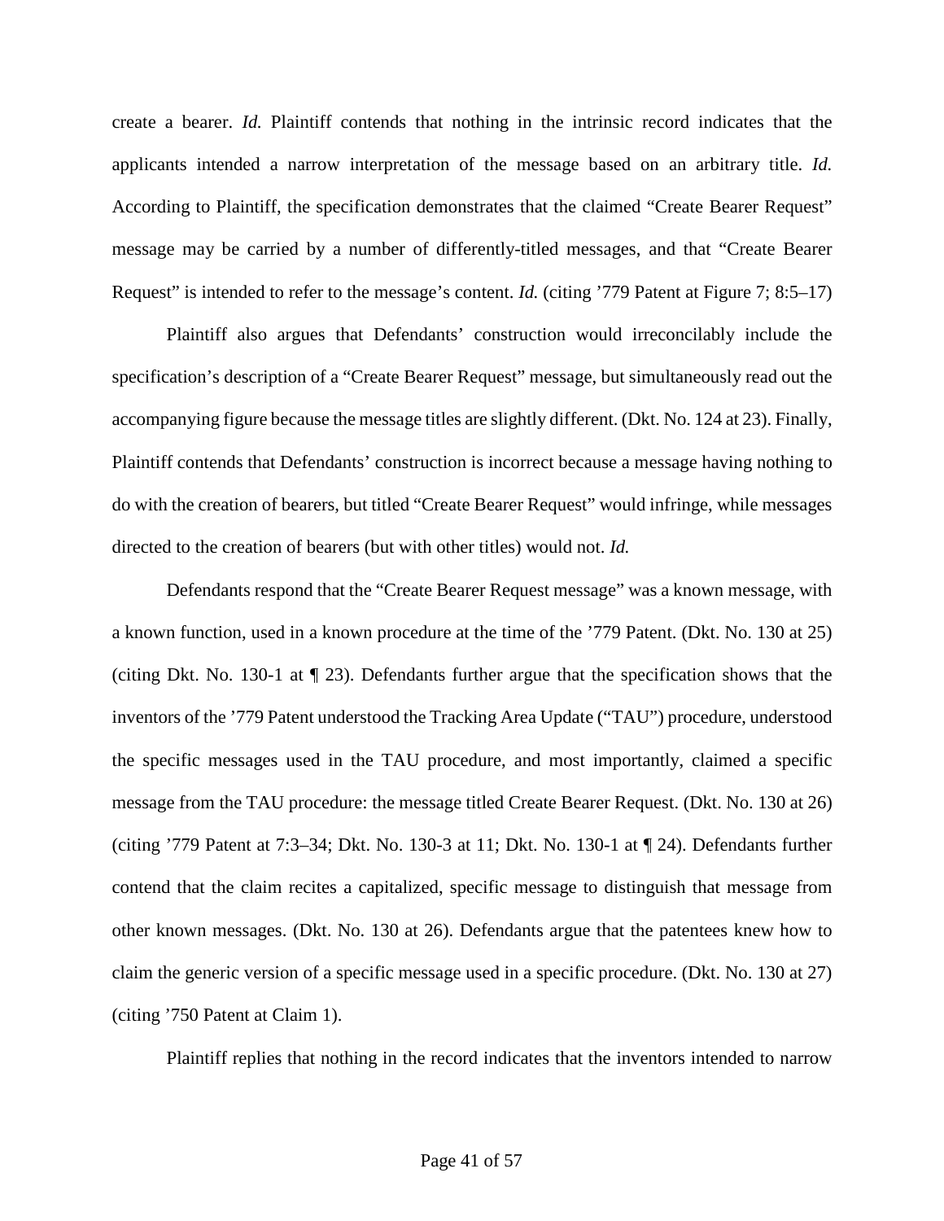create a bearer. *Id.* Plaintiff contends that nothing in the intrinsic record indicates that the applicants intended a narrow interpretation of the message based on an arbitrary title. *Id.* According to Plaintiff, the specification demonstrates that the claimed "Create Bearer Request" message may be carried by a number of differently-titled messages, and that "Create Bearer Request" is intended to refer to the message's content. *Id.* (citing '779 Patent at Figure 7; 8:5–17)

Plaintiff also argues that Defendants' construction would irreconcilably include the specification's description of a "Create Bearer Request" message, but simultaneously read out the accompanying figure because the message titles are slightly different. (Dkt. No. 124 at 23). Finally, Plaintiff contends that Defendants' construction is incorrect because a message having nothing to do with the creation of bearers, but titled "Create Bearer Request" would infringe, while messages directed to the creation of bearers (but with other titles) would not. *Id.*

Defendants respond that the "Create Bearer Request message" was a known message, with a known function, used in a known procedure at the time of the '779 Patent. (Dkt. No. 130 at 25) (citing Dkt. No. 130-1 at ¶ 23). Defendants further argue that the specification shows that the inventors of the '779 Patent understood the Tracking Area Update ("TAU") procedure, understood the specific messages used in the TAU procedure, and most importantly, claimed a specific message from the TAU procedure: the message titled Create Bearer Request. (Dkt. No. 130 at 26) (citing '779 Patent at 7:3–34; Dkt. No. 130-3 at 11; Dkt. No. 130-1 at ¶ 24). Defendants further contend that the claim recites a capitalized, specific message to distinguish that message from other known messages. (Dkt. No. 130 at 26). Defendants argue that the patentees knew how to claim the generic version of a specific message used in a specific procedure. (Dkt. No. 130 at 27) (citing '750 Patent at Claim 1).

Plaintiff replies that nothing in the record indicates that the inventors intended to narrow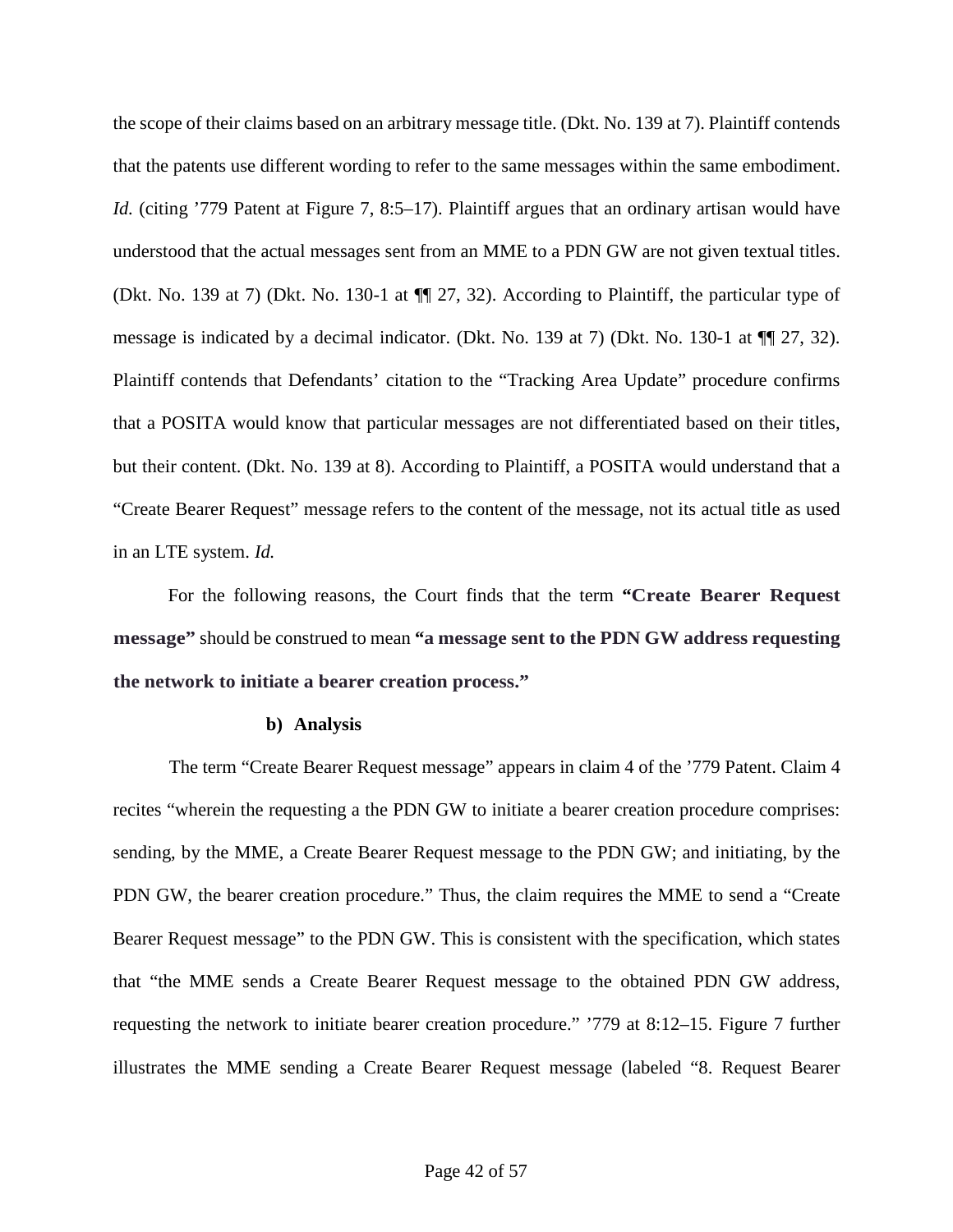the scope of their claims based on an arbitrary message title. (Dkt. No. 139 at 7). Plaintiff contends that the patents use different wording to refer to the same messages within the same embodiment. *Id.* (citing '779 Patent at Figure 7, 8:5–17). Plaintiff argues that an ordinary artisan would have understood that the actual messages sent from an MME to a PDN GW are not given textual titles. (Dkt. No. 139 at 7) (Dkt. No. 130-1 at ¶¶ 27, 32). According to Plaintiff, the particular type of message is indicated by a decimal indicator. (Dkt. No. 139 at 7) (Dkt. No. 130-1 at ¶¶ 27, 32). Plaintiff contends that Defendants' citation to the "Tracking Area Update" procedure confirms that a POSITA would know that particular messages are not differentiated based on their titles, but their content. (Dkt. No. 139 at 8). According to Plaintiff, a POSITA would understand that a "Create Bearer Request" message refers to the content of the message, not its actual title as used in an LTE system. *Id.*

For the following reasons, the Court finds that the term **"Create Bearer Request message"** should be construed to mean **"a message sent to the PDN GW address requesting the network to initiate a bearer creation process."**

**b) Analysis**

The term "Create Bearer Request message" appears in claim 4 of the '779 Patent. Claim 4 recites "wherein the requesting a the PDN GW to initiate a bearer creation procedure comprises: sending, by the MME, a Create Bearer Request message to the PDN GW; and initiating, by the PDN GW, the bearer creation procedure." Thus, the claim requires the MME to send a "Create Bearer Request message" to the PDN GW. This is consistent with the specification, which states that "the MME sends a Create Bearer Request message to the obtained PDN GW address, requesting the network to initiate bearer creation procedure." '779 at 8:12–15. Figure 7 further illustrates the MME sending a Create Bearer Request message (labeled "8. Request Bearer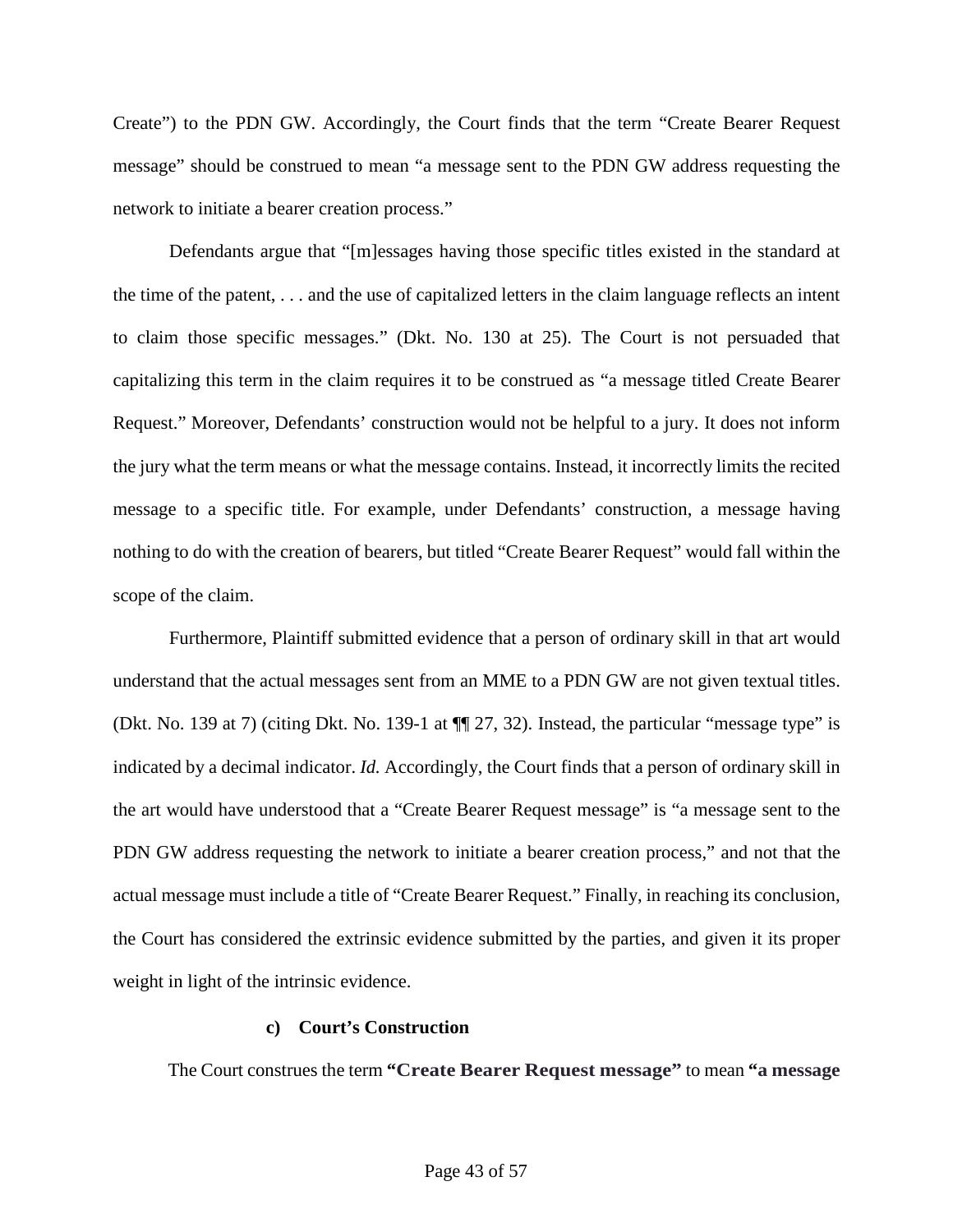Create") to the PDN GW. Accordingly, the Court finds that the term "Create Bearer Request message" should be construed to mean "a message sent to the PDN GW address requesting the network to initiate a bearer creation process."

Defendants argue that "[m]essages having those specific titles existed in the standard at the time of the patent, . . . and the use of capitalized letters in the claim language reflects an intent to claim those specific messages." (Dkt. No. 130 at 25). The Court is not persuaded that capitalizing this term in the claim requires it to be construed as "a message titled Create Bearer Request." Moreover, Defendants' construction would not be helpful to a jury. It does not inform the jury what the term means or what the message contains. Instead, it incorrectly limits the recited message to a specific title. For example, under Defendants' construction, a message having nothing to do with the creation of bearers, but titled "Create Bearer Request" would fall within the scope of the claim.

Furthermore, Plaintiff submitted evidence that a person of ordinary skill in that art would understand that the actual messages sent from an MME to a PDN GW are not given textual titles. (Dkt. No. 139 at 7) (citing Dkt. No. 139-1 at ¶¶ 27, 32). Instead, the particular "message type" is indicated by a decimal indicator. *Id.* Accordingly, the Court finds that a person of ordinary skill in the art would have understood that a "Create Bearer Request message" is "a message sent to the PDN GW address requesting the network to initiate a bearer creation process," and not that the actual message must include a title of "Create Bearer Request." Finally, in reaching its conclusion, the Court has considered the extrinsic evidence submitted by the parties, and given it its proper weight in light of the intrinsic evidence.

#### c) Court's Construction

The Court construes the term **"Create Bearer Request message"** to mean **"a message**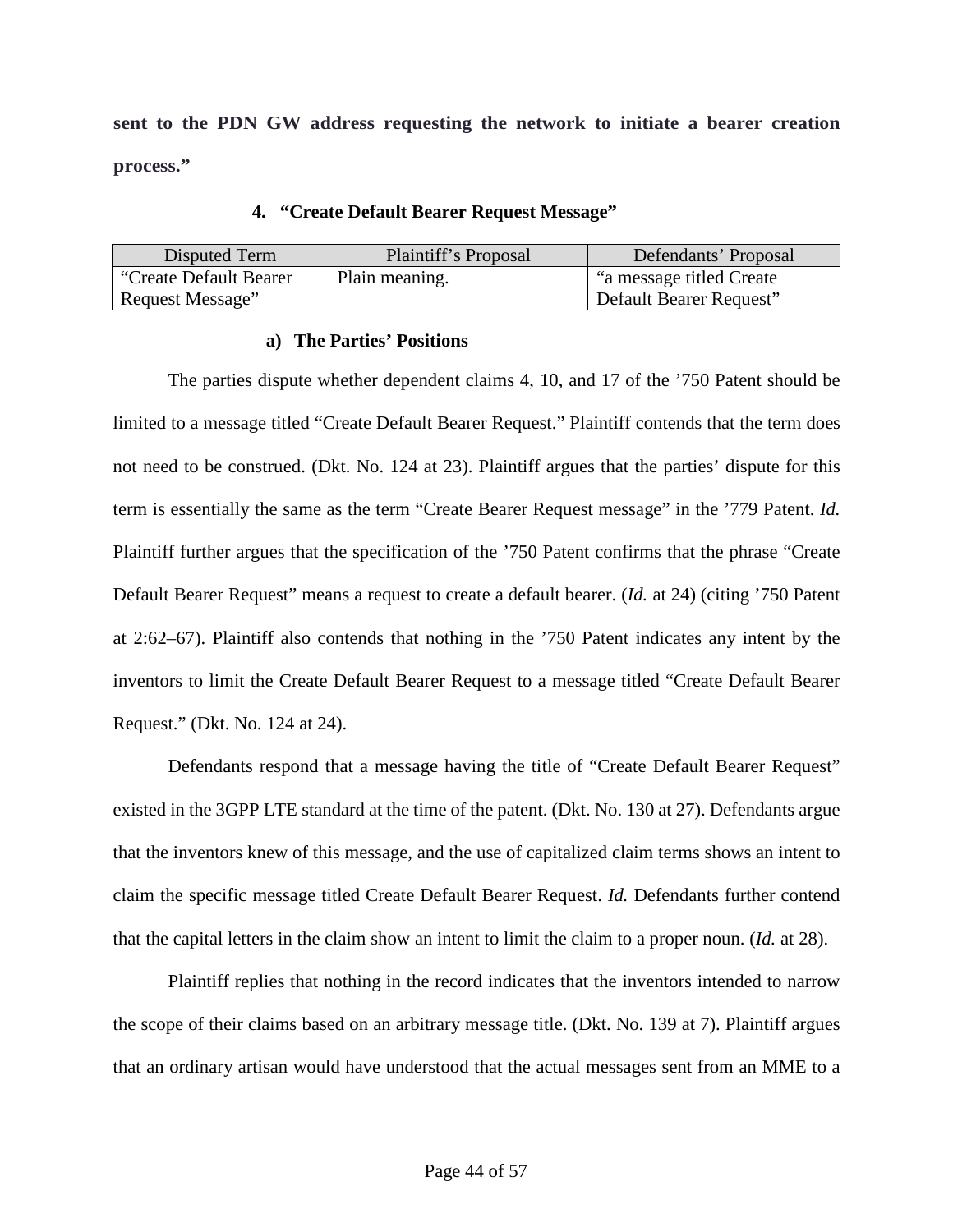**sent to the PDN GW address requesting the network to initiate a bearer creation process."**

### 4. "Create Default Bearer Request Message"

| Disputed Term | Plaintiff's Proposal | Defendants' Proposal |
|---|---|---|
| "Create Default Bearer Request Message" | Plain meaning. | "a message titled Create Default Bearer Request" |

#### a) The Parties' Positions

The parties dispute whether dependent claims 4, 10, and 17 of the '750 Patent should be limited to a message titled "Create Default Bearer Request." Plaintiff contends that the term does not need to be construed. (Dkt. No. 124 at 23). Plaintiff argues that the parties' dispute for this term is essentially the same as the term "Create Bearer Request message" in the '779 Patent. *Id.* Plaintiff further argues that the specification of the '750 Patent confirms that the phrase "Create Default Bearer Request" means a request to create a default bearer. (*Id.* at 24) (citing '750 Patent at 2:62–67). Plaintiff also contends that nothing in the '750 Patent indicates any intent by the inventors to limit the Create Default Bearer Request to a message titled "Create Default Bearer Request." (Dkt. No. 124 at 24).

Defendants respond that a message having the title of "Create Default Bearer Request" existed in the 3GPP LTE standard at the time of the patent. (Dkt. No. 130 at 27). Defendants argue that the inventors knew of this message, and the use of capitalized claim terms shows an intent to claim the specific message titled Create Default Bearer Request. *Id.* Defendants further contend that the capital letters in the claim show an intent to limit the claim to a proper noun. (*Id.* at 28).

Plaintiff replies that nothing in the record indicates that the inventors intended to narrow the scope of their claims based on an arbitrary message title. (Dkt. No. 139 at 7). Plaintiff argues that an ordinary artisan would have understood that the actual messages sent from an MME to a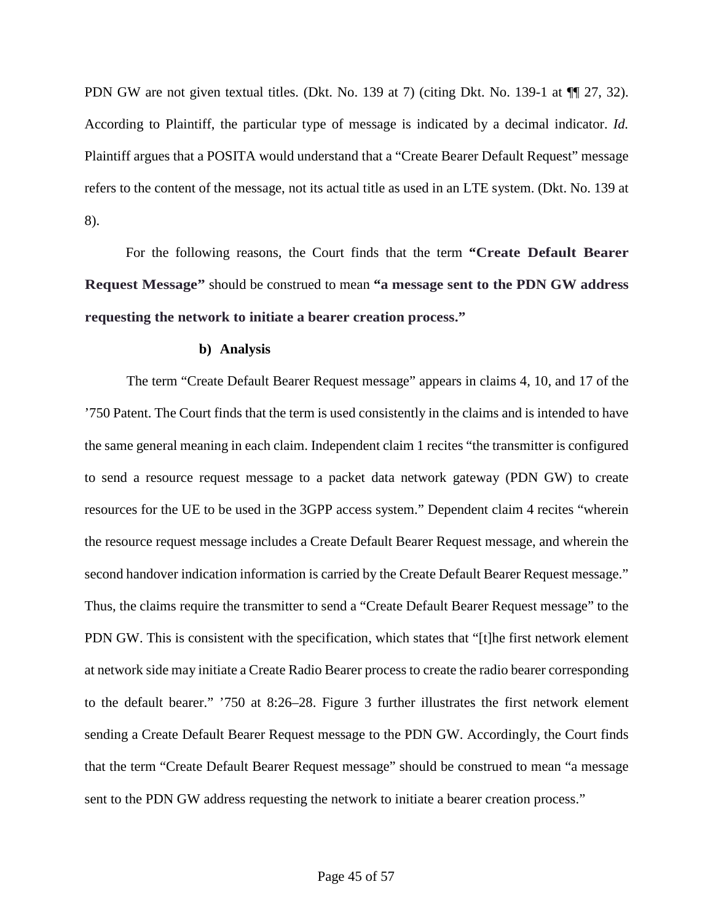PDN GW are not given textual titles. (Dkt. No. 139 at 7) (citing Dkt. No. 139-1 at ¶¶ 27, 32). According to Plaintiff, the particular type of message is indicated by a decimal indicator. *Id.* Plaintiff argues that a POSITA would understand that a "Create Bearer Default Request" message refers to the content of the message, not its actual title as used in an LTE system. (Dkt. No. 139 at 8).

For the following reasons, the Court finds that the term **"Create Default Bearer Request Message"** should be construed to mean **"a message sent to the PDN GW address requesting the network to initiate a bearer creation process."**

#### b) Analysis

The term "Create Default Bearer Request message" appears in claims 4, 10, and 17 of the '750 Patent. The Court finds that the term is used consistently in the claims and is intended to have the same general meaning in each claim. Independent claim 1 recites "the transmitter is configured to send a resource request message to a packet data network gateway (PDN GW) to create resources for the UE to be used in the 3GPP access system." Dependent claim 4 recites "wherein the resource request message includes a Create Default Bearer Request message, and wherein the second handover indication information is carried by the Create Default Bearer Request message." Thus, the claims require the transmitter to send a "Create Default Bearer Request message" to the PDN GW. This is consistent with the specification, which states that "[t]he first network element at network side may initiate a Create Radio Bearer process to create the radio bearer corresponding to the default bearer." '750 at 8:26–28. Figure 3 further illustrates the first network element sending a Create Default Bearer Request message to the PDN GW. Accordingly, the Court finds that the term "Create Default Bearer Request message" should be construed to mean "a message sent to the PDN GW address requesting the network to initiate a bearer creation process."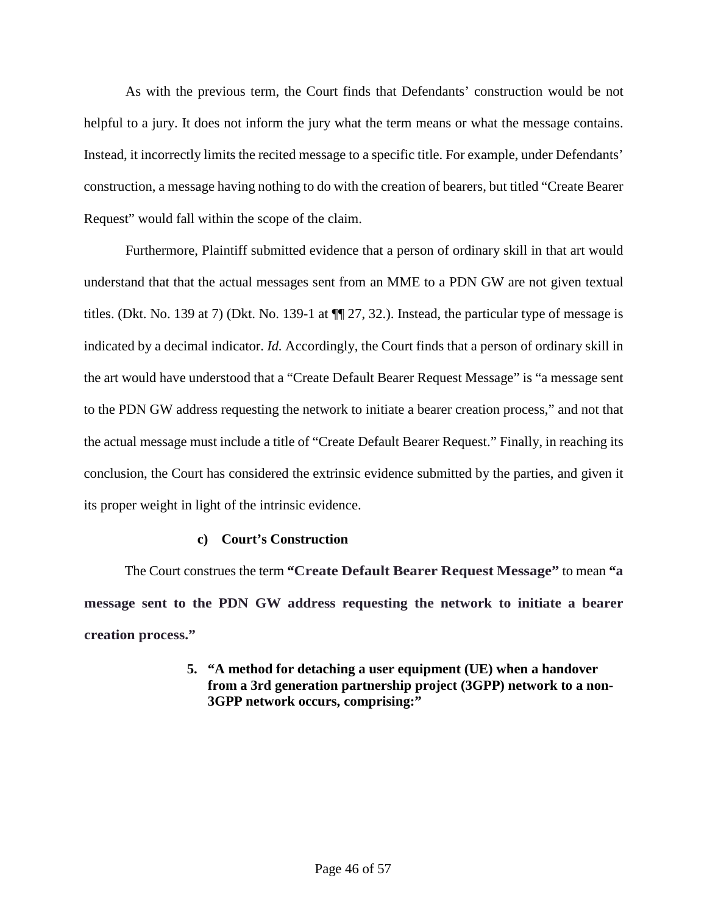As with the previous term, the Court finds that Defendants' construction would be not helpful to a jury. It does not inform the jury what the term means or what the message contains. Instead, it incorrectly limits the recited message to a specific title. For example, under Defendants' construction, a message having nothing to do with the creation of bearers, but titled "Create Bearer Request" would fall within the scope of the claim.

Furthermore, Plaintiff submitted evidence that a person of ordinary skill in that art would understand that that the actual messages sent from an MME to a PDN GW are not given textual titles. (Dkt. No. 139 at 7) (Dkt. No. 139-1 at ¶¶ 27, 32.). Instead, the particular type of message is indicated by a decimal indicator. *Id.* Accordingly, the Court finds that a person of ordinary skill in the art would have understood that a "Create Default Bearer Request Message" is "a message sent to the PDN GW address requesting the network to initiate a bearer creation process," and not that the actual message must include a title of "Create Default Bearer Request." Finally, in reaching its conclusion, the Court has considered the extrinsic evidence submitted by the parties, and given it its proper weight in light of the intrinsic evidence.

#### c) Court's Construction

The Court construes the term **"Create Default Bearer Request Message"** to mean **"a message sent to the PDN GW address requesting the network to initiate a bearer creation process."**

### 5. "A method for detaching a user equipment (UE) when a handover from a 3rd generation partnership project (3GPP) network to a non-3GPP network occurs, comprising:"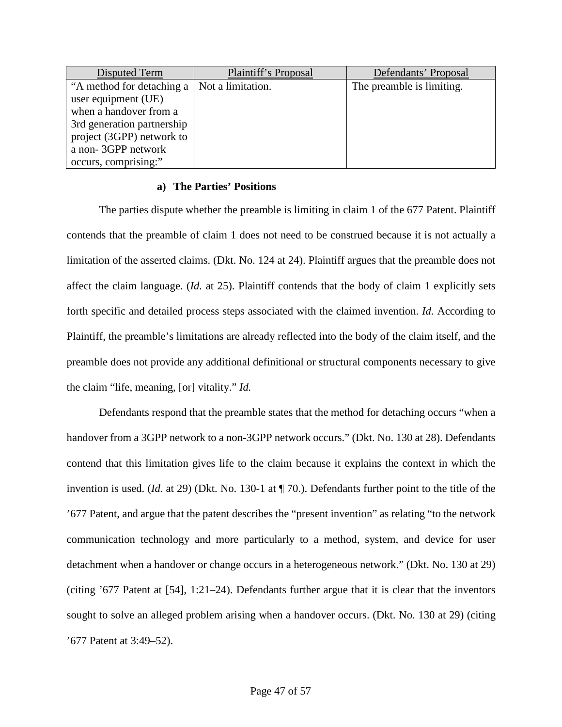| Disputed Term | Plaintiff's Proposal | Defendants' Proposal |
|---|---|---|
| "A method for detaching a user equipment (UE) when a handover from a 3rd generation partnership project (3GPP) network to a non- 3GPP network occurs, comprising:" | Not a limitation. | The preamble is limiting. |

**a) The Parties' Positions**

The parties dispute whether the preamble is limiting in claim 1 of the 677 Patent. Plaintiff contends that the preamble of claim 1 does not need to be construed because it is not actually a limitation of the asserted claims. (Dkt. No. 124 at 24). Plaintiff argues that the preamble does not affect the claim language. (*Id.* at 25). Plaintiff contends that the body of claim 1 explicitly sets forth specific and detailed process steps associated with the claimed invention. *Id.* According to Plaintiff, the preamble's limitations are already reflected into the body of the claim itself, and the preamble does not provide any additional definitional or structural components necessary to give the claim "life, meaning, [or] vitality." *Id.*

Defendants respond that the preamble states that the method for detaching occurs "when a handover from a 3GPP network to a non-3GPP network occurs." (Dkt. No. 130 at 28). Defendants contend that this limitation gives life to the claim because it explains the context in which the invention is used. (*Id.* at 29) (Dkt. No. 130-1 at ¶ 70.). Defendants further point to the title of the '677 Patent, and argue that the patent describes the "present invention" as relating "to the network communication technology and more particularly to a method, system, and device for user detachment when a handover or change occurs in a heterogeneous network." (Dkt. No. 130 at 29) (citing '677 Patent at [54], 1:21–24). Defendants further argue that it is clear that the inventors sought to solve an alleged problem arising when a handover occurs. (Dkt. No. 130 at 29) (citing '677 Patent at 3:49–52).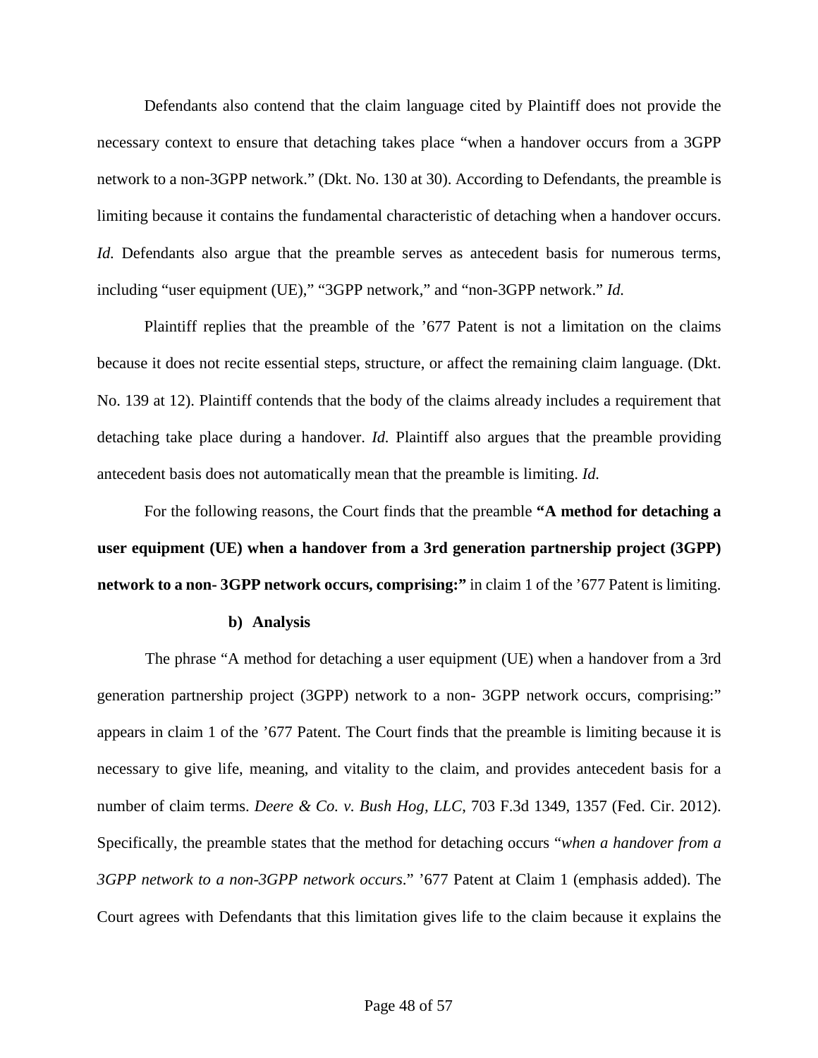Defendants also contend that the claim language cited by Plaintiff does not provide the necessary context to ensure that detaching takes place "when a handover occurs from a 3GPP network to a non-3GPP network." (Dkt. No. 130 at 30). According to Defendants, the preamble is limiting because it contains the fundamental characteristic of detaching when a handover occurs. *Id.* Defendants also argue that the preamble serves as antecedent basis for numerous terms, including "user equipment (UE)," "3GPP network," and "non-3GPP network." *Id.*

Plaintiff replies that the preamble of the '677 Patent is not a limitation on the claims because it does not recite essential steps, structure, or affect the remaining claim language. (Dkt. No. 139 at 12). Plaintiff contends that the body of the claims already includes a requirement that detaching take place during a handover. *Id.* Plaintiff also argues that the preamble providing antecedent basis does not automatically mean that the preamble is limiting. *Id.*

For the following reasons, the Court finds that the preamble **"A method for detaching a user equipment (UE) when a handover from a 3rd generation partnership project (3GPP) network to a non- 3GPP network occurs, comprising:"** in claim 1 of the '677 Patent is limiting.

**b) Analysis**

The phrase "A method for detaching a user equipment (UE) when a handover from a 3rd generation partnership project (3GPP) network to a non- 3GPP network occurs, comprising:" appears in claim 1 of the '677 Patent. The Court finds that the preamble is limiting because it is necessary to give life, meaning, and vitality to the claim, and provides antecedent basis for a number of claim terms. *Deere & Co. v. Bush Hog, LLC*, 703 F.3d 1349, 1357 (Fed. Cir. 2012). Specifically, the preamble states that the method for detaching occurs "*when a handover from a 3GPP network to a non-3GPP network occurs*." '677 Patent at Claim 1 (emphasis added). The Court agrees with Defendants that this limitation gives life to the claim because it explains the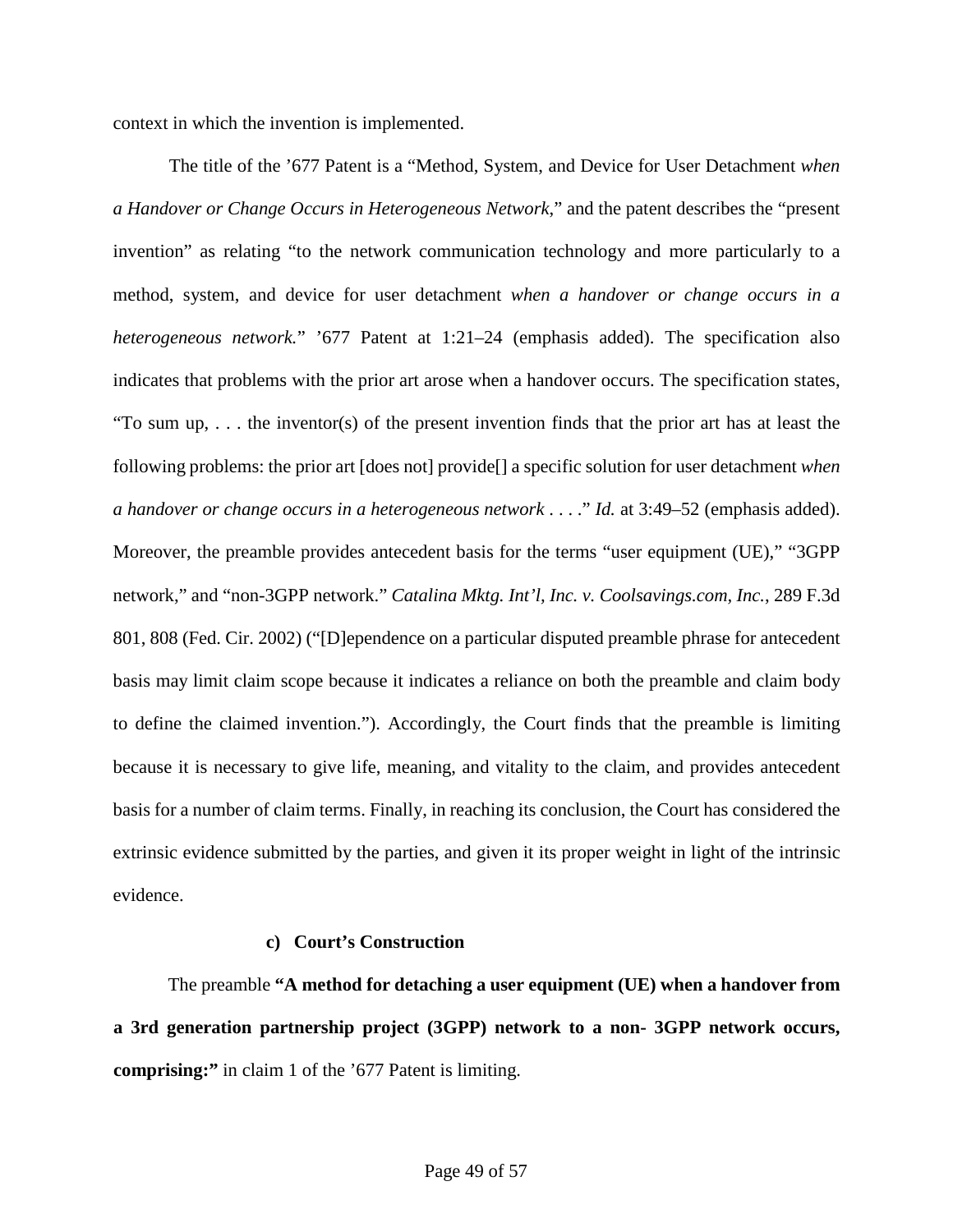context in which the invention is implemented.

The title of the '677 Patent is a "Method, System, and Device for User Detachment *when a Handover or Change Occurs in Heterogeneous Network*," and the patent describes the "present invention" as relating "to the network communication technology and more particularly to a method, system, and device for user detachment *when a handover or change occurs in a heterogeneous network.*" '677 Patent at 1:21–24 (emphasis added). The specification also indicates that problems with the prior art arose when a handover occurs. The specification states, "To sum up, . . . the inventor(s) of the present invention finds that the prior art has at least the following problems: the prior art [does not] provide[] a specific solution for user detachment *when a handover or change occurs in a heterogeneous network* . . . ." *Id.* at 3:49–52 (emphasis added). Moreover, the preamble provides antecedent basis for the terms "user equipment (UE)," "3GPP network," and "non-3GPP network." *Catalina Mktg. Int'l, Inc. v. Coolsavings.com, Inc.*, 289 F.3d 801, 808 (Fed. Cir. 2002) ("[D]ependence on a particular disputed preamble phrase for antecedent basis may limit claim scope because it indicates a reliance on both the preamble and claim body to define the claimed invention."). Accordingly, the Court finds that the preamble is limiting because it is necessary to give life, meaning, and vitality to the claim, and provides antecedent basis for a number of claim terms. Finally, in reaching its conclusion, the Court has considered the extrinsic evidence submitted by the parties, and given it its proper weight in light of the intrinsic evidence.

#### c) Court's Construction

The preamble **"A method for detaching a user equipment (UE) when a handover from a 3rd generation partnership project (3GPP) network to a non- 3GPP network occurs, comprising:"** in claim 1 of the '677 Patent is limiting.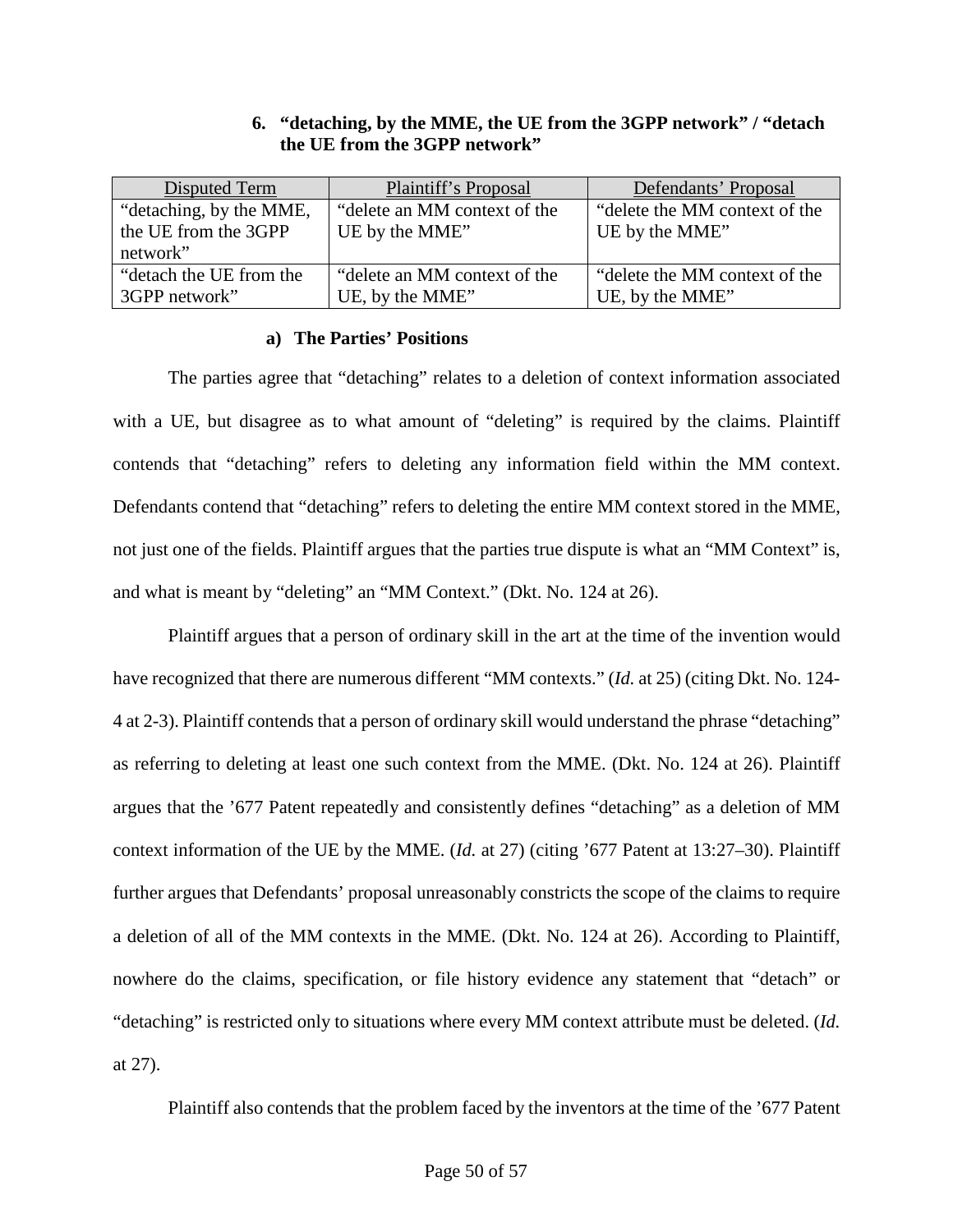### 6. "detaching, by the MME, the UE from the 3GPP network" / "detach the UE from the 3GPP network"

| Disputed Term | Plaintiff's Proposal | Defendants' Proposal |
| --- | --- | --- |
| "detaching, by the MME, the UE from the 3GPP network" | "delete an MM context of the UE by the MME" | "delete the MM context of the UE by the MME" |
| "detach the UE from the 3GPP network" | "delete an MM context of the UE, by the MME" | "delete the MM context of the UE, by the MME" |

#### a) The Parties' Positions

The parties agree that "detaching" relates to a deletion of context information associated with a UE, but disagree as to what amount of "deleting" is required by the claims. Plaintiff contends that "detaching" refers to deleting any information field within the MM context. Defendants contend that "detaching" refers to deleting the entire MM context stored in the MME, not just one of the fields. Plaintiff argues that the parties true dispute is what an "MM Context" is, and what is meant by "deleting" an "MM Context." (Dkt. No. 124 at 26).

Plaintiff argues that a person of ordinary skill in the art at the time of the invention would have recognized that there are numerous different "MM contexts." (*Id.* at 25) (citing Dkt. No. 124-4 at 2-3). Plaintiff contends that a person of ordinary skill would understand the phrase "detaching" as referring to deleting at least one such context from the MME. (Dkt. No. 124 at 26). Plaintiff argues that the '677 Patent repeatedly and consistently defines "detaching" as a deletion of MM context information of the UE by the MME. (*Id.* at 27) (citing '677 Patent at 13:27–30). Plaintiff further argues that Defendants' proposal unreasonably constricts the scope of the claims to require a deletion of all of the MM contexts in the MME. (Dkt. No. 124 at 26). According to Plaintiff, nowhere do the claims, specification, or file history evidence any statement that "detach" or "detaching" is restricted only to situations where every MM context attribute must be deleted. (*Id.* at 27).

Plaintiff also contends that the problem faced by the inventors at the time of the '677 Patent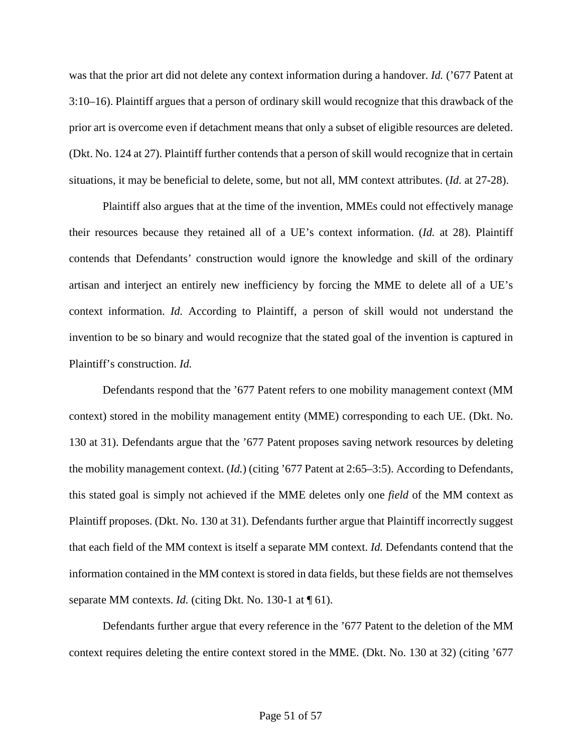was that the prior art did not delete any context information during a handover. *Id.* ('677 Patent at 3:10–16). Plaintiff argues that a person of ordinary skill would recognize that this drawback of the prior art is overcome even if detachment means that only a subset of eligible resources are deleted. (Dkt. No. 124 at 27). Plaintiff further contends that a person of skill would recognize that in certain situations, it may be beneficial to delete, some, but not all, MM context attributes. (*Id.* at 27-28).

Plaintiff also argues that at the time of the invention, MMEs could not effectively manage their resources because they retained all of a UE's context information. (*Id.* at 28). Plaintiff contends that Defendants' construction would ignore the knowledge and skill of the ordinary artisan and interject an entirely new inefficiency by forcing the MME to delete all of a UE's context information. *Id.* According to Plaintiff, a person of skill would not understand the invention to be so binary and would recognize that the stated goal of the invention is captured in Plaintiff's construction. *Id.*

Defendants respond that the '677 Patent refers to one mobility management context (MM context) stored in the mobility management entity (MME) corresponding to each UE. (Dkt. No. 130 at 31). Defendants argue that the '677 Patent proposes saving network resources by deleting the mobility management context. (*Id.*) (citing '677 Patent at 2:65–3:5). According to Defendants, this stated goal is simply not achieved if the MME deletes only one *field* of the MM context as Plaintiff proposes. (Dkt. No. 130 at 31). Defendants further argue that Plaintiff incorrectly suggest that each field of the MM context is itself a separate MM context. *Id.* Defendants contend that the information contained in the MM context is stored in data fields, but these fields are not themselves separate MM contexts. *Id.* (citing Dkt. No. 130-1 at ¶ 61).

Defendants further argue that every reference in the '677 Patent to the deletion of the MM context requires deleting the entire context stored in the MME. (Dkt. No. 130 at 32) (citing '677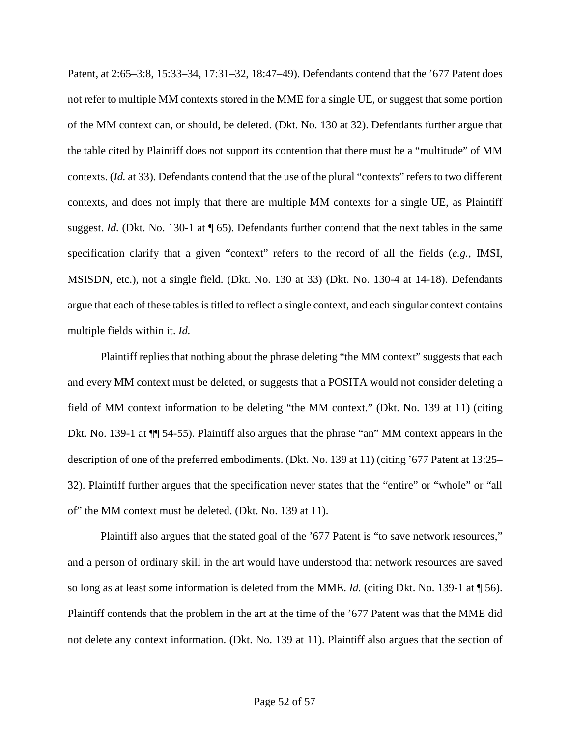Patent, at 2:65–3:8, 15:33–34, 17:31–32, 18:47–49). Defendants contend that the ’677 Patent does not refer to multiple MM contexts stored in the MME for a single UE, or suggest that some portion of the MM context can, or should, be deleted. (Dkt. No. 130 at 32). Defendants further argue that the table cited by Plaintiff does not support its contention that there must be a “multitude” of MM contexts. (*Id.* at 33). Defendants contend that the use of the plural “contexts” refers to two different contexts, and does not imply that there are multiple MM contexts for a single UE, as Plaintiff suggest. *Id.* (Dkt. No. 130-1 at ¶ 65). Defendants further contend that the next tables in the same specification clarify that a given “context” refers to the record of all the fields (*e.g.*, IMSI, MSISDN, etc.), not a single field. (Dkt. No. 130 at 33) (Dkt. No. 130-4 at 14-18). Defendants argue that each of these tables is titled to reflect a single context, and each singular context contains multiple fields within it. *Id.*

Plaintiff replies that nothing about the phrase deleting “the MM context” suggests that each and every MM context must be deleted, or suggests that a POSITA would not consider deleting a field of MM context information to be deleting “the MM context.” (Dkt. No. 139 at 11) (citing Dkt. No. 139-1 at ¶¶ 54-55). Plaintiff also argues that the phrase “an” MM context appears in the description of one of the preferred embodiments. (Dkt. No. 139 at 11) (citing ’677 Patent at 13:25–32). Plaintiff further argues that the specification never states that the “entire” or “whole” or “all of” the MM context must be deleted. (Dkt. No. 139 at 11).

Plaintiff also argues that the stated goal of the ’677 Patent is “to save network resources,” and a person of ordinary skill in the art would have understood that network resources are saved so long as at least some information is deleted from the MME. *Id.* (citing Dkt. No. 139-1 at ¶ 56). Plaintiff contends that the problem in the art at the time of the ’677 Patent was that the MME did not delete any context information. (Dkt. No. 139 at 11). Plaintiff also argues that the section of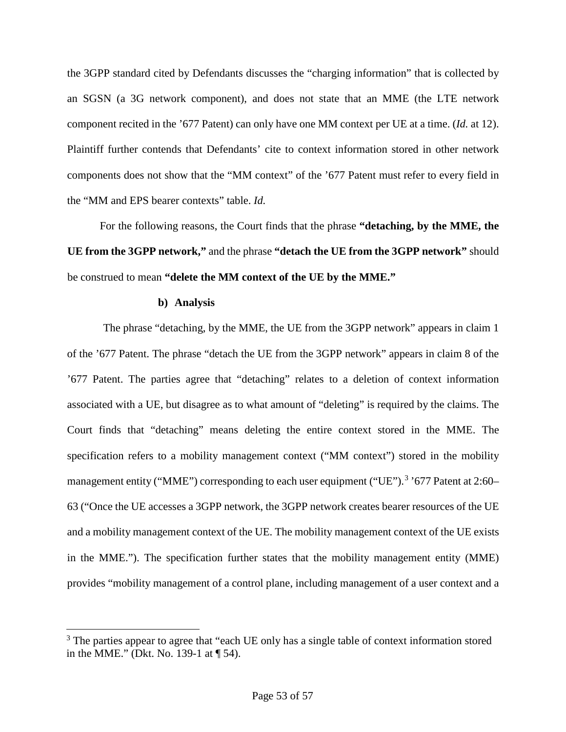the 3GPP standard cited by Defendants discusses the "charging information" that is collected by an SGSN (a 3G network component), and does not state that an MME (the LTE network component recited in the '677 Patent) can only have one MM context per UE at a time. (*Id.* at 12). Plaintiff further contends that Defendants' cite to context information stored in other network components does not show that the "MM context" of the '677 Patent must refer to every field in the "MM and EPS bearer contexts" table. *Id.*

For the following reasons, the Court finds that the phrase **"detaching, by the MME, the UE from the 3GPP network,"** and the phrase **"detach the UE from the 3GPP network"** should be construed to mean **"delete the MM context of the UE by the MME."**

**b) Analysis**

The phrase "detaching, by the MME, the UE from the 3GPP network" appears in claim 1 of the '677 Patent. The phrase "detach the UE from the 3GPP network" appears in claim 8 of the '677 Patent. The parties agree that "detaching" relates to a deletion of context information associated with a UE, but disagree as to what amount of "deleting" is required by the claims. The Court finds that "detaching" means deleting the entire context stored in the MME. The specification refers to a mobility management context ("MM context") stored in the mobility management entity ("MME") corresponding to each user equipment ("UE").[3] '677 Patent at 2:60–63 ("Once the UE accesses a 3GPP network, the 3GPP network creates bearer resources of the UE and a mobility management context of the UE. The mobility management context of the UE exists in the MME."). The specification further states that the mobility management entity (MME) provides "mobility management of a control plane, including management of a user context and a

[3] The parties appear to agree that "each UE only has a single table of context information stored in the MME." (Dkt. No. 139-1 at ¶ 54).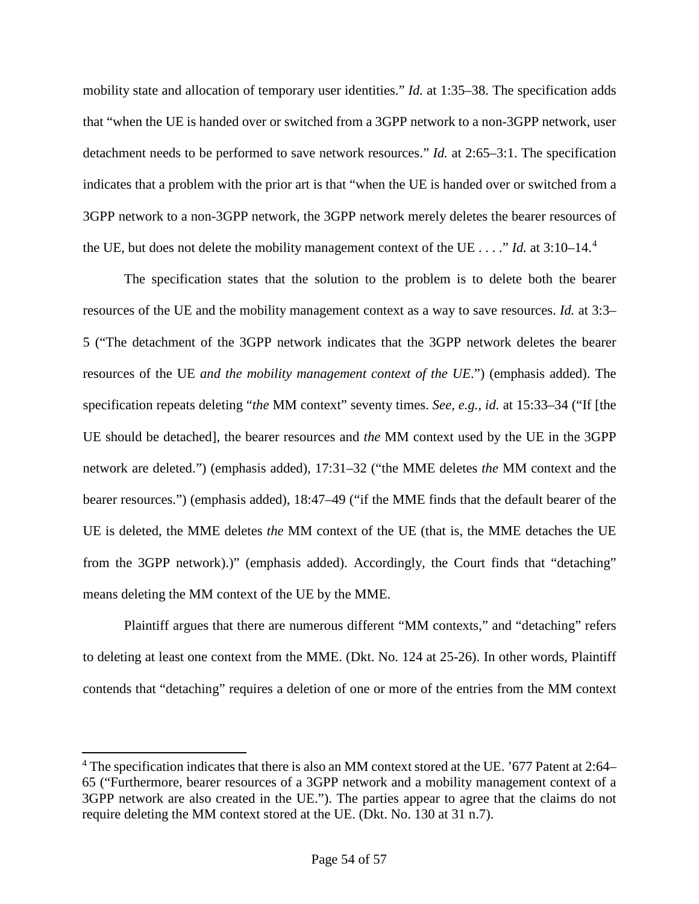mobility state and allocation of temporary user identities." *Id.* at 1:35–38. The specification adds that "when the UE is handed over or switched from a 3GPP network to a non-3GPP network, user detachment needs to be performed to save network resources." *Id.* at 2:65–3:1. The specification indicates that a problem with the prior art is that "when the UE is handed over or switched from a 3GPP network to a non-3GPP network, the 3GPP network merely deletes the bearer resources of the UE, but does not delete the mobility management context of the UE . . . ." *Id.* at 3:10–14.[4]

The specification states that the solution to the problem is to delete both the bearer resources of the UE and the mobility management context as a way to save resources. *Id.* at 3:3–5 ("The detachment of the 3GPP network indicates that the 3GPP network deletes the bearer resources of the UE *and the mobility management context of the UE*.") (emphasis added). The specification repeats deleting "*the* MM context" seventy times. *See, e.g.*, *id.* at 15:33–34 ("If [the UE should be detached], the bearer resources and *the* MM context used by the UE in the 3GPP network are deleted.") (emphasis added), 17:31–32 ("the MME deletes *the* MM context and the bearer resources.") (emphasis added), 18:47–49 ("if the MME finds that the default bearer of the UE is deleted, the MME deletes *the* MM context of the UE (that is, the MME detaches the UE from the 3GPP network).)" (emphasis added). Accordingly, the Court finds that "detaching" means deleting the MM context of the UE by the MME.

Plaintiff argues that there are numerous different "MM contexts," and "detaching" refers to deleting at least one context from the MME. (Dkt. No. 124 at 25-26). In other words, Plaintiff contends that "detaching" requires a deletion of one or more of the entries from the MM context

---

[4] The specification indicates that there is also an MM context stored at the UE. '677 Patent at 2:64–65 ("Furthermore, bearer resources of a 3GPP network and a mobility management context of a 3GPP network are also created in the UE."). The parties appear to agree that the claims do not require deleting the MM context stored at the UE. (Dkt. No. 130 at 31 n.7).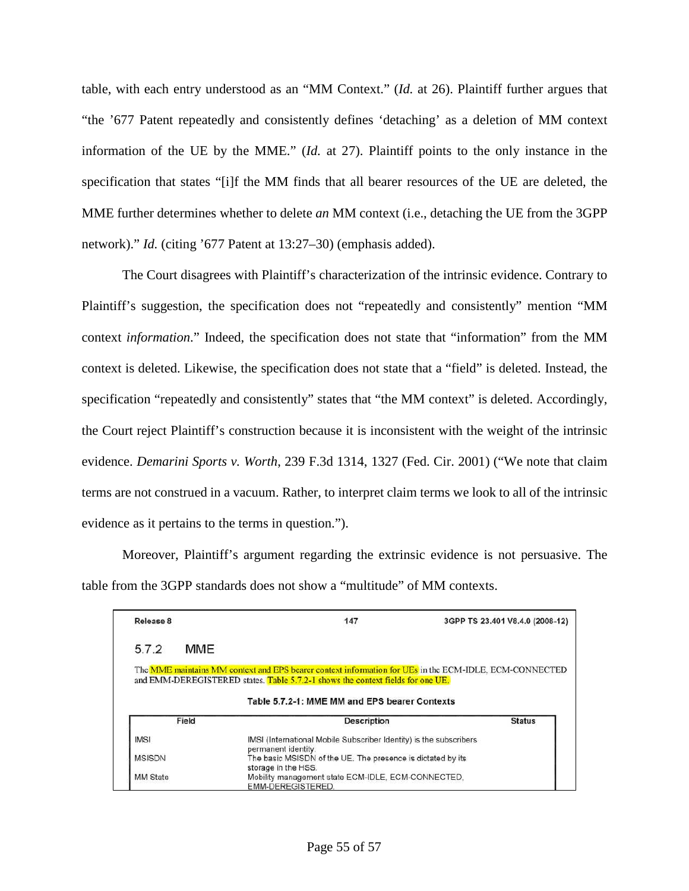table, with each entry understood as an "MM Context." (*Id.* at 26). Plaintiff further argues that "the '677 Patent repeatedly and consistently defines 'detaching' as a deletion of MM context information of the UE by the MME." (*Id.* at 27). Plaintiff points to the only instance in the specification that states "[i]f the MM finds that all bearer resources of the UE are deleted, the MME further determines whether to delete *an* MM context (i.e., detaching the UE from the 3GPP network)." *Id.* (citing '677 Patent at 13:27–30) (emphasis added).

The Court disagrees with Plaintiff's characterization of the intrinsic evidence. Contrary to Plaintiff's suggestion, the specification does not "repeatedly and consistently" mention "MM context *information*." Indeed, the specification does not state that "information" from the MM context is deleted. Likewise, the specification does not state that a "field" is deleted. Instead, the specification "repeatedly and consistently" states that "the MM context" is deleted. Accordingly, the Court reject Plaintiff's construction because it is inconsistent with the weight of the intrinsic evidence. *Demarini Sports v. Worth*, 239 F.3d 1314, 1327 (Fed. Cir. 2001) ("We note that claim terms are not construed in a vacuum. Rather, to interpret claim terms we look to all of the intrinsic evidence as it pertains to the terms in question.").

Moreover, Plaintiff's argument regarding the extrinsic evidence is not persuasive. The table from the 3GPP standards does not show a "multitude" of MM contexts.

Release 8 147 3GPP TS 23.401 V8.4.0 (2008-12)

5.7.2 MME

The MME maintains MM context and EPS bearer context information for UEs in the ECM-IDLE, ECM-CONNECTED and EMM-DEREGISTERED states. Table 5.7.2-1 shows the context fields for one UE.

Table 5.7.2-1: MME MM and EPS bearer Contexts

| Field | Description | Status |
|---|---|---|
| IMSI | IMSI (International Mobile Subscriber Identity) is the subscribers permanent identity. | |
| MSISDN | The basic MSISDN of the UE. The presence is dictated by its storage in the HSS. | |
| MM State | Mobility management state ECM-IDLE, ECM-CONNECTED, EMM-DEREGISTERED. | |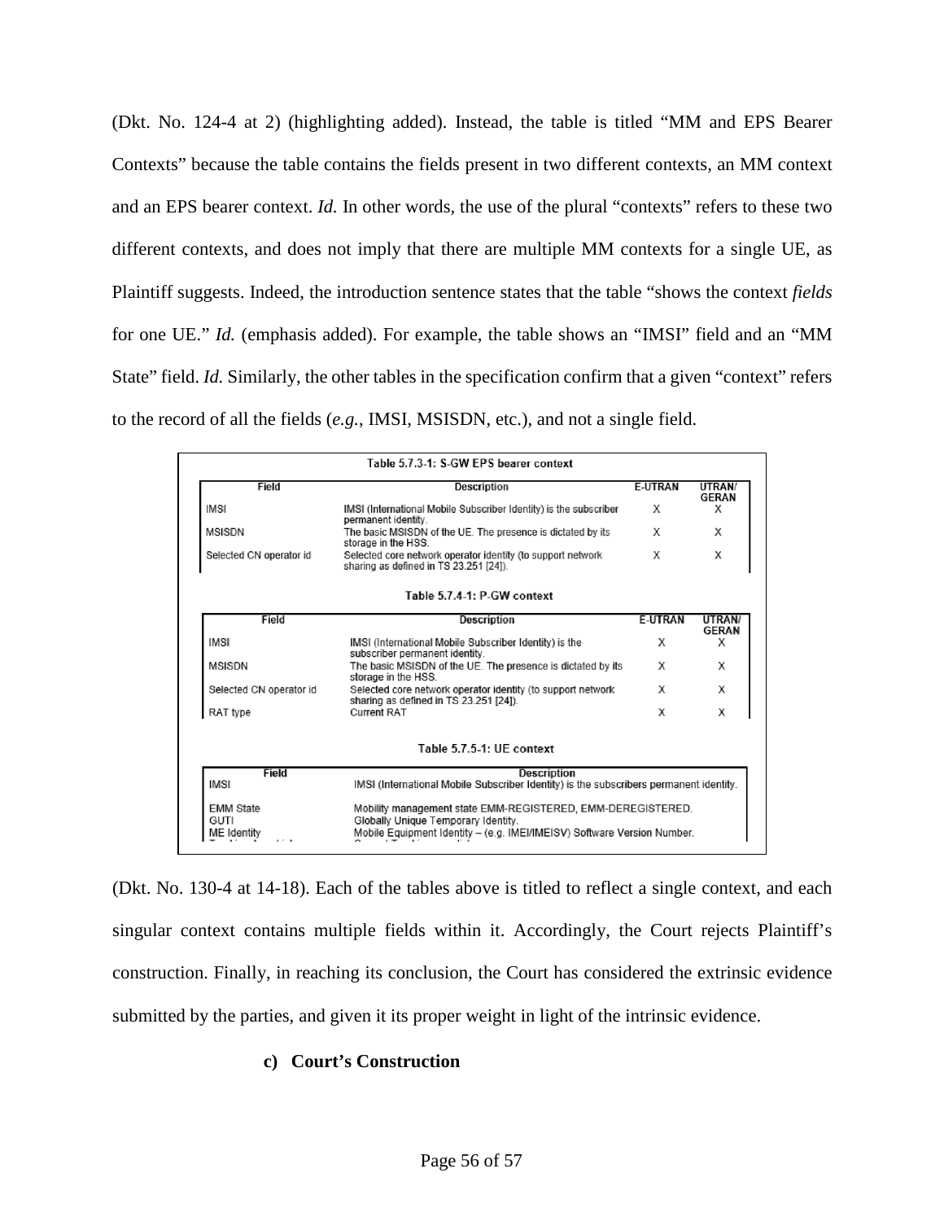(Dkt. No. 124-4 at 2) (highlighting added). Instead, the table is titled "MM and EPS Bearer Contexts" because the table contains the fields present in two different contexts, an MM context and an EPS bearer context. *Id.* In other words, the use of the plural "contexts" refers to these two different contexts, and does not imply that there are multiple MM contexts for a single UE, as Plaintiff suggests. Indeed, the introduction sentence states that the table "shows the context *fields* for one UE." *Id.* (emphasis added). For example, the table shows an "IMSI" field and an "MM State" field. *Id.* Similarly, the other tables in the specification confirm that a given "context" refers to the record of all the fields (*e.g.*, IMSI, MSISDN, etc.), and not a single field.

Table 5.7.3-1: S-GW EPS bearer context

| Field | Description | E-UTRAN | UTRAN/ GERAN |
|---|---|---|---|
| IMSI | IMSI (International Mobile Subscriber Identity) is the subscriber permanent identity. | X | X |
| MSISDN | The basic MSISDN of the UE. The presence is dictated by its storage in the HSS. | X | X |
| Selected CN operator id | Selected core network operator identity (to support network sharing as defined in TS 23.251 [24]). | X | X |

Table 5.7.4-1: P-GW context

| Field | Description | E-UTRAN | UTRAN/ GERAN |
|---|---|---|---|
| IMSI | IMSI (International Mobile Subscriber Identity) is the subscriber permanent identity. | X | X |
| MSISDN | The basic MSISDN of the UE. The presence is dictated by its storage in the HSS. | X | X |
| Selected CN operator id | Selected core network operator identity (to support network sharing as defined in TS 23.251 [24]). | X | X |
| RAT type | Current RAT | X | X |

Table 5.7.5-1: UE context

| Field | Description |
|---|---|
| IMSI | IMSI (International Mobile Subscriber Identity) is the subscribers permanent identity. |
| EMM State | Mobility management state EMM-REGISTERED, EMM-DEREGISTERED. |
| GUTI | Globally Unique Temporary Identity. |
| ME Identity | Mobile Equipment Identity – (e.g. IMEI/IMEISV) Software Version Number. |

(Dkt. No. 130-4 at 14-18). Each of the tables above is titled to reflect a single context, and each singular context contains multiple fields within it. Accordingly, the Court rejects Plaintiff's construction. Finally, in reaching its conclusion, the Court has considered the extrinsic evidence submitted by the parties, and given it its proper weight in light of the intrinsic evidence.

### c) Court's Construction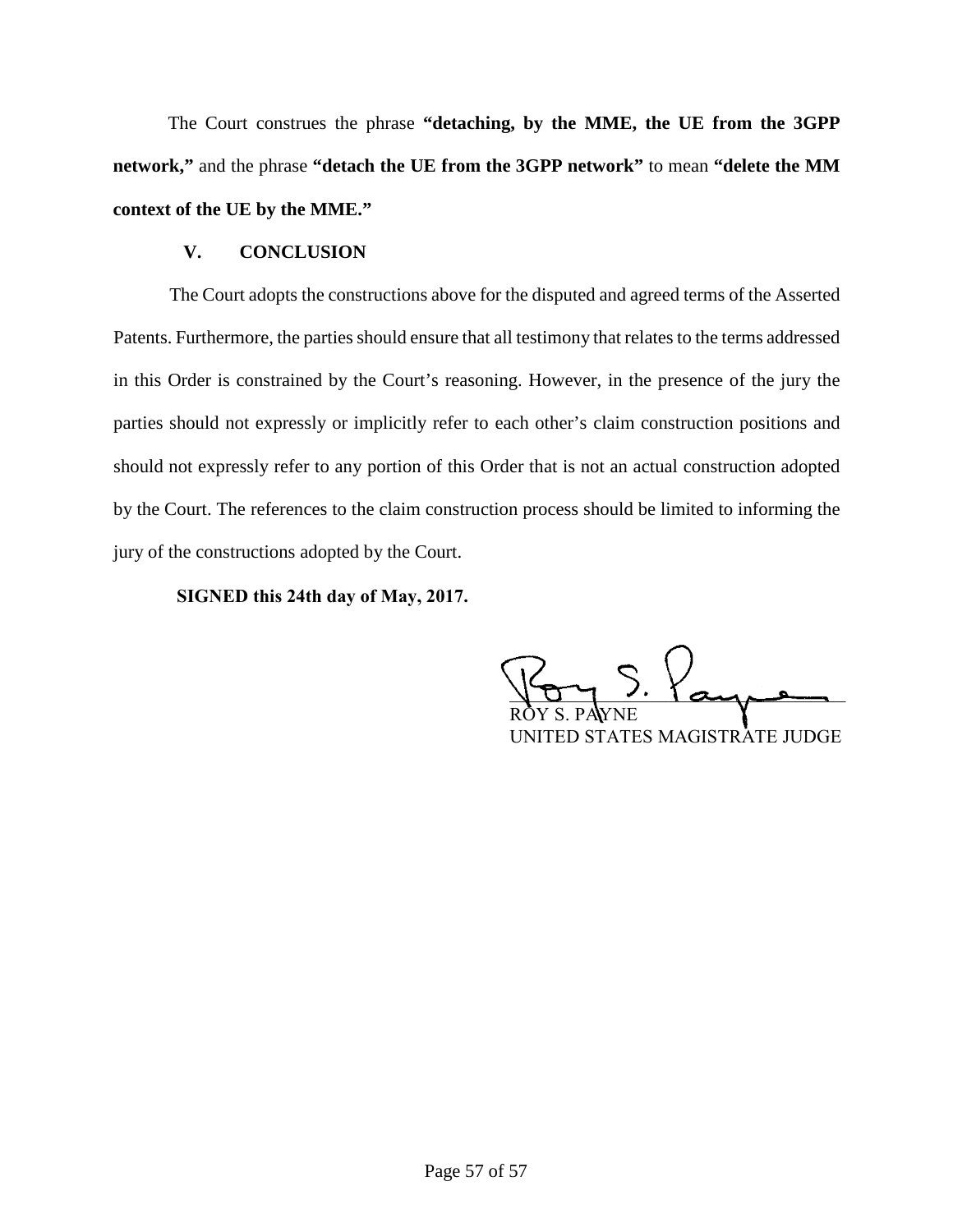The Court construes the phrase **"detaching, by the MME, the UE from the 3GPP network,"** and the phrase **"detach the UE from the 3GPP network"** to mean **"delete the MM context of the UE by the MME."**

## V. CONCLUSION

The Court adopts the constructions above for the disputed and agreed terms of the Asserted Patents. Furthermore, the parties should ensure that all testimony that relates to the terms addressed in this Order is constrained by the Court's reasoning. However, in the presence of the jury the parties should not expressly or implicitly refer to each other's claim construction positions and should not expressly refer to any portion of this Order that is not an actual construction adopted by the Court. The references to the claim construction process should be limited to informing the jury of the constructions adopted by the Court.

**SIGNED this 24th day of May, 2017.**

ROY S. PAYNE
UNITED STATES MAGISTRATE JUDGE